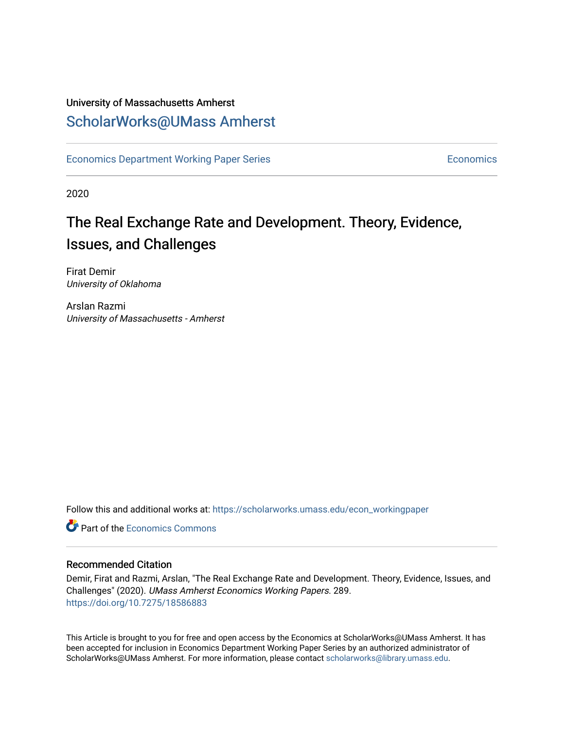University of Massachusetts Amherst

ScholarWorks@UMass Amherst

Economics Department Working Paper Series | Economics

2020

# The Real Exchange Rate and Development. Theory, Evidence, Issues, and Challenges

Firat Demir
*University of Oklahoma*

Arslan Razmi
*University of Massachusetts - Amherst*

Follow this and additional works at: https://scholarworks.umass.edu/econ_workingpaper

Part of the Economics Commons

## Recommended Citation

Demir, Firat and Razmi, Arslan, "The Real Exchange Rate and Development. Theory, Evidence, Issues, and Challenges" (2020). *UMass Amherst Economics Working Papers*. 289.
https://doi.org/10.7275/18586883

This Article is brought to you for free and open access by the Economics at ScholarWorks@UMass Amherst. It has been accepted for inclusion in Economics Department Working Paper Series by an authorized administrator of ScholarWorks@UMass Amherst. For more information, please contact scholarworks@library.umass.edu.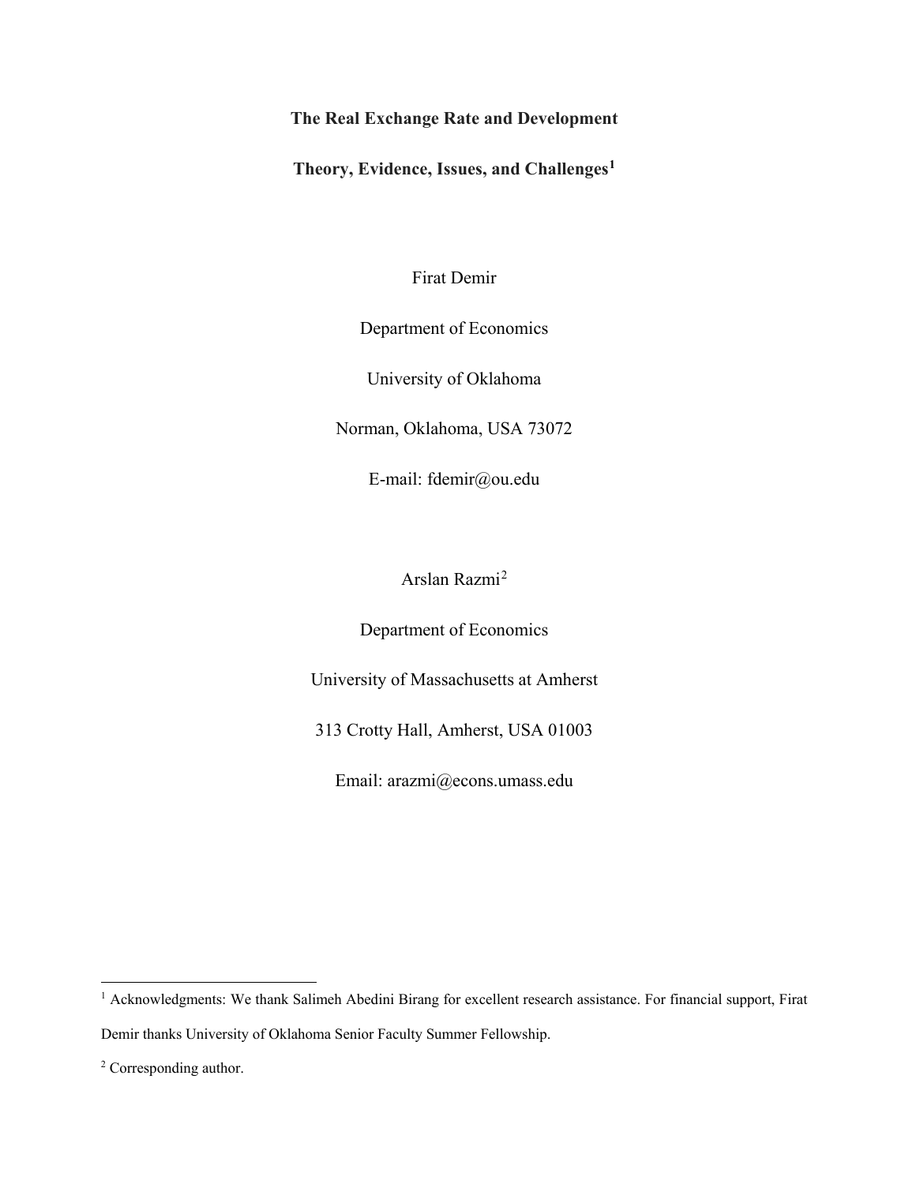**The Real Exchange Rate and Development**

**Theory, Evidence, Issues, and Challenges**[1]

Firat Demir

Department of Economics

University of Oklahoma

Norman, Oklahoma, USA 73072

E-mail: fdemir@ou.edu

Arslan Razmi[2]

Department of Economics

University of Massachusetts at Amherst

313 Crotty Hall, Amherst, USA 01003

Email: arazmi@econs.umass.edu

---

[1] Acknowledgments: We thank Salimeh Abedini Birang for excellent research assistance. For financial support, Firat Demir thanks University of Oklahoma Senior Faculty Summer Fellowship.

[2] Corresponding author.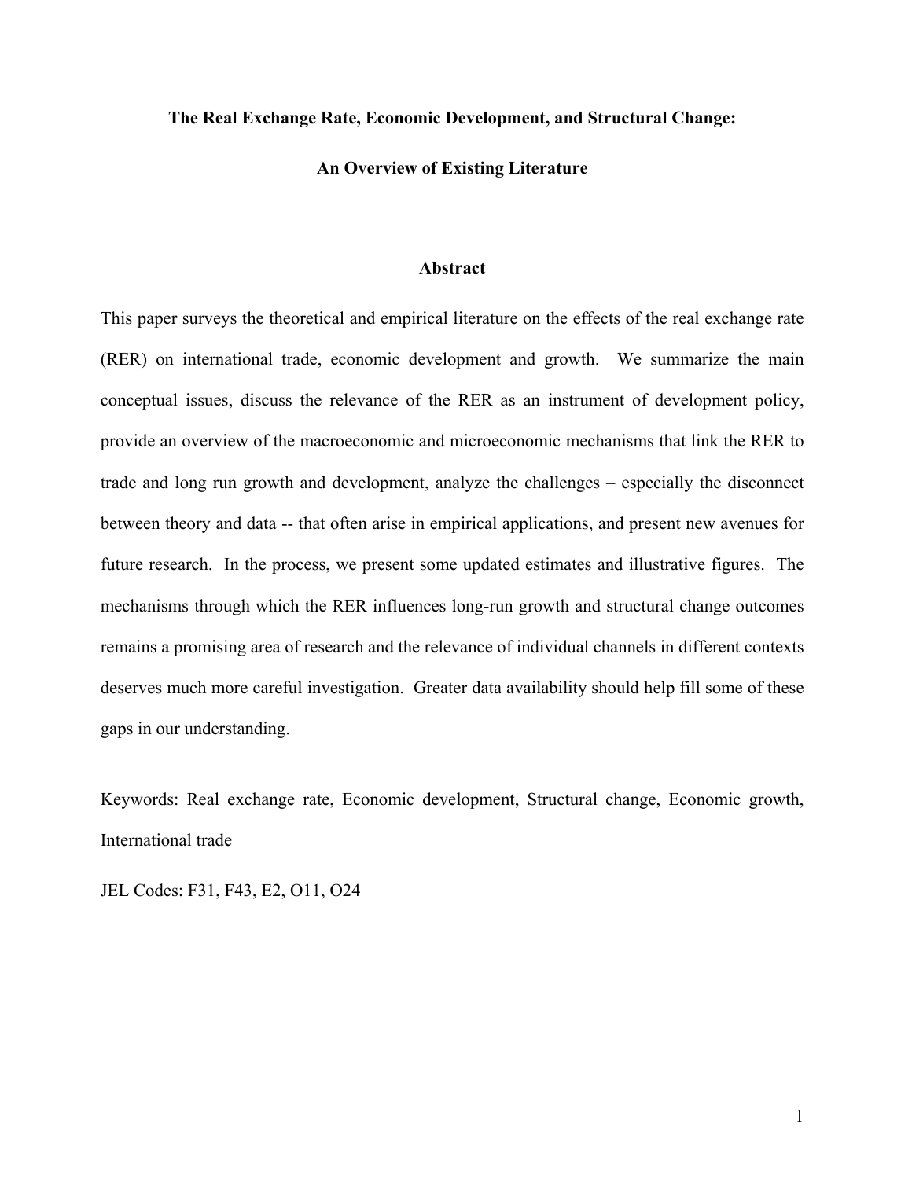**The Real Exchange Rate, Economic Development, and Structural Change:**

**An Overview of Existing Literature**

**Abstract**

This paper surveys the theoretical and empirical literature on the effects of the real exchange rate (RER) on international trade, economic development and growth. We summarize the main conceptual issues, discuss the relevance of the RER as an instrument of development policy, provide an overview of the macroeconomic and microeconomic mechanisms that link the RER to trade and long run growth and development, analyze the challenges – especially the disconnect between theory and data -- that often arise in empirical applications, and present new avenues for future research. In the process, we present some updated estimates and illustrative figures. The mechanisms through which the RER influences long-run growth and structural change outcomes remains a promising area of research and the relevance of individual channels in different contexts deserves much more careful investigation. Greater data availability should help fill some of these gaps in our understanding.

Keywords: Real exchange rate, Economic development, Structural change, Economic growth, International trade

JEL Codes: F31, F43, E2, O11, O24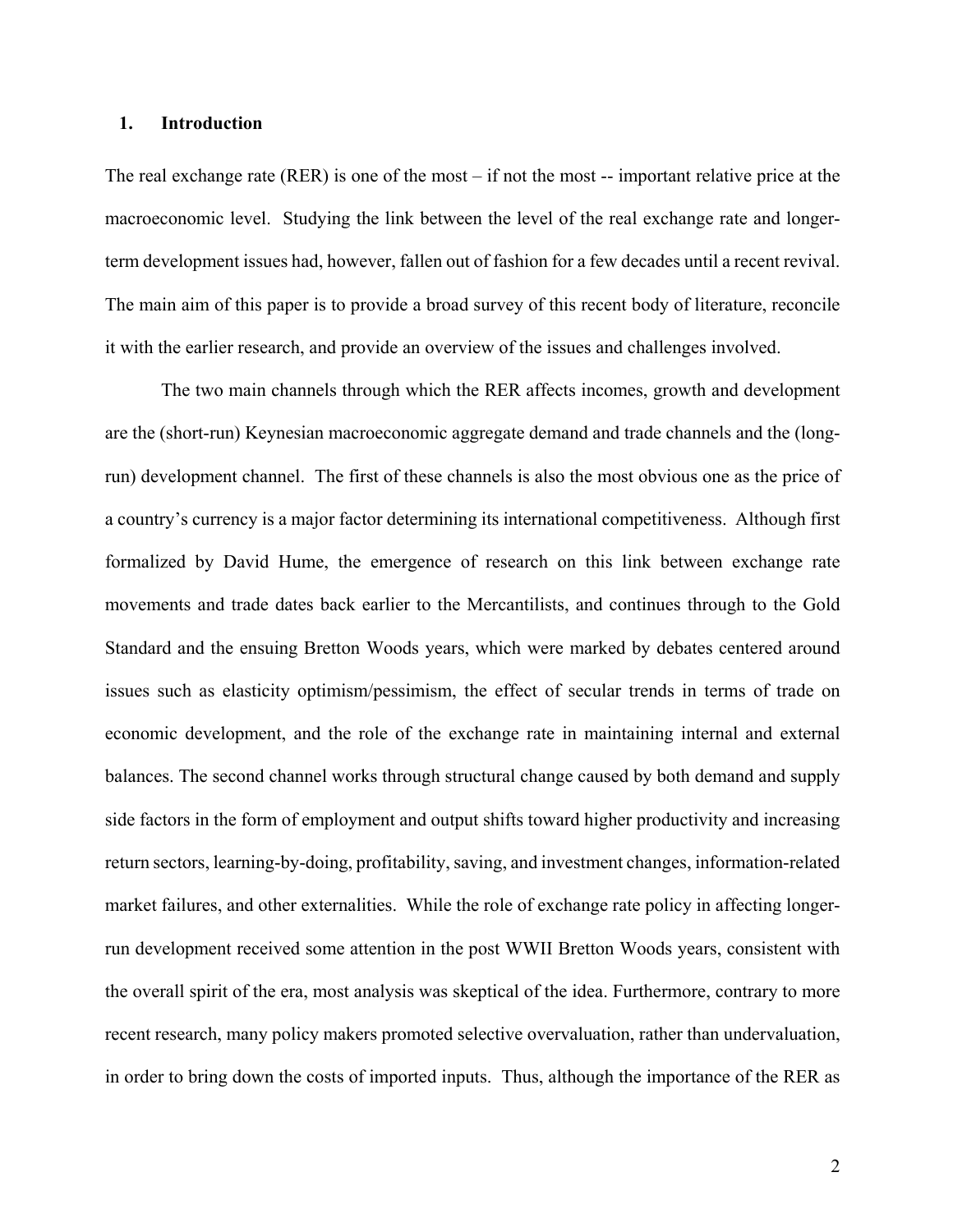## 1. Introduction

The real exchange rate (RER) is one of the most – if not the most -- important relative price at the macroeconomic level. Studying the link between the level of the real exchange rate and longer-term development issues had, however, fallen out of fashion for a few decades until a recent revival. The main aim of this paper is to provide a broad survey of this recent body of literature, reconcile it with the earlier research, and provide an overview of the issues and challenges involved.

The two main channels through which the RER affects incomes, growth and development are the (short-run) Keynesian macroeconomic aggregate demand and trade channels and the (long-run) development channel. The first of these channels is also the most obvious one as the price of a country's currency is a major factor determining its international competitiveness. Although first formalized by David Hume, the emergence of research on this link between exchange rate movements and trade dates back earlier to the Mercantilists, and continues through to the Gold Standard and the ensuing Bretton Woods years, which were marked by debates centered around issues such as elasticity optimism/pessimism, the effect of secular trends in terms of trade on economic development, and the role of the exchange rate in maintaining internal and external balances. The second channel works through structural change caused by both demand and supply side factors in the form of employment and output shifts toward higher productivity and increasing return sectors, learning-by-doing, profitability, saving, and investment changes, information-related market failures, and other externalities. While the role of exchange rate policy in affecting longer-run development received some attention in the post WWII Bretton Woods years, consistent with the overall spirit of the era, most analysis was skeptical of the idea. Furthermore, contrary to more recent research, many policy makers promoted selective overvaluation, rather than undervaluation, in order to bring down the costs of imported inputs. Thus, although the importance of the RER as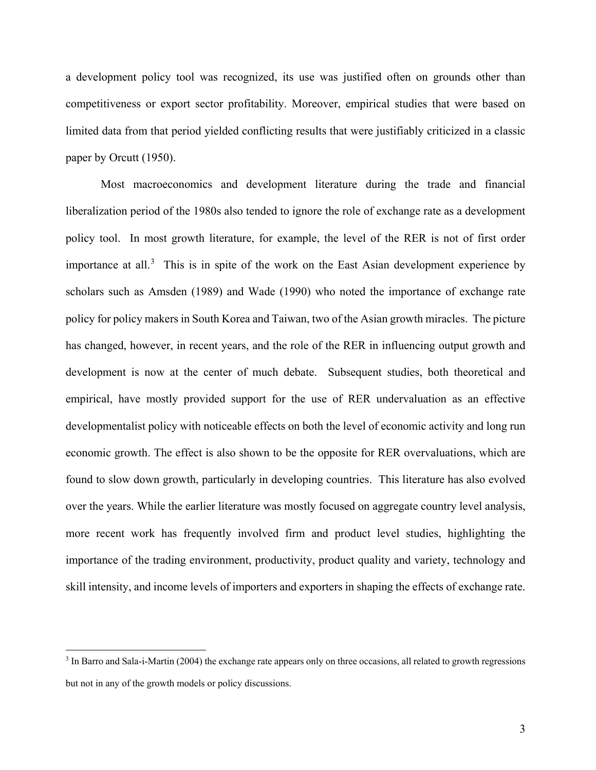a development policy tool was recognized, its use was justified often on grounds other than competitiveness or export sector profitability. Moreover, empirical studies that were based on limited data from that period yielded conflicting results that were justifiably criticized in a classic paper by Orcutt (1950).

Most macroeconomics and development literature during the trade and financial liberalization period of the 1980s also tended to ignore the role of exchange rate as a development policy tool. In most growth literature, for example, the level of the RER is not of first order importance at all.[3] This is in spite of the work on the East Asian development experience by scholars such as Amsden (1989) and Wade (1990) who noted the importance of exchange rate policy for policy makers in South Korea and Taiwan, two of the Asian growth miracles. The picture has changed, however, in recent years, and the role of the RER in influencing output growth and development is now at the center of much debate. Subsequent studies, both theoretical and empirical, have mostly provided support for the use of RER undervaluation as an effective developmentalist policy with noticeable effects on both the level of economic activity and long run economic growth. The effect is also shown to be the opposite for RER overvaluations, which are found to slow down growth, particularly in developing countries. This literature has also evolved over the years. While the earlier literature was mostly focused on aggregate country level analysis, more recent work has frequently involved firm and product level studies, highlighting the importance of the trading environment, productivity, product quality and variety, technology and skill intensity, and income levels of importers and exporters in shaping the effects of exchange rate.

---

[3] In Barro and Sala-i-Martin (2004) the exchange rate appears only on three occasions, all related to growth regressions but not in any of the growth models or policy discussions.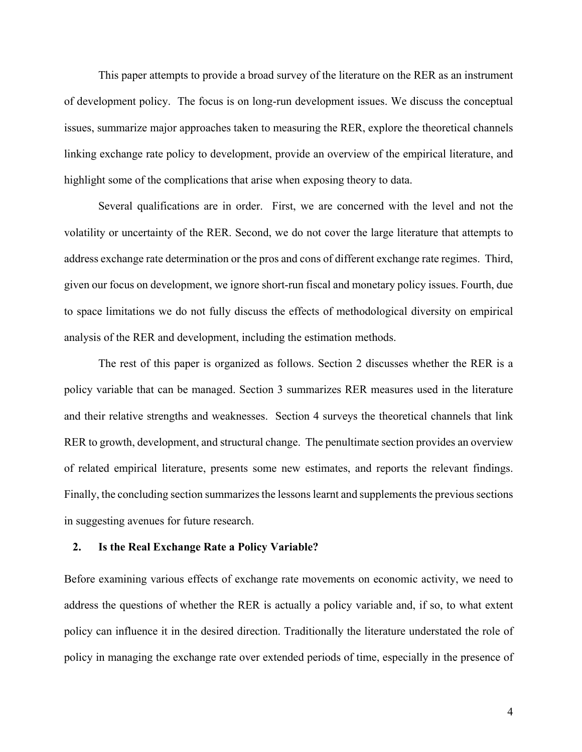This paper attempts to provide a broad survey of the literature on the RER as an instrument of development policy. The focus is on long-run development issues. We discuss the conceptual issues, summarize major approaches taken to measuring the RER, explore the theoretical channels linking exchange rate policy to development, provide an overview of the empirical literature, and highlight some of the complications that arise when exposing theory to data.

Several qualifications are in order. First, we are concerned with the level and not the volatility or uncertainty of the RER. Second, we do not cover the large literature that attempts to address exchange rate determination or the pros and cons of different exchange rate regimes. Third, given our focus on development, we ignore short-run fiscal and monetary policy issues. Fourth, due to space limitations we do not fully discuss the effects of methodological diversity on empirical analysis of the RER and development, including the estimation methods.

The rest of this paper is organized as follows. Section 2 discusses whether the RER is a policy variable that can be managed. Section 3 summarizes RER measures used in the literature and their relative strengths and weaknesses. Section 4 surveys the theoretical channels that link RER to growth, development, and structural change. The penultimate section provides an overview of related empirical literature, presents some new estimates, and reports the relevant findings. Finally, the concluding section summarizes the lessons learnt and supplements the previous sections in suggesting avenues for future research.

## 2. Is the Real Exchange Rate a Policy Variable?

Before examining various effects of exchange rate movements on economic activity, we need to address the questions of whether the RER is actually a policy variable and, if so, to what extent policy can influence it in the desired direction. Traditionally the literature understated the role of policy in managing the exchange rate over extended periods of time, especially in the presence of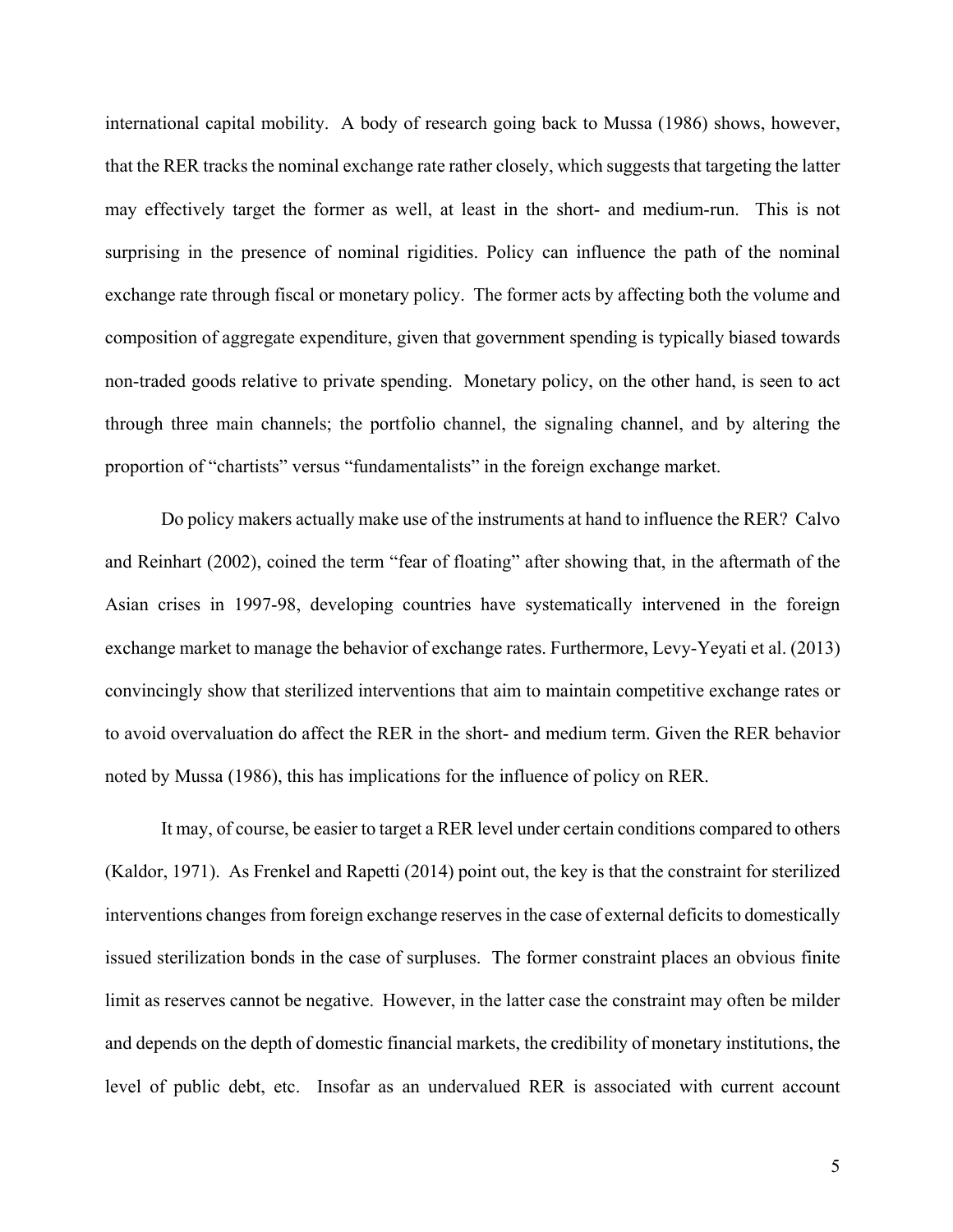international capital mobility. A body of research going back to Mussa (1986) shows, however, that the RER tracks the nominal exchange rate rather closely, which suggests that targeting the latter may effectively target the former as well, at least in the short- and medium-run. This is not surprising in the presence of nominal rigidities. Policy can influence the path of the nominal exchange rate through fiscal or monetary policy. The former acts by affecting both the volume and composition of aggregate expenditure, given that government spending is typically biased towards non-traded goods relative to private spending. Monetary policy, on the other hand, is seen to act through three main channels; the portfolio channel, the signaling channel, and by altering the proportion of "chartists" versus "fundamentalists" in the foreign exchange market.

Do policy makers actually make use of the instruments at hand to influence the RER? Calvo and Reinhart (2002), coined the term "fear of floating" after showing that, in the aftermath of the Asian crises in 1997-98, developing countries have systematically intervened in the foreign exchange market to manage the behavior of exchange rates. Furthermore, Levy-Yeyati et al. (2013) convincingly show that sterilized interventions that aim to maintain competitive exchange rates or to avoid overvaluation do affect the RER in the short- and medium term. Given the RER behavior noted by Mussa (1986), this has implications for the influence of policy on RER.

It may, of course, be easier to target a RER level under certain conditions compared to others (Kaldor, 1971). As Frenkel and Rapetti (2014) point out, the key is that the constraint for sterilized interventions changes from foreign exchange reserves in the case of external deficits to domestically issued sterilization bonds in the case of surpluses. The former constraint places an obvious finite limit as reserves cannot be negative. However, in the latter case the constraint may often be milder and depends on the depth of domestic financial markets, the credibility of monetary institutions, the level of public debt, etc. Insofar as an undervalued RER is associated with current account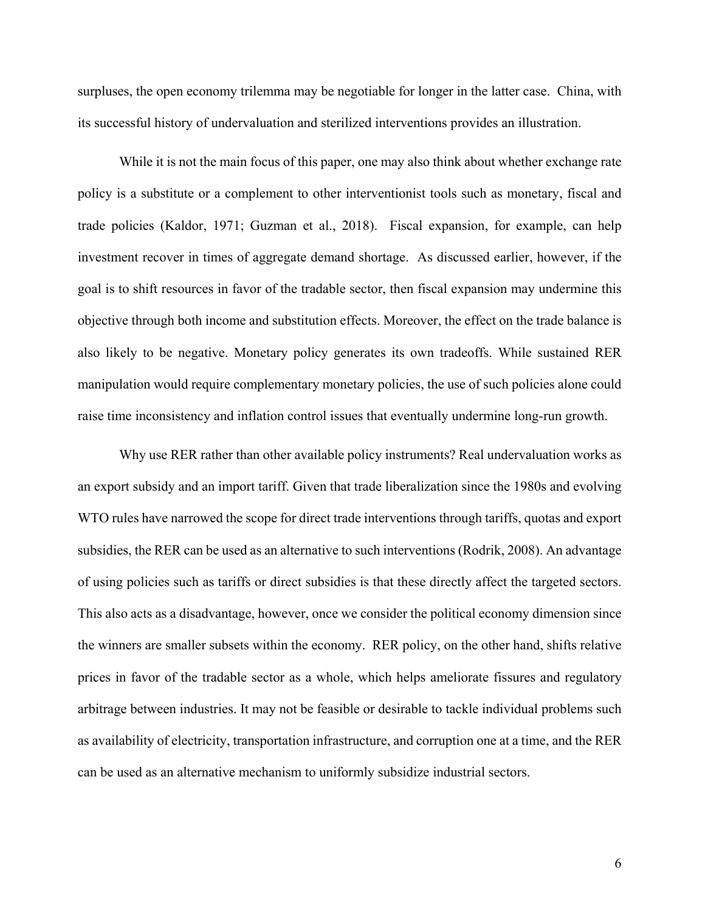surpluses, the open economy trilemma may be negotiable for longer in the latter case. China, with its successful history of undervaluation and sterilized interventions provides an illustration.

While it is not the main focus of this paper, one may also think about whether exchange rate policy is a substitute or a complement to other interventionist tools such as monetary, fiscal and trade policies (Kaldor, 1971; Guzman et al., 2018). Fiscal expansion, for example, can help investment recover in times of aggregate demand shortage. As discussed earlier, however, if the goal is to shift resources in favor of the tradable sector, then fiscal expansion may undermine this objective through both income and substitution effects. Moreover, the effect on the trade balance is also likely to be negative. Monetary policy generates its own tradeoffs. While sustained RER manipulation would require complementary monetary policies, the use of such policies alone could raise time inconsistency and inflation control issues that eventually undermine long-run growth.

Why use RER rather than other available policy instruments? Real undervaluation works as an export subsidy and an import tariff. Given that trade liberalization since the 1980s and evolving WTO rules have narrowed the scope for direct trade interventions through tariffs, quotas and export subsidies, the RER can be used as an alternative to such interventions (Rodrik, 2008). An advantage of using policies such as tariffs or direct subsidies is that these directly affect the targeted sectors. This also acts as a disadvantage, however, once we consider the political economy dimension since the winners are smaller subsets within the economy. RER policy, on the other hand, shifts relative prices in favor of the tradable sector as a whole, which helps ameliorate fissures and regulatory arbitrage between industries. It may not be feasible or desirable to tackle individual problems such as availability of electricity, transportation infrastructure, and corruption one at a time, and the RER can be used as an alternative mechanism to uniformly subsidize industrial sectors.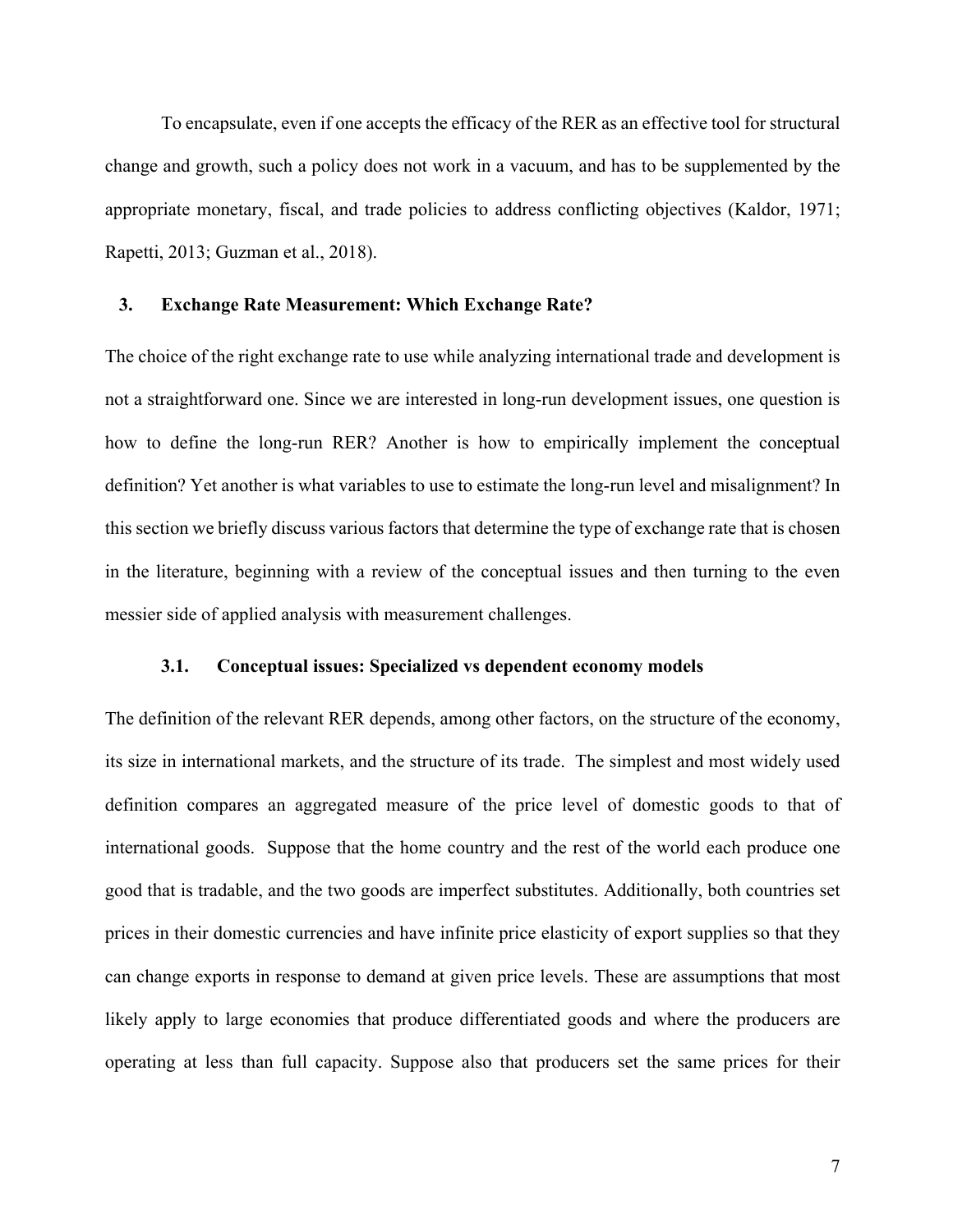To encapsulate, even if one accepts the efficacy of the RER as an effective tool for structural change and growth, such a policy does not work in a vacuum, and has to be supplemented by the appropriate monetary, fiscal, and trade policies to address conflicting objectives (Kaldor, 1971; Rapetti, 2013; Guzman et al., 2018).

## 3. Exchange Rate Measurement: Which Exchange Rate?

The choice of the right exchange rate to use while analyzing international trade and development is not a straightforward one. Since we are interested in long-run development issues, one question is how to define the long-run RER? Another is how to empirically implement the conceptual definition? Yet another is what variables to use to estimate the long-run level and misalignment? In this section we briefly discuss various factors that determine the type of exchange rate that is chosen in the literature, beginning with a review of the conceptual issues and then turning to the even messier side of applied analysis with measurement challenges.

### 3.1. Conceptual issues: Specialized vs dependent economy models

The definition of the relevant RER depends, among other factors, on the structure of the economy, its size in international markets, and the structure of its trade. The simplest and most widely used definition compares an aggregated measure of the price level of domestic goods to that of international goods. Suppose that the home country and the rest of the world each produce one good that is tradable, and the two goods are imperfect substitutes. Additionally, both countries set prices in their domestic currencies and have infinite price elasticity of export supplies so that they can change exports in response to demand at given price levels. These are assumptions that most likely apply to large economies that produce differentiated goods and where the producers are operating at less than full capacity. Suppose also that producers set the same prices for their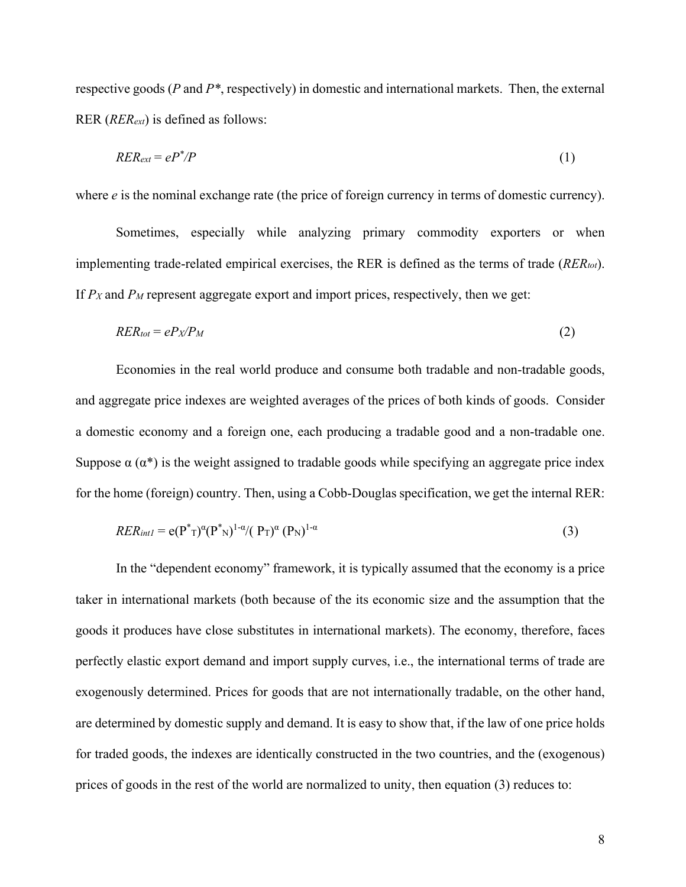respective goods ($P$ and $P^*$, respectively) in domestic and international markets. Then, the external RER ($RER_{ext}$) is defined as follows:

$$RER_{ext} = eP^*/P \tag{1}$$

where $e$ is the nominal exchange rate (the price of foreign currency in terms of domestic currency).

Sometimes, especially while analyzing primary commodity exporters or when implementing trade-related empirical exercises, the RER is defined as the terms of trade ($RER_{tot}$). If $P_X$ and $P_M$ represent aggregate export and import prices, respectively, then we get:

$$RER_{tot} = eP_X/P_M \tag{2}$$

Economies in the real world produce and consume both tradable and non-tradable goods, and aggregate price indexes are weighted averages of the prices of both kinds of goods. Consider a domestic economy and a foreign one, each producing a tradable good and a non-tradable one. Suppose $\alpha$ ($\alpha^*$) is the weight assigned to tradable goods while specifying an aggregate price index for the home (foreign) country. Then, using a Cobb-Douglas specification, we get the internal RER:

$$RER_{int1} = e(P^*_T)^{\alpha}(P^*_N)^{1-\alpha}/(P_T)^{\alpha}(P_N)^{1-\alpha} \tag{3}$$

In the "dependent economy" framework, it is typically assumed that the economy is a price taker in international markets (both because of the its economic size and the assumption that the goods it produces have close substitutes in international markets). The economy, therefore, faces perfectly elastic export demand and import supply curves, i.e., the international terms of trade are exogenously determined. Prices for goods that are not internationally tradable, on the other hand, are determined by domestic supply and demand. It is easy to show that, if the law of one price holds for traded goods, the indexes are identically constructed in the two countries, and the (exogenous) prices of goods in the rest of the world are normalized to unity, then equation (3) reduces to: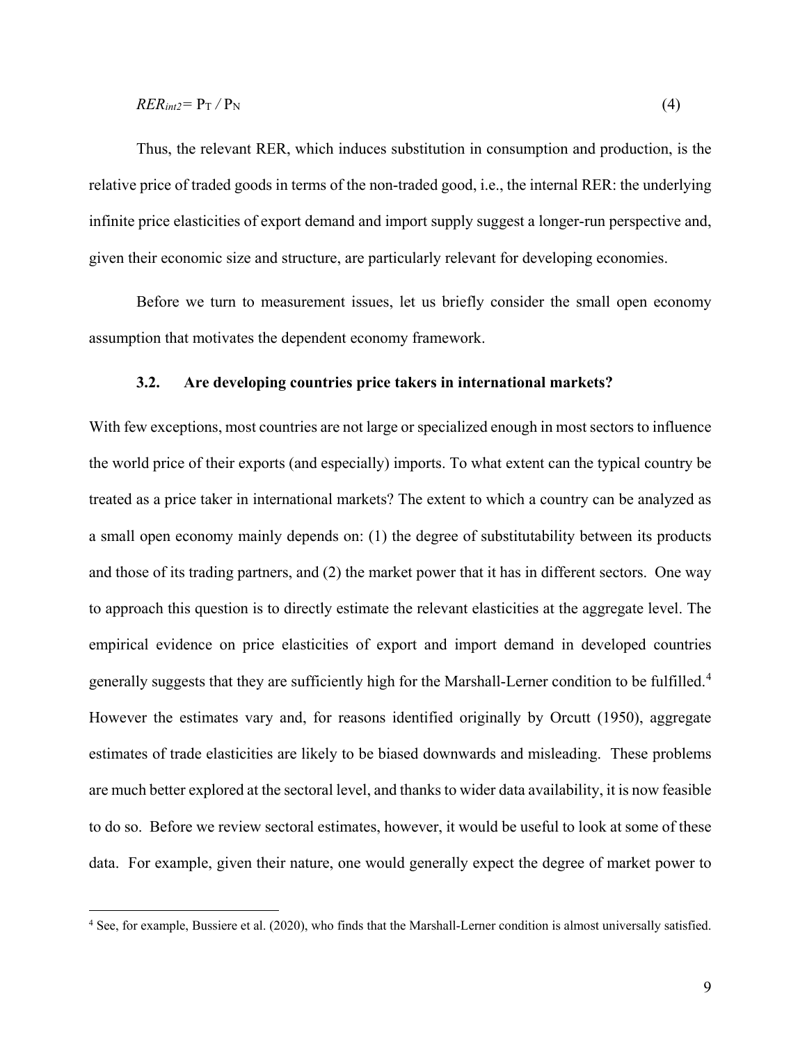$$RER_{int2} = P_T / P_N \tag{4}$$

Thus, the relevant RER, which induces substitution in consumption and production, is the relative price of traded goods in terms of the non-traded good, i.e., the internal RER: the underlying infinite price elasticities of export demand and import supply suggest a longer-run perspective and, given their economic size and structure, are particularly relevant for developing economies.

Before we turn to measurement issues, let us briefly consider the small open economy assumption that motivates the dependent economy framework.

### 3.2. Are developing countries price takers in international markets?

With few exceptions, most countries are not large or specialized enough in most sectors to influence the world price of their exports (and especially) imports. To what extent can the typical country be treated as a price taker in international markets? The extent to which a country can be analyzed as a small open economy mainly depends on: (1) the degree of substitutability between its products and those of its trading partners, and (2) the market power that it has in different sectors. One way to approach this question is to directly estimate the relevant elasticities at the aggregate level. The empirical evidence on price elasticities of export and import demand in developed countries generally suggests that they are sufficiently high for the Marshall-Lerner condition to be fulfilled.[4] However the estimates vary and, for reasons identified originally by Orcutt (1950), aggregate estimates of trade elasticities are likely to be biased downwards and misleading. These problems are much better explored at the sectoral level, and thanks to wider data availability, it is now feasible to do so. Before we review sectoral estimates, however, it would be useful to look at some of these data. For example, given their nature, one would generally expect the degree of market power to

---

[4] See, for example, Bussiere et al. (2020), who finds that the Marshall-Lerner condition is almost universally satisfied.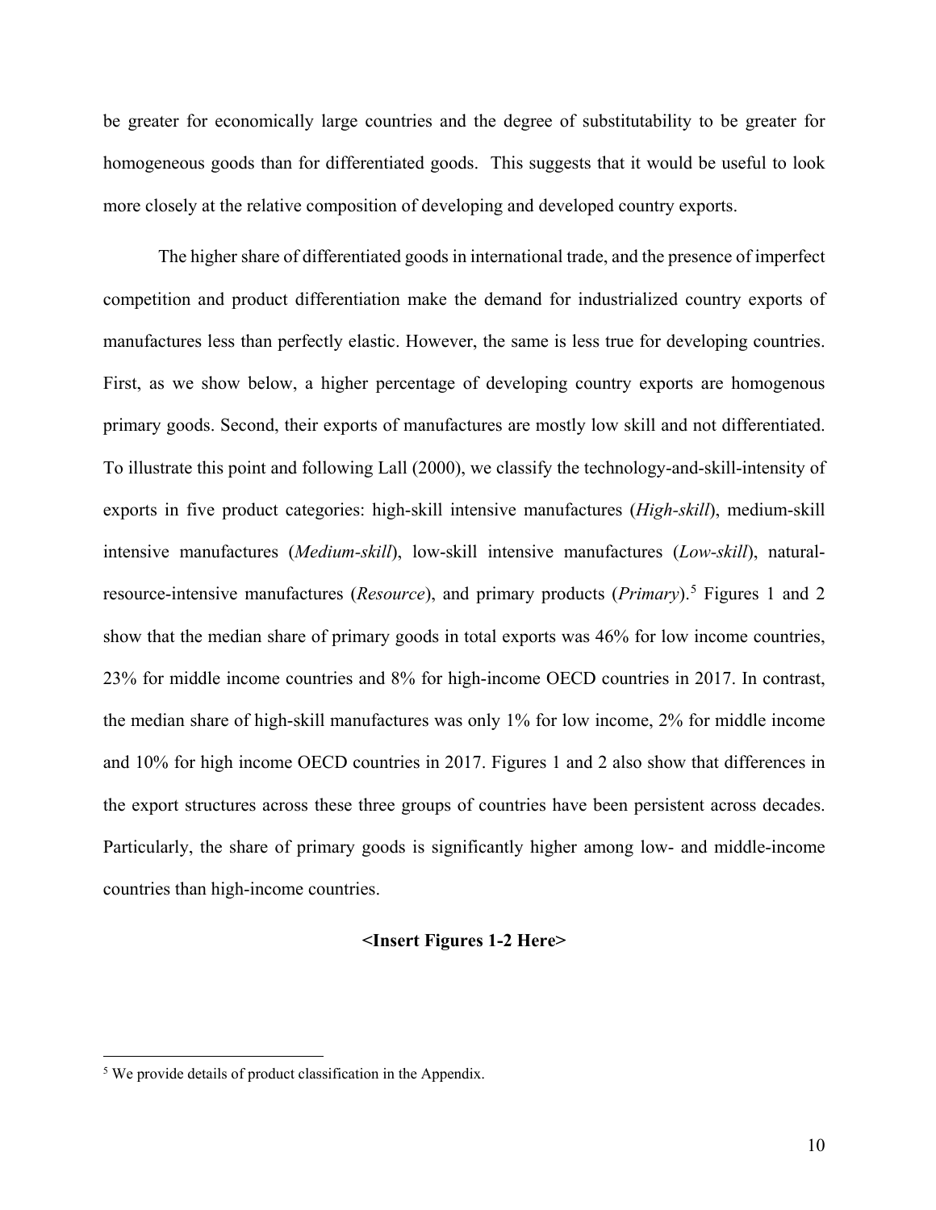be greater for economically large countries and the degree of substitutability to be greater for homogeneous goods than for differentiated goods. This suggests that it would be useful to look more closely at the relative composition of developing and developed country exports.

The higher share of differentiated goods in international trade, and the presence of imperfect competition and product differentiation make the demand for industrialized country exports of manufactures less than perfectly elastic. However, the same is less true for developing countries. First, as we show below, a higher percentage of developing country exports are homogenous primary goods. Second, their exports of manufactures are mostly low skill and not differentiated. To illustrate this point and following Lall (2000), we classify the technology-and-skill-intensity of exports in five product categories: high-skill intensive manufactures (*High-skill*), medium-skill intensive manufactures (*Medium-skill*), low-skill intensive manufactures (*Low-skill*), natural-resource-intensive manufactures (*Resource*), and primary products (*Primary*).[5] Figures 1 and 2 show that the median share of primary goods in total exports was 46% for low income countries, 23% for middle income countries and 8% for high-income OECD countries in 2017. In contrast, the median share of high-skill manufactures was only 1% for low income, 2% for middle income and 10% for high income OECD countries in 2017. Figures 1 and 2 also show that differences in the export structures across these three groups of countries have been persistent across decades. Particularly, the share of primary goods is significantly higher among low- and middle-income countries than high-income countries.

**<Insert Figures 1-2 Here>**

[5] We provide details of product classification in the Appendix.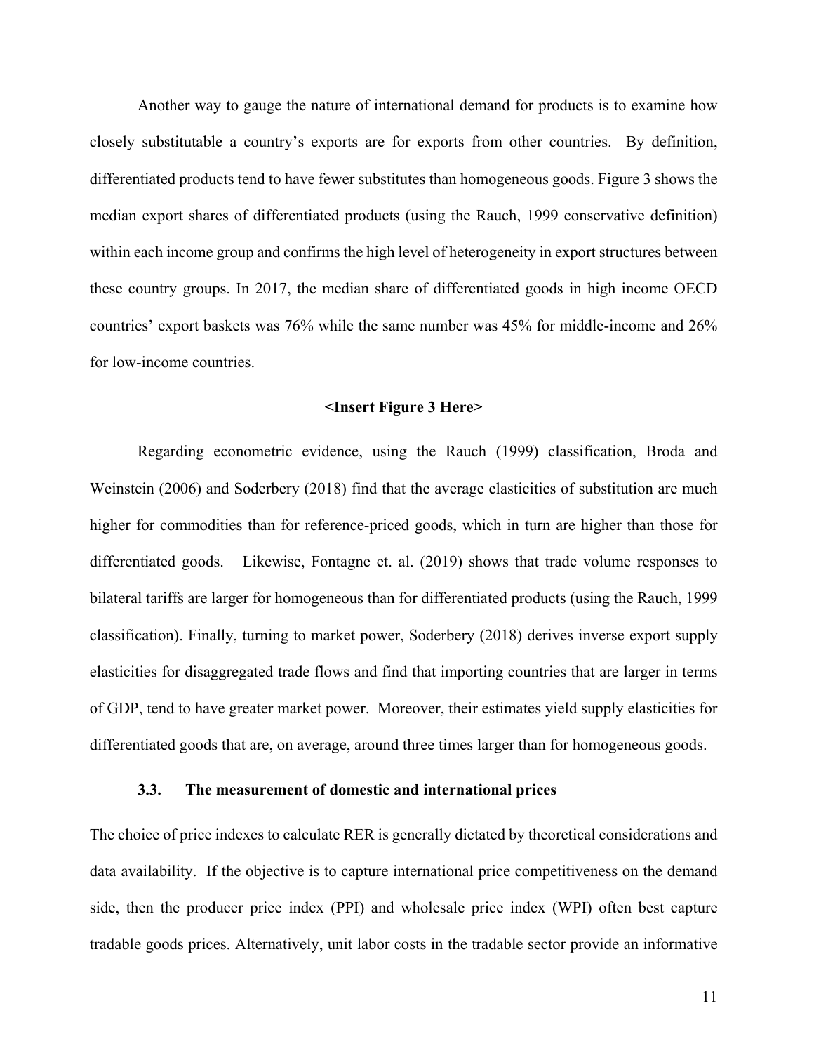Another way to gauge the nature of international demand for products is to examine how closely substitutable a country's exports are for exports from other countries. By definition, differentiated products tend to have fewer substitutes than homogeneous goods. Figure 3 shows the median export shares of differentiated products (using the Rauch, 1999 conservative definition) within each income group and confirms the high level of heterogeneity in export structures between these country groups. In 2017, the median share of differentiated goods in high income OECD countries' export baskets was 76% while the same number was 45% for middle-income and 26% for low-income countries.

**<Insert Figure 3 Here>**

Regarding econometric evidence, using the Rauch (1999) classification, Broda and Weinstein (2006) and Soderbery (2018) find that the average elasticities of substitution are much higher for commodities than for reference-priced goods, which in turn are higher than those for differentiated goods. Likewise, Fontagne et. al. (2019) shows that trade volume responses to bilateral tariffs are larger for homogeneous than for differentiated products (using the Rauch, 1999 classification). Finally, turning to market power, Soderbery (2018) derives inverse export supply elasticities for disaggregated trade flows and find that importing countries that are larger in terms of GDP, tend to have greater market power. Moreover, their estimates yield supply elasticities for differentiated goods that are, on average, around three times larger than for homogeneous goods.

### 3.3. The measurement of domestic and international prices

The choice of price indexes to calculate RER is generally dictated by theoretical considerations and data availability. If the objective is to capture international price competitiveness on the demand side, then the producer price index (PPI) and wholesale price index (WPI) often best capture tradable goods prices. Alternatively, unit labor costs in the tradable sector provide an informative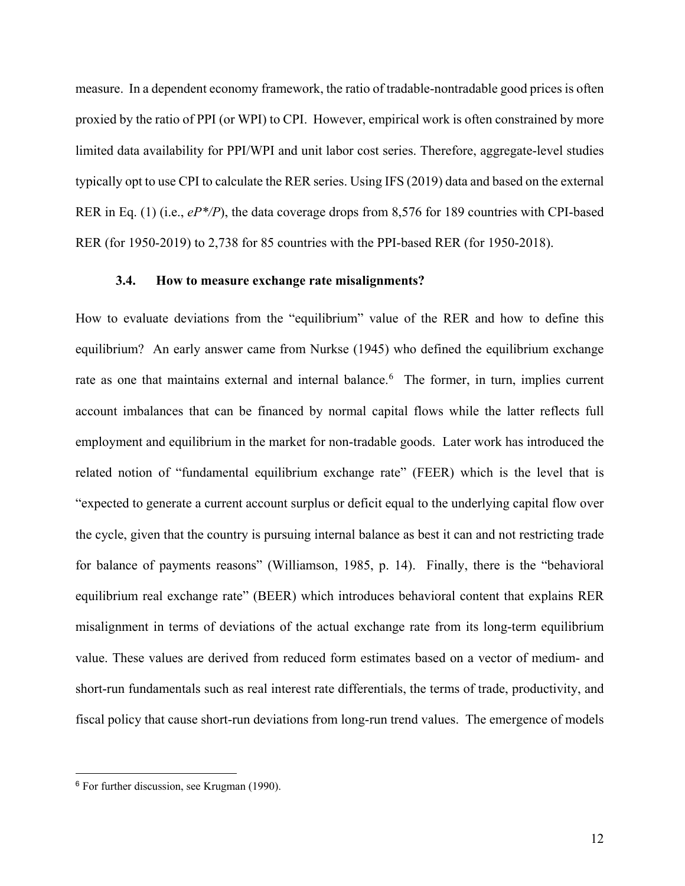measure. In a dependent economy framework, the ratio of tradable-nontradable good prices is often proxied by the ratio of PPI (or WPI) to CPI. However, empirical work is often constrained by more limited data availability for PPI/WPI and unit labor cost series. Therefore, aggregate-level studies typically opt to use CPI to calculate the RER series. Using IFS (2019) data and based on the external RER in Eq. (1) (i.e., $eP^*/P$), the data coverage drops from 8,576 for 189 countries with CPI-based RER (for 1950-2019) to 2,738 for 85 countries with the PPI-based RER (for 1950-2018).

### 3.4. How to measure exchange rate misalignments?

How to evaluate deviations from the "equilibrium" value of the RER and how to define this equilibrium? An early answer came from Nurkse (1945) who defined the equilibrium exchange rate as one that maintains external and internal balance.[6] The former, in turn, implies current account imbalances that can be financed by normal capital flows while the latter reflects full employment and equilibrium in the market for non-tradable goods. Later work has introduced the related notion of "fundamental equilibrium exchange rate" (FEER) which is the level that is "expected to generate a current account surplus or deficit equal to the underlying capital flow over the cycle, given that the country is pursuing internal balance as best it can and not restricting trade for balance of payments reasons" (Williamson, 1985, p. 14). Finally, there is the "behavioral equilibrium real exchange rate" (BEER) which introduces behavioral content that explains RER misalignment in terms of deviations of the actual exchange rate from its long-term equilibrium value. These values are derived from reduced form estimates based on a vector of medium- and short-run fundamentals such as real interest rate differentials, the terms of trade, productivity, and fiscal policy that cause short-run deviations from long-run trend values. The emergence of models

[6] For further discussion, see Krugman (1990).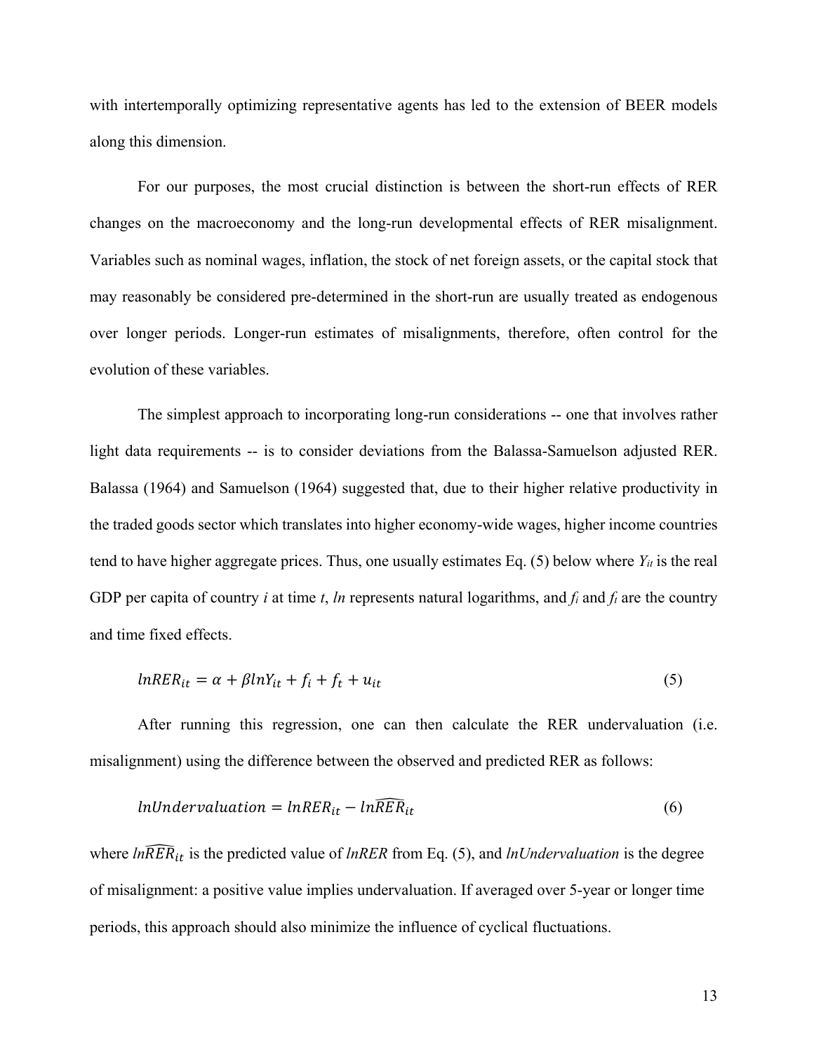with intertemporally optimizing representative agents has led to the extension of BEER models along this dimension.

For our purposes, the most crucial distinction is between the short-run effects of RER changes on the macroeconomy and the long-run developmental effects of RER misalignment. Variables such as nominal wages, inflation, the stock of net foreign assets, or the capital stock that may reasonably be considered pre-determined in the short-run are usually treated as endogenous over longer periods. Longer-run estimates of misalignments, therefore, often control for the evolution of these variables.

The simplest approach to incorporating long-run considerations -- one that involves rather light data requirements -- is to consider deviations from the Balassa-Samuelson adjusted RER. Balassa (1964) and Samuelson (1964) suggested that, due to their higher relative productivity in the traded goods sector which translates into higher economy-wide wages, higher income countries tend to have higher aggregate prices. Thus, one usually estimates Eq. (5) below where $Y_{it}$ is the real GDP per capita of country $i$ at time $t$, $ln$ represents natural logarithms, and $f_i$ and $f_t$ are the country and time fixed effects.

$$lnRER_{it} = \alpha + \beta lnY_{it} + f_i + f_t + u_{it} \tag{5}$$

After running this regression, one can then calculate the RER undervaluation (i.e. misalignment) using the difference between the observed and predicted RER as follows:

$$lnUndervaluation = lnRER_{it} - ln\widehat{RER}_{it} \tag{6}$$

where $ln\widehat{RER}_{it}$ is the predicted value of *lnRER* from Eq. (5), and *lnUndervaluation* is the degree of misalignment: a positive value implies undervaluation. If averaged over 5-year or longer time periods, this approach should also minimize the influence of cyclical fluctuations.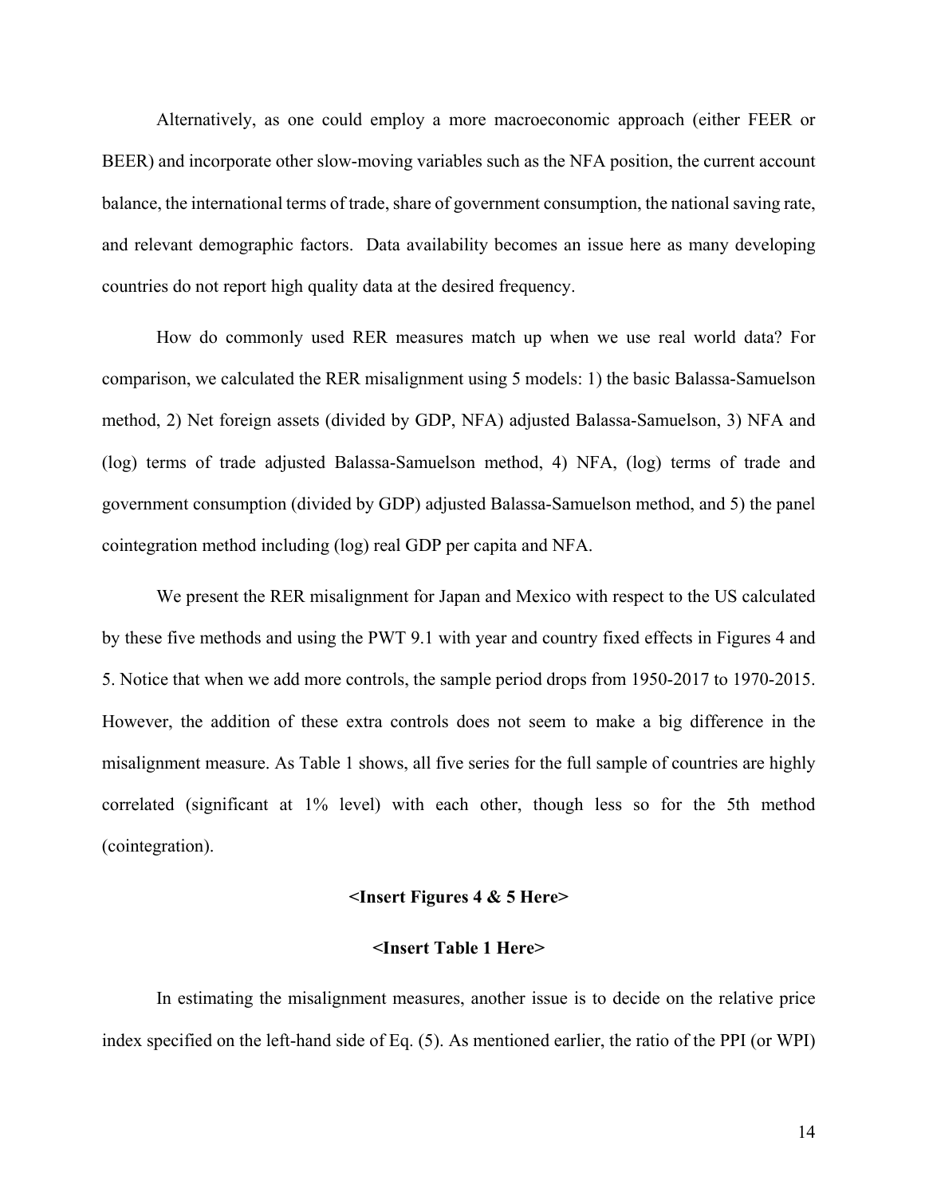Alternatively, as one could employ a more macroeconomic approach (either FEER or BEER) and incorporate other slow-moving variables such as the NFA position, the current account balance, the international terms of trade, share of government consumption, the national saving rate, and relevant demographic factors. Data availability becomes an issue here as many developing countries do not report high quality data at the desired frequency.

How do commonly used RER measures match up when we use real world data? For comparison, we calculated the RER misalignment using 5 models: 1) the basic Balassa-Samuelson method, 2) Net foreign assets (divided by GDP, NFA) adjusted Balassa-Samuelson, 3) NFA and (log) terms of trade adjusted Balassa-Samuelson method, 4) NFA, (log) terms of trade and government consumption (divided by GDP) adjusted Balassa-Samuelson method, and 5) the panel cointegration method including (log) real GDP per capita and NFA.

We present the RER misalignment for Japan and Mexico with respect to the US calculated by these five methods and using the PWT 9.1 with year and country fixed effects in Figures 4 and 5. Notice that when we add more controls, the sample period drops from 1950-2017 to 1970-2015. However, the addition of these extra controls does not seem to make a big difference in the misalignment measure. As Table 1 shows, all five series for the full sample of countries are highly correlated (significant at 1% level) with each other, though less so for the 5th method (cointegration).

**<Insert Figures 4 & 5 Here>**

**<Insert Table 1 Here>**

In estimating the misalignment measures, another issue is to decide on the relative price index specified on the left-hand side of Eq. (5). As mentioned earlier, the ratio of the PPI (or WPI)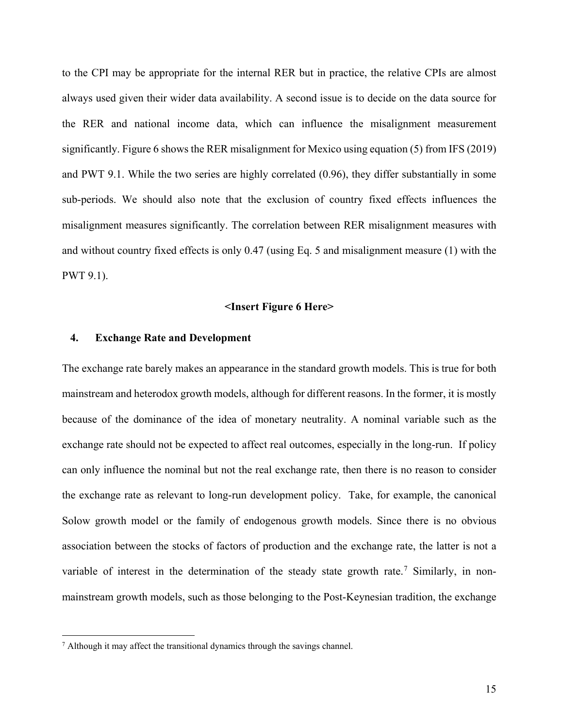to the CPI may be appropriate for the internal RER but in practice, the relative CPIs are almost always used given their wider data availability. A second issue is to decide on the data source for the RER and national income data, which can influence the misalignment measurement significantly. Figure 6 shows the RER misalignment for Mexico using equation (5) from IFS (2019) and PWT 9.1. While the two series are highly correlated (0.96), they differ substantially in some sub-periods. We should also note that the exclusion of country fixed effects influences the misalignment measures significantly. The correlation between RER misalignment measures with and without country fixed effects is only 0.47 (using Eq. 5 and misalignment measure (1) with the PWT 9.1).

**<Insert Figure 6 Here>**

## 4. Exchange Rate and Development

The exchange rate barely makes an appearance in the standard growth models. This is true for both mainstream and heterodox growth models, although for different reasons. In the former, it is mostly because of the dominance of the idea of monetary neutrality. A nominal variable such as the exchange rate should not be expected to affect real outcomes, especially in the long-run. If policy can only influence the nominal but not the real exchange rate, then there is no reason to consider the exchange rate as relevant to long-run development policy. Take, for example, the canonical Solow growth model or the family of endogenous growth models. Since there is no obvious association between the stocks of factors of production and the exchange rate, the latter is not a variable of interest in the determination of the steady state growth rate.[7] Similarly, in non-mainstream growth models, such as those belonging to the Post-Keynesian tradition, the exchange

[7] Although it may affect the transitional dynamics through the savings channel.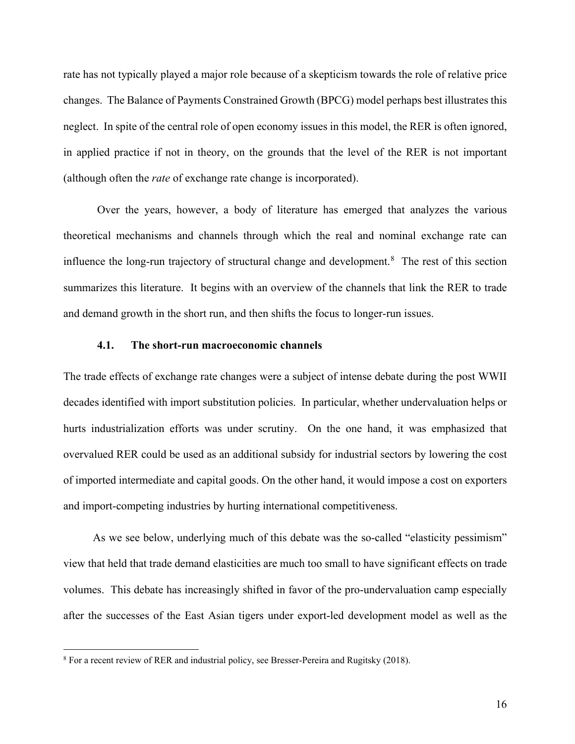rate has not typically played a major role because of a skepticism towards the role of relative price changes. The Balance of Payments Constrained Growth (BPCG) model perhaps best illustrates this neglect. In spite of the central role of open economy issues in this model, the RER is often ignored, in applied practice if not in theory, on the grounds that the level of the RER is not important (although often the *rate* of exchange rate change is incorporated).

Over the years, however, a body of literature has emerged that analyzes the various theoretical mechanisms and channels through which the real and nominal exchange rate can influence the long-run trajectory of structural change and development.[8] The rest of this section summarizes this literature. It begins with an overview of the channels that link the RER to trade and demand growth in the short run, and then shifts the focus to longer-run issues.

### 4.1. The short-run macroeconomic channels

The trade effects of exchange rate changes were a subject of intense debate during the post WWII decades identified with import substitution policies. In particular, whether undervaluation helps or hurts industrialization efforts was under scrutiny. On the one hand, it was emphasized that overvalued RER could be used as an additional subsidy for industrial sectors by lowering the cost of imported intermediate and capital goods. On the other hand, it would impose a cost on exporters and import-competing industries by hurting international competitiveness.

As we see below, underlying much of this debate was the so-called "elasticity pessimism" view that held that trade demand elasticities are much too small to have significant effects on trade volumes. This debate has increasingly shifted in favor of the pro-undervaluation camp especially after the successes of the East Asian tigers under export-led development model as well as the

[8] For a recent review of RER and industrial policy, see Bresser-Pereira and Rugitsky (2018).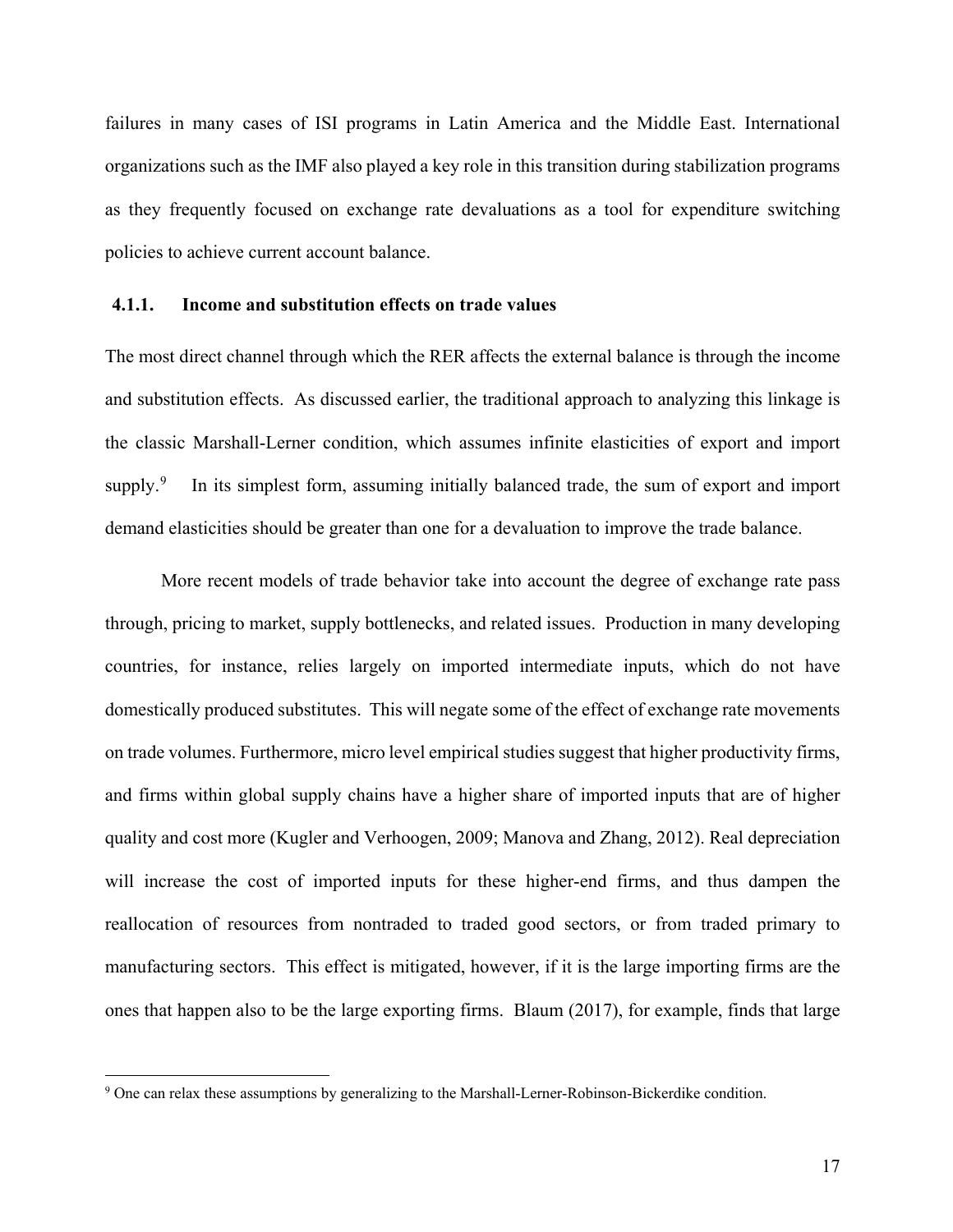failures in many cases of ISI programs in Latin America and the Middle East. International organizations such as the IMF also played a key role in this transition during stabilization programs as they frequently focused on exchange rate devaluations as a tool for expenditure switching policies to achieve current account balance.

### 4.1.1. Income and substitution effects on trade values

The most direct channel through which the RER affects the external balance is through the income and substitution effects. As discussed earlier, the traditional approach to analyzing this linkage is the classic Marshall-Lerner condition, which assumes infinite elasticities of export and import supply.[9] In its simplest form, assuming initially balanced trade, the sum of export and import demand elasticities should be greater than one for a devaluation to improve the trade balance.

More recent models of trade behavior take into account the degree of exchange rate pass through, pricing to market, supply bottlenecks, and related issues. Production in many developing countries, for instance, relies largely on imported intermediate inputs, which do not have domestically produced substitutes. This will negate some of the effect of exchange rate movements on trade volumes. Furthermore, micro level empirical studies suggest that higher productivity firms, and firms within global supply chains have a higher share of imported inputs that are of higher quality and cost more (Kugler and Verhoogen, 2009; Manova and Zhang, 2012). Real depreciation will increase the cost of imported inputs for these higher-end firms, and thus dampen the reallocation of resources from nontraded to traded good sectors, or from traded primary to manufacturing sectors. This effect is mitigated, however, if it is the large importing firms are the ones that happen also to be the large exporting firms. Blaum (2017), for example, finds that large

[9] One can relax these assumptions by generalizing to the Marshall-Lerner-Robinson-Bickerdike condition.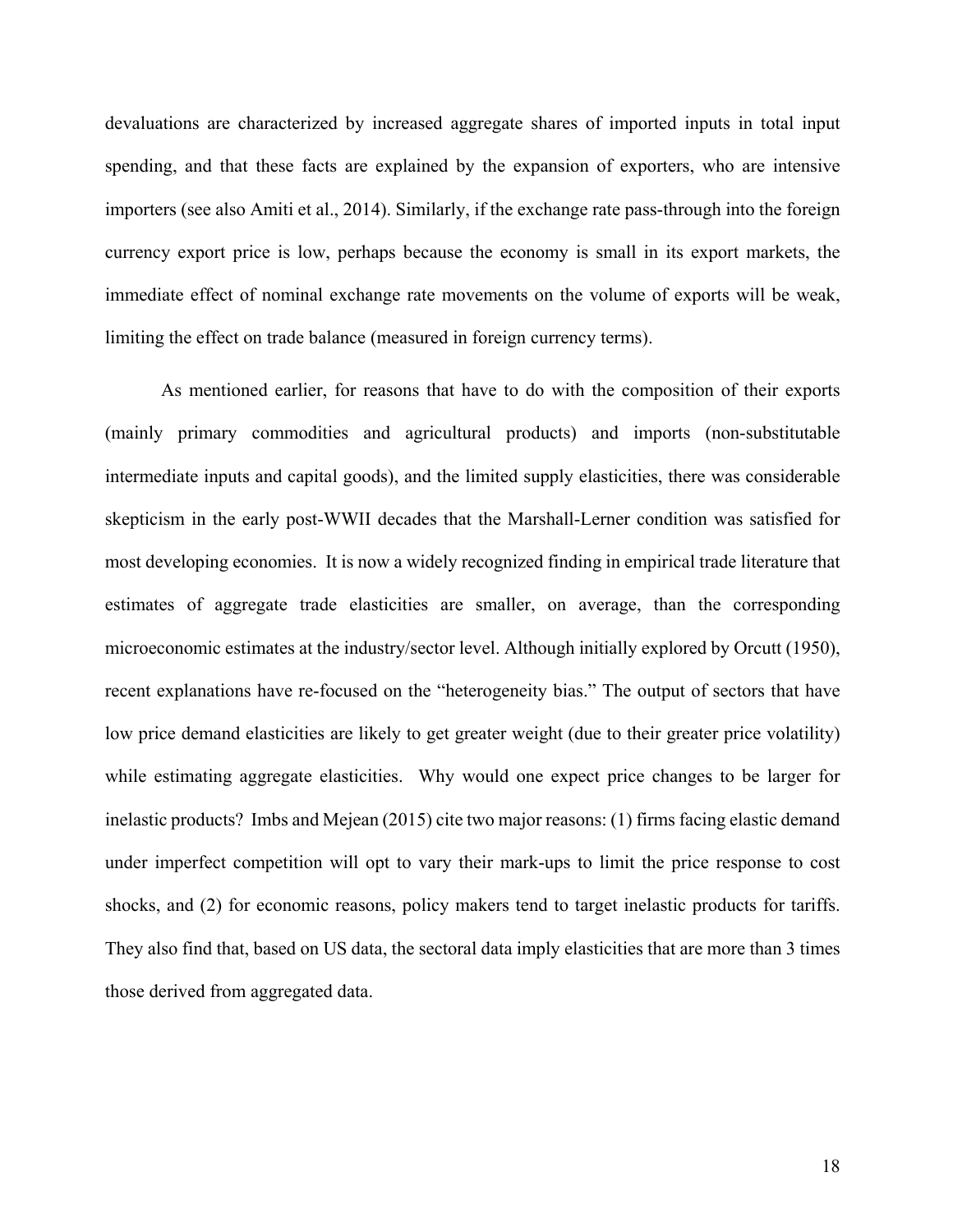devaluations are characterized by increased aggregate shares of imported inputs in total input spending, and that these facts are explained by the expansion of exporters, who are intensive importers (see also Amiti et al., 2014). Similarly, if the exchange rate pass-through into the foreign currency export price is low, perhaps because the economy is small in its export markets, the immediate effect of nominal exchange rate movements on the volume of exports will be weak, limiting the effect on trade balance (measured in foreign currency terms).

As mentioned earlier, for reasons that have to do with the composition of their exports (mainly primary commodities and agricultural products) and imports (non-substitutable intermediate inputs and capital goods), and the limited supply elasticities, there was considerable skepticism in the early post-WWII decades that the Marshall-Lerner condition was satisfied for most developing economies. It is now a widely recognized finding in empirical trade literature that estimates of aggregate trade elasticities are smaller, on average, than the corresponding microeconomic estimates at the industry/sector level. Although initially explored by Orcutt (1950), recent explanations have re-focused on the "heterogeneity bias." The output of sectors that have low price demand elasticities are likely to get greater weight (due to their greater price volatility) while estimating aggregate elasticities. Why would one expect price changes to be larger for inelastic products? Imbs and Mejean (2015) cite two major reasons: (1) firms facing elastic demand under imperfect competition will opt to vary their mark-ups to limit the price response to cost shocks, and (2) for economic reasons, policy makers tend to target inelastic products for tariffs. They also find that, based on US data, the sectoral data imply elasticities that are more than 3 times those derived from aggregated data.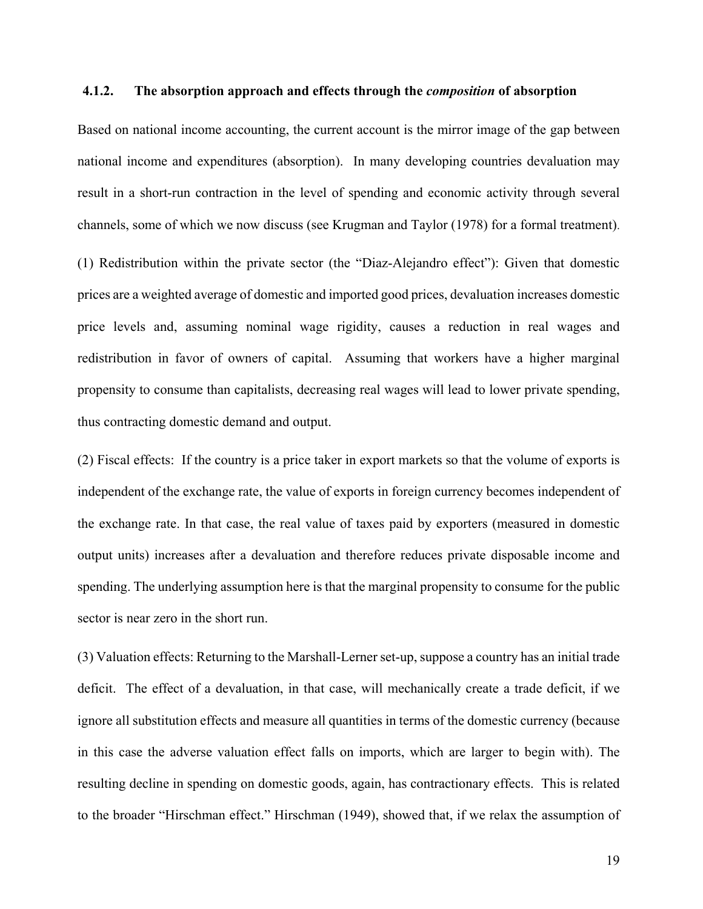### 4.1.2. The absorption approach and effects through the *composition* of absorption

Based on national income accounting, the current account is the mirror image of the gap between national income and expenditures (absorption). In many developing countries devaluation may result in a short-run contraction in the level of spending and economic activity through several channels, some of which we now discuss (see Krugman and Taylor (1978) for a formal treatment).

(1) Redistribution within the private sector (the "Diaz-Alejandro effect"): Given that domestic prices are a weighted average of domestic and imported good prices, devaluation increases domestic price levels and, assuming nominal wage rigidity, causes a reduction in real wages and redistribution in favor of owners of capital. Assuming that workers have a higher marginal propensity to consume than capitalists, decreasing real wages will lead to lower private spending, thus contracting domestic demand and output.

(2) Fiscal effects: If the country is a price taker in export markets so that the volume of exports is independent of the exchange rate, the value of exports in foreign currency becomes independent of the exchange rate. In that case, the real value of taxes paid by exporters (measured in domestic output units) increases after a devaluation and therefore reduces private disposable income and spending. The underlying assumption here is that the marginal propensity to consume for the public sector is near zero in the short run.

(3) Valuation effects: Returning to the Marshall-Lerner set-up, suppose a country has an initial trade deficit. The effect of a devaluation, in that case, will mechanically create a trade deficit, if we ignore all substitution effects and measure all quantities in terms of the domestic currency (because in this case the adverse valuation effect falls on imports, which are larger to begin with). The resulting decline in spending on domestic goods, again, has contractionary effects. This is related to the broader "Hirschman effect." Hirschman (1949), showed that, if we relax the assumption of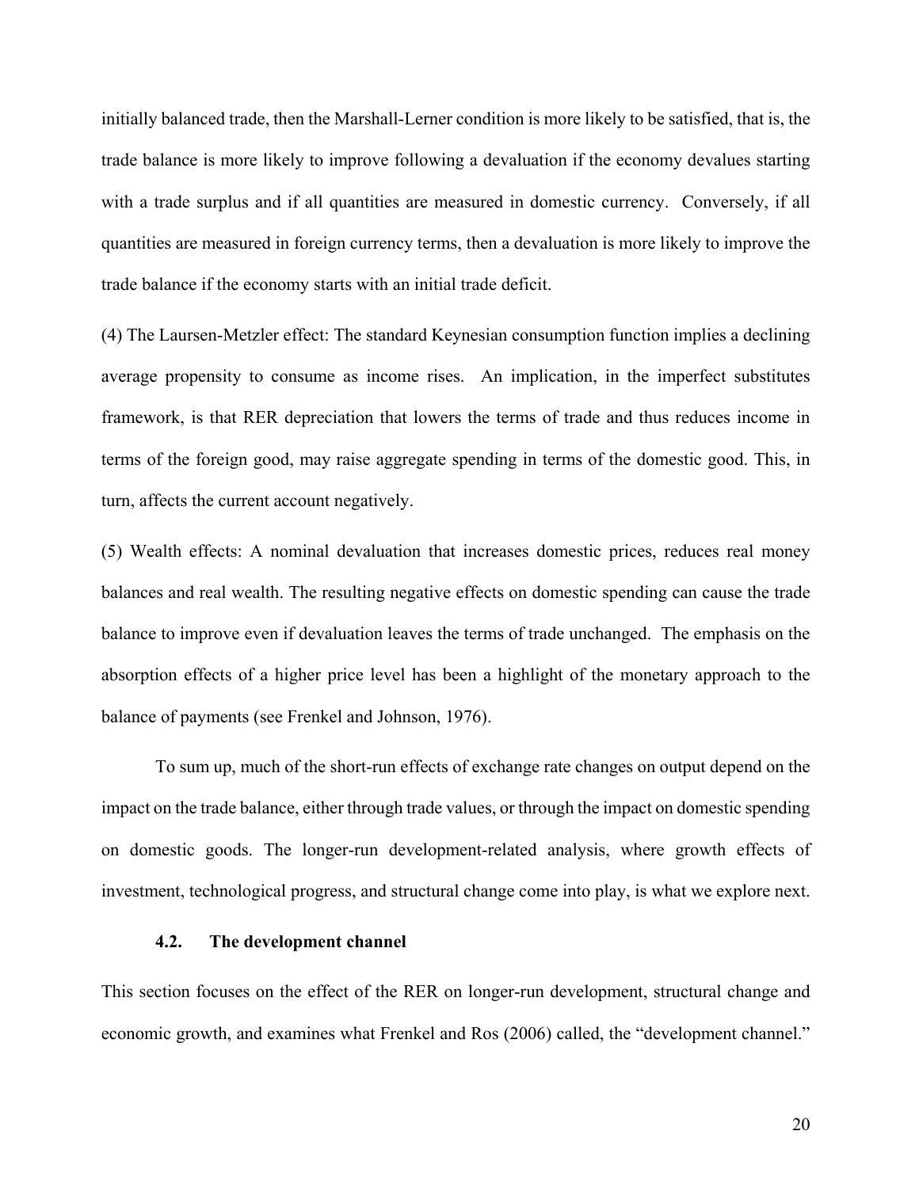initially balanced trade, then the Marshall-Lerner condition is more likely to be satisfied, that is, the trade balance is more likely to improve following a devaluation if the economy devalues starting with a trade surplus and if all quantities are measured in domestic currency. Conversely, if all quantities are measured in foreign currency terms, then a devaluation is more likely to improve the trade balance if the economy starts with an initial trade deficit.

(4) The Laursen-Metzler effect: The standard Keynesian consumption function implies a declining average propensity to consume as income rises. An implication, in the imperfect substitutes framework, is that RER depreciation that lowers the terms of trade and thus reduces income in terms of the foreign good, may raise aggregate spending in terms of the domestic good. This, in turn, affects the current account negatively.

(5) Wealth effects: A nominal devaluation that increases domestic prices, reduces real money balances and real wealth. The resulting negative effects on domestic spending can cause the trade balance to improve even if devaluation leaves the terms of trade unchanged. The emphasis on the absorption effects of a higher price level has been a highlight of the monetary approach to the balance of payments (see Frenkel and Johnson, 1976).

To sum up, much of the short-run effects of exchange rate changes on output depend on the impact on the trade balance, either through trade values, or through the impact on domestic spending on domestic goods. The longer-run development-related analysis, where growth effects of investment, technological progress, and structural change come into play, is what we explore next.

### 4.2. The development channel

This section focuses on the effect of the RER on longer-run development, structural change and economic growth, and examines what Frenkel and Ros (2006) called, the "development channel."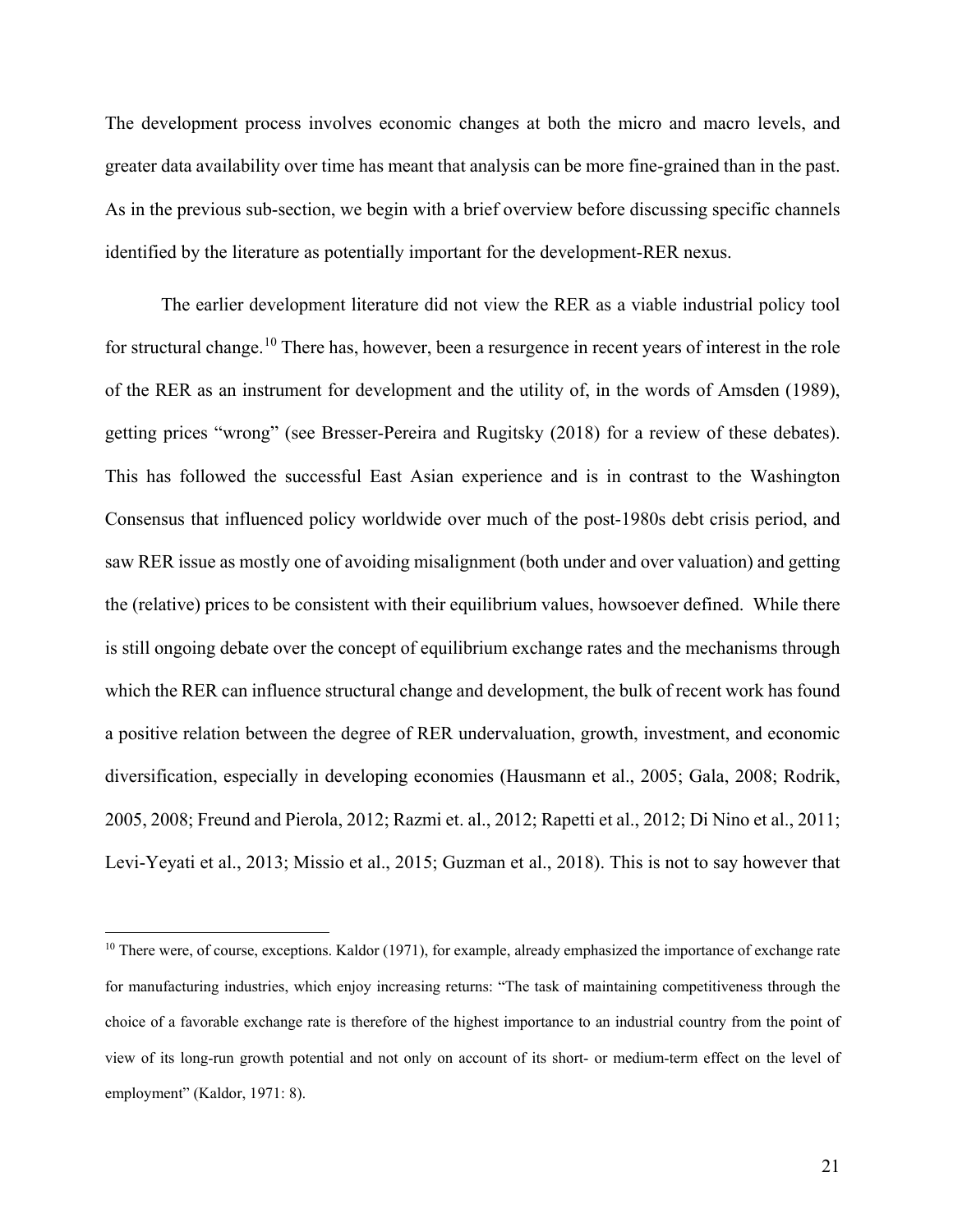The development process involves economic changes at both the micro and macro levels, and greater data availability over time has meant that analysis can be more fine-grained than in the past. As in the previous sub-section, we begin with a brief overview before discussing specific channels identified by the literature as potentially important for the development-RER nexus.

The earlier development literature did not view the RER as a viable industrial policy tool for structural change.[10] There has, however, been a resurgence in recent years of interest in the role of the RER as an instrument for development and the utility of, in the words of Amsden (1989), getting prices "wrong" (see Bresser-Pereira and Rugitsky (2018) for a review of these debates). This has followed the successful East Asian experience and is in contrast to the Washington Consensus that influenced policy worldwide over much of the post-1980s debt crisis period, and saw RER issue as mostly one of avoiding misalignment (both under and over valuation) and getting the (relative) prices to be consistent with their equilibrium values, howsoever defined. While there is still ongoing debate over the concept of equilibrium exchange rates and the mechanisms through which the RER can influence structural change and development, the bulk of recent work has found a positive relation between the degree of RER undervaluation, growth, investment, and economic diversification, especially in developing economies (Hausmann et al., 2005; Gala, 2008; Rodrik, 2005, 2008; Freund and Pierola, 2012; Razmi et. al., 2012; Rapetti et al., 2012; Di Nino et al., 2011; Levi-Yeyati et al., 2013; Missio et al., 2015; Guzman et al., 2018). This is not to say however that

[10] There were, of course, exceptions. Kaldor (1971), for example, already emphasized the importance of exchange rate for manufacturing industries, which enjoy increasing returns: "The task of maintaining competitiveness through the choice of a favorable exchange rate is therefore of the highest importance to an industrial country from the point of view of its long-run growth potential and not only on account of its short- or medium-term effect on the level of employment" (Kaldor, 1971: 8).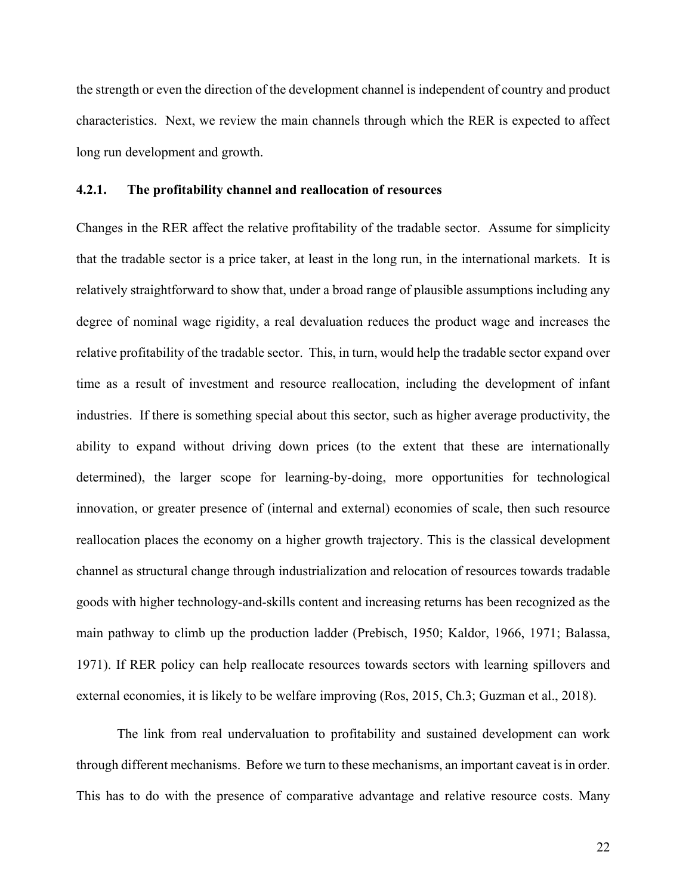the strength or even the direction of the development channel is independent of country and product characteristics. Next, we review the main channels through which the RER is expected to affect long run development and growth.

#### 4.2.1. The profitability channel and reallocation of resources

Changes in the RER affect the relative profitability of the tradable sector. Assume for simplicity that the tradable sector is a price taker, at least in the long run, in the international markets. It is relatively straightforward to show that, under a broad range of plausible assumptions including any degree of nominal wage rigidity, a real devaluation reduces the product wage and increases the relative profitability of the tradable sector. This, in turn, would help the tradable sector expand over time as a result of investment and resource reallocation, including the development of infant industries. If there is something special about this sector, such as higher average productivity, the ability to expand without driving down prices (to the extent that these are internationally determined), the larger scope for learning-by-doing, more opportunities for technological innovation, or greater presence of (internal and external) economies of scale, then such resource reallocation places the economy on a higher growth trajectory. This is the classical development channel as structural change through industrialization and relocation of resources towards tradable goods with higher technology-and-skills content and increasing returns has been recognized as the main pathway to climb up the production ladder (Prebisch, 1950; Kaldor, 1966, 1971; Balassa, 1971). If RER policy can help reallocate resources towards sectors with learning spillovers and external economies, it is likely to be welfare improving (Ros, 2015, Ch.3; Guzman et al., 2018).

The link from real undervaluation to profitability and sustained development can work through different mechanisms. Before we turn to these mechanisms, an important caveat is in order. This has to do with the presence of comparative advantage and relative resource costs. Many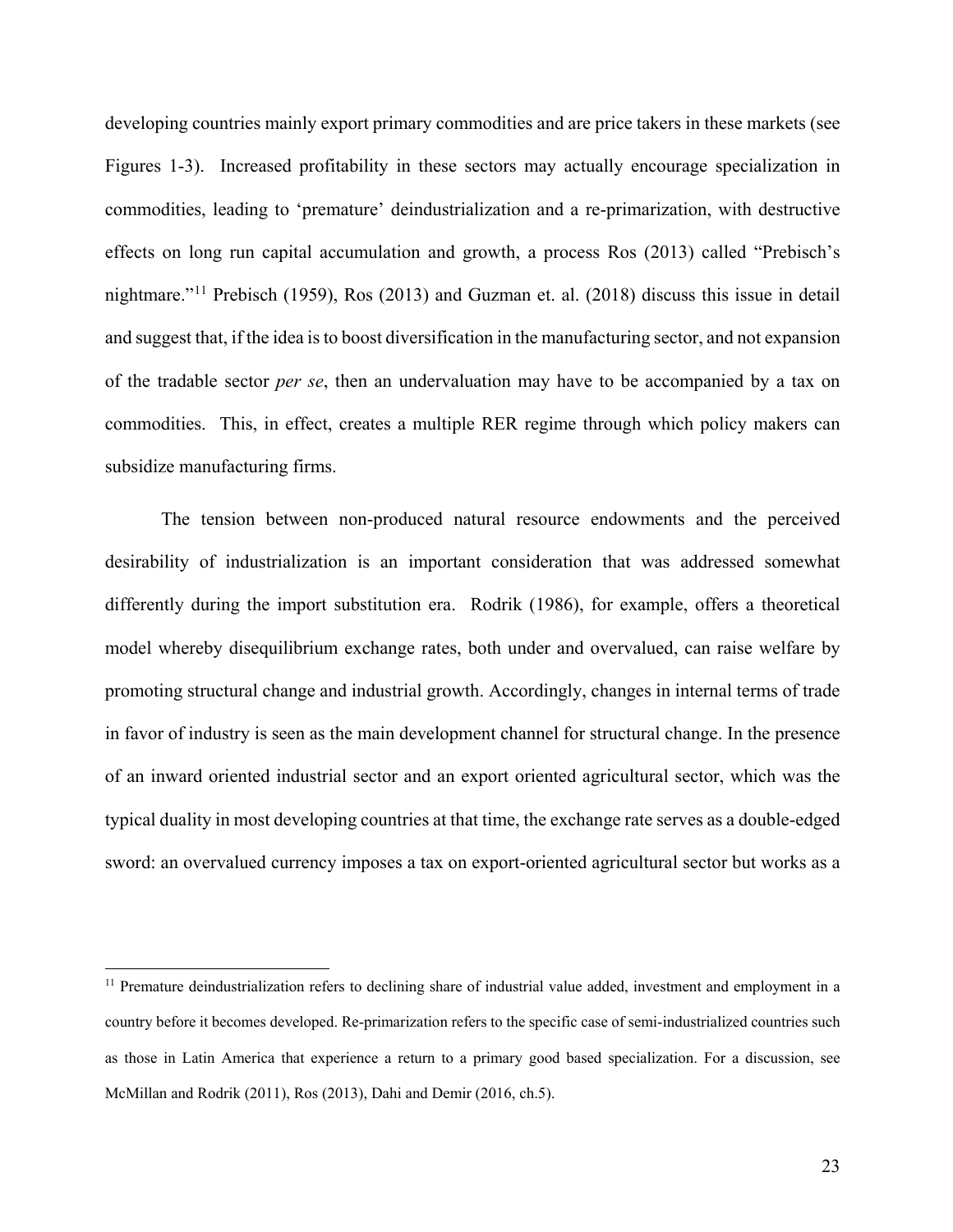developing countries mainly export primary commodities and are price takers in these markets (see Figures 1-3). Increased profitability in these sectors may actually encourage specialization in commodities, leading to 'premature' deindustrialization and a re-primarization, with destructive effects on long run capital accumulation and growth, a process Ros (2013) called "Prebisch's nightmare."[11] Prebisch (1959), Ros (2013) and Guzman et. al. (2018) discuss this issue in detail and suggest that, if the idea is to boost diversification in the manufacturing sector, and not expansion of the tradable sector *per se*, then an undervaluation may have to be accompanied by a tax on commodities. This, in effect, creates a multiple RER regime through which policy makers can subsidize manufacturing firms.

The tension between non-produced natural resource endowments and the perceived desirability of industrialization is an important consideration that was addressed somewhat differently during the import substitution era. Rodrik (1986), for example, offers a theoretical model whereby disequilibrium exchange rates, both under and overvalued, can raise welfare by promoting structural change and industrial growth. Accordingly, changes in internal terms of trade in favor of industry is seen as the main development channel for structural change. In the presence of an inward oriented industrial sector and an export oriented agricultural sector, which was the typical duality in most developing countries at that time, the exchange rate serves as a double-edged sword: an overvalued currency imposes a tax on export-oriented agricultural sector but works as a

[11] Premature deindustrialization refers to declining share of industrial value added, investment and employment in a country before it becomes developed. Re-primarization refers to the specific case of semi-industrialized countries such as those in Latin America that experience a return to a primary good based specialization. For a discussion, see McMillan and Rodrik (2011), Ros (2013), Dahi and Demir (2016, ch.5).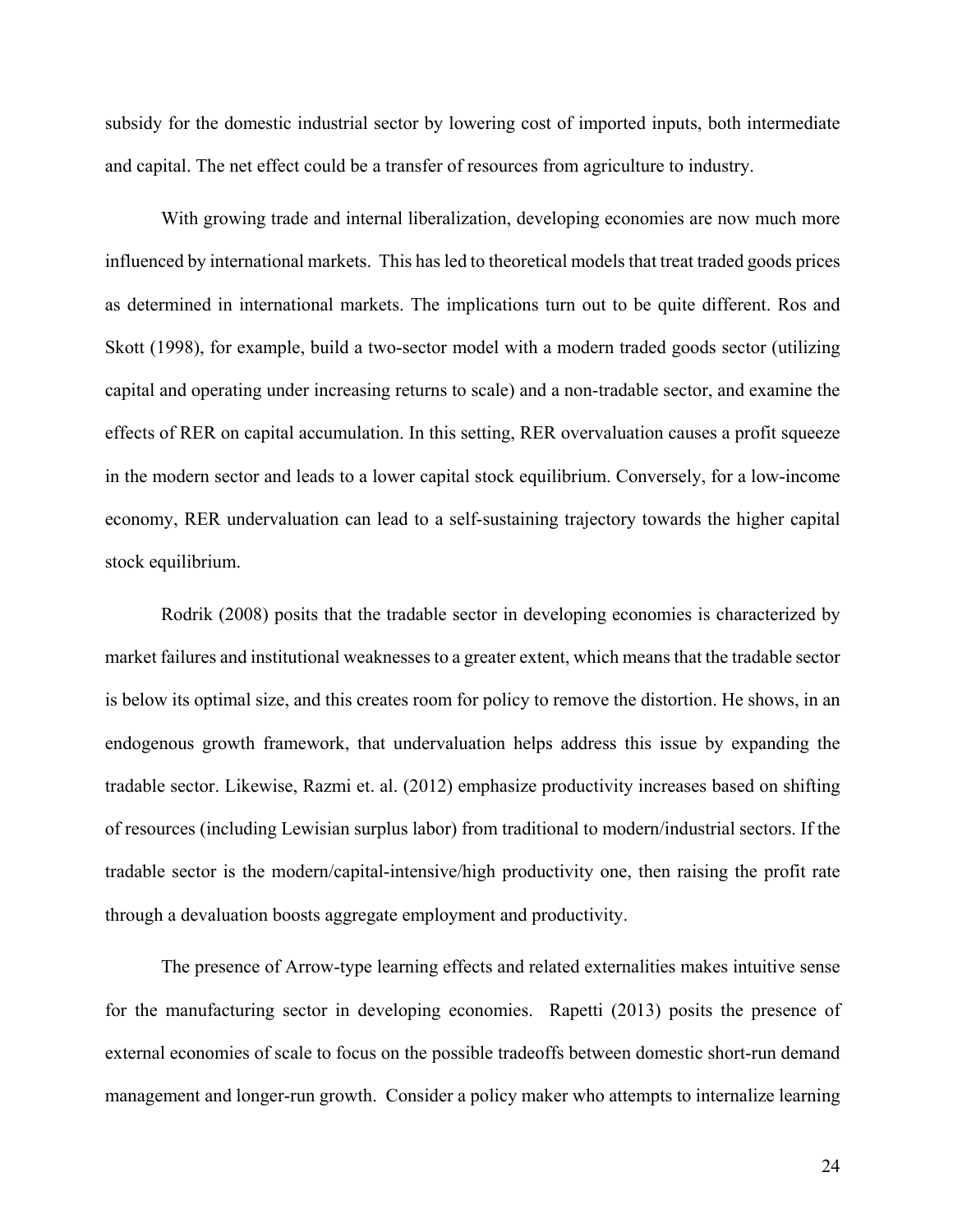subsidy for the domestic industrial sector by lowering cost of imported inputs, both intermediate and capital. The net effect could be a transfer of resources from agriculture to industry.

With growing trade and internal liberalization, developing economies are now much more influenced by international markets. This has led to theoretical models that treat traded goods prices as determined in international markets. The implications turn out to be quite different. Ros and Skott (1998), for example, build a two-sector model with a modern traded goods sector (utilizing capital and operating under increasing returns to scale) and a non-tradable sector, and examine the effects of RER on capital accumulation. In this setting, RER overvaluation causes a profit squeeze in the modern sector and leads to a lower capital stock equilibrium. Conversely, for a low-income economy, RER undervaluation can lead to a self-sustaining trajectory towards the higher capital stock equilibrium.

Rodrik (2008) posits that the tradable sector in developing economies is characterized by market failures and institutional weaknesses to a greater extent, which means that the tradable sector is below its optimal size, and this creates room for policy to remove the distortion. He shows, in an endogenous growth framework, that undervaluation helps address this issue by expanding the tradable sector. Likewise, Razmi et. al. (2012) emphasize productivity increases based on shifting of resources (including Lewisian surplus labor) from traditional to modern/industrial sectors. If the tradable sector is the modern/capital-intensive/high productivity one, then raising the profit rate through a devaluation boosts aggregate employment and productivity.

The presence of Arrow-type learning effects and related externalities makes intuitive sense for the manufacturing sector in developing economies. Rapetti (2013) posits the presence of external economies of scale to focus on the possible tradeoffs between domestic short-run demand management and longer-run growth. Consider a policy maker who attempts to internalize learning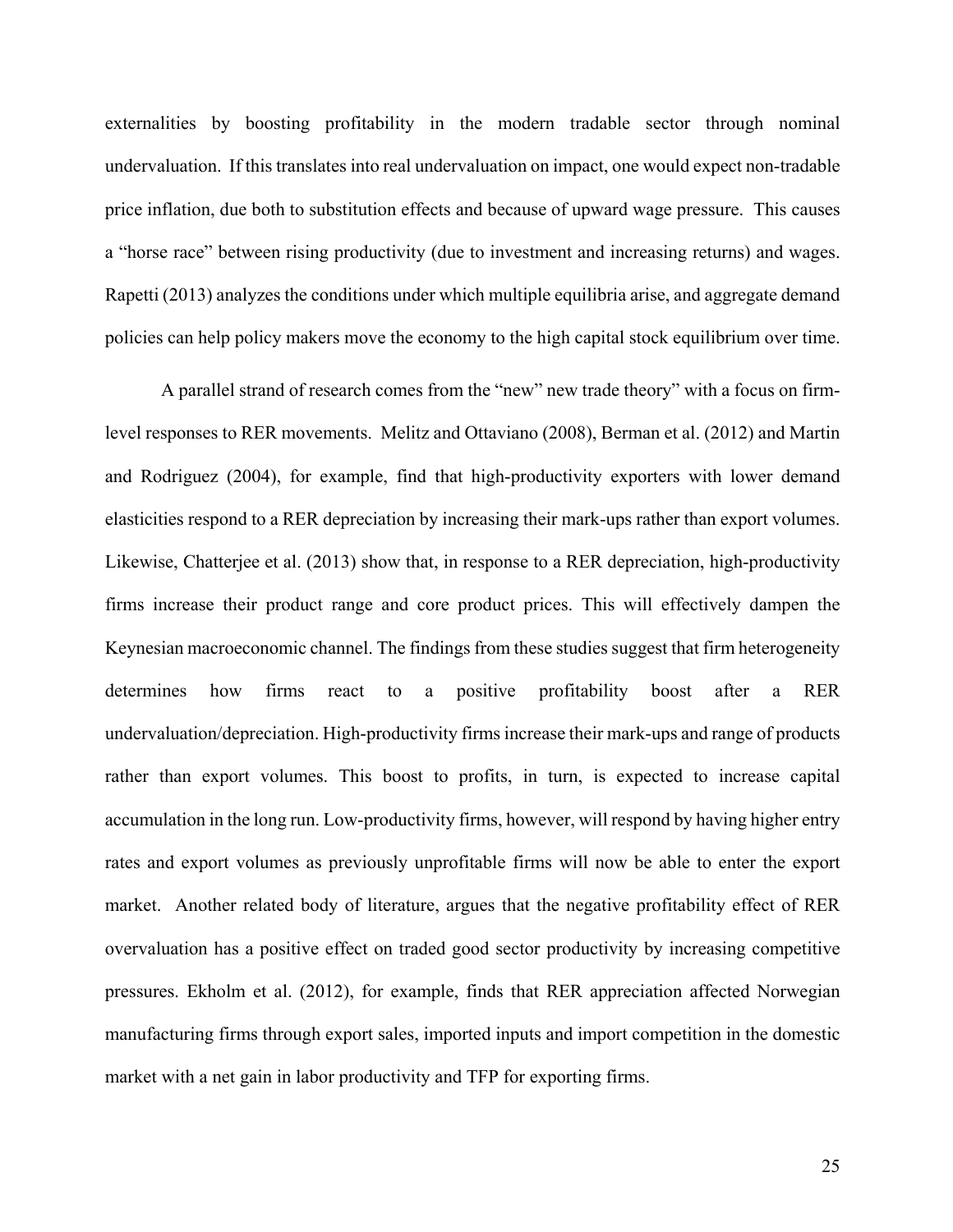externalities by boosting profitability in the modern tradable sector through nominal undervaluation. If this translates into real undervaluation on impact, one would expect non-tradable price inflation, due both to substitution effects and because of upward wage pressure. This causes a "horse race" between rising productivity (due to investment and increasing returns) and wages. Rapetti (2013) analyzes the conditions under which multiple equilibria arise, and aggregate demand policies can help policy makers move the economy to the high capital stock equilibrium over time.

A parallel strand of research comes from the "new" new trade theory" with a focus on firm-level responses to RER movements. Melitz and Ottaviano (2008), Berman et al. (2012) and Martin and Rodriguez (2004), for example, find that high-productivity exporters with lower demand elasticities respond to a RER depreciation by increasing their mark-ups rather than export volumes. Likewise, Chatterjee et al. (2013) show that, in response to a RER depreciation, high-productivity firms increase their product range and core product prices. This will effectively dampen the Keynesian macroeconomic channel. The findings from these studies suggest that firm heterogeneity determines how firms react to a positive profitability boost after a RER undervaluation/depreciation. High-productivity firms increase their mark-ups and range of products rather than export volumes. This boost to profits, in turn, is expected to increase capital accumulation in the long run. Low-productivity firms, however, will respond by having higher entry rates and export volumes as previously unprofitable firms will now be able to enter the export market. Another related body of literature, argues that the negative profitability effect of RER overvaluation has a positive effect on traded good sector productivity by increasing competitive pressures. Ekholm et al. (2012), for example, finds that RER appreciation affected Norwegian manufacturing firms through export sales, imported inputs and import competition in the domestic market with a net gain in labor productivity and TFP for exporting firms.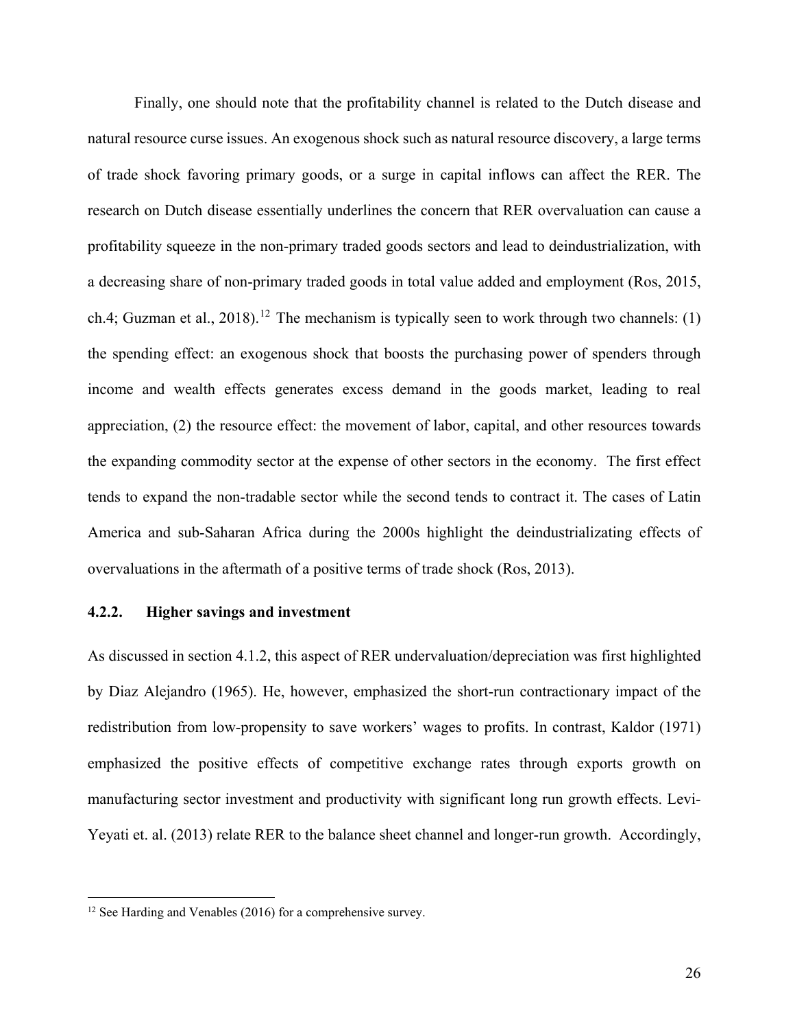Finally, one should note that the profitability channel is related to the Dutch disease and natural resource curse issues. An exogenous shock such as natural resource discovery, a large terms of trade shock favoring primary goods, or a surge in capital inflows can affect the RER. The research on Dutch disease essentially underlines the concern that RER overvaluation can cause a profitability squeeze in the non-primary traded goods sectors and lead to deindustrialization, with a decreasing share of non-primary traded goods in total value added and employment (Ros, 2015, ch.4; Guzman et al., 2018).[12] The mechanism is typically seen to work through two channels: (1) the spending effect: an exogenous shock that boosts the purchasing power of spenders through income and wealth effects generates excess demand in the goods market, leading to real appreciation, (2) the resource effect: the movement of labor, capital, and other resources towards the expanding commodity sector at the expense of other sectors in the economy. The first effect tends to expand the non-tradable sector while the second tends to contract it. The cases of Latin America and sub-Saharan Africa during the 2000s highlight the deindustrializating effects of overvaluations in the aftermath of a positive terms of trade shock (Ros, 2013).

#### 4.2.2. Higher savings and investment

As discussed in section 4.1.2, this aspect of RER undervaluation/depreciation was first highlighted by Diaz Alejandro (1965). He, however, emphasized the short-run contractionary impact of the redistribution from low-propensity to save workers' wages to profits. In contrast, Kaldor (1971) emphasized the positive effects of competitive exchange rates through exports growth on manufacturing sector investment and productivity with significant long run growth effects. Levi-Yeyati et. al. (2013) relate RER to the balance sheet channel and longer-run growth. Accordingly,

[12] See Harding and Venables (2016) for a comprehensive survey.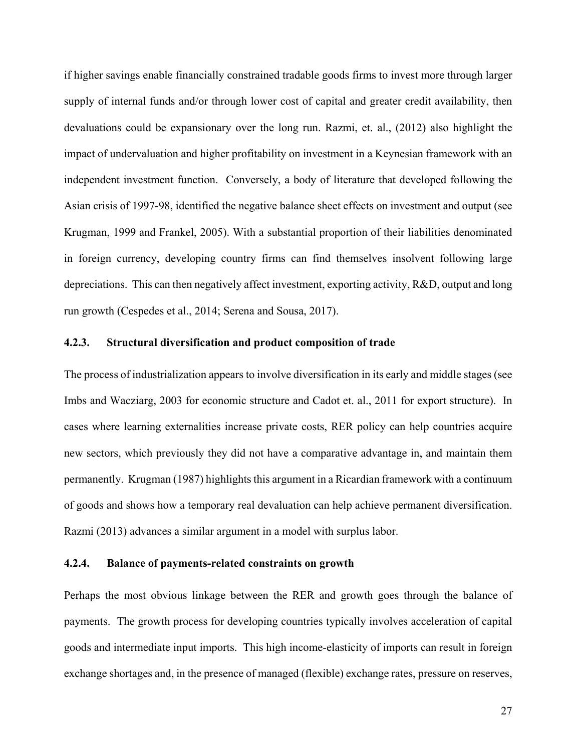if higher savings enable financially constrained tradable goods firms to invest more through larger supply of internal funds and/or through lower cost of capital and greater credit availability, then devaluations could be expansionary over the long run. Razmi, et. al., (2012) also highlight the impact of undervaluation and higher profitability on investment in a Keynesian framework with an independent investment function. Conversely, a body of literature that developed following the Asian crisis of 1997-98, identified the negative balance sheet effects on investment and output (see Krugman, 1999 and Frankel, 2005). With a substantial proportion of their liabilities denominated in foreign currency, developing country firms can find themselves insolvent following large depreciations. This can then negatively affect investment, exporting activity, R&D, output and long run growth (Cespedes et al., 2014; Serena and Sousa, 2017).

#### 4.2.3. Structural diversification and product composition of trade

The process of industrialization appears to involve diversification in its early and middle stages (see Imbs and Wacziarg, 2003 for economic structure and Cadot et. al., 2011 for export structure). In cases where learning externalities increase private costs, RER policy can help countries acquire new sectors, which previously they did not have a comparative advantage in, and maintain them permanently. Krugman (1987) highlights this argument in a Ricardian framework with a continuum of goods and shows how a temporary real devaluation can help achieve permanent diversification. Razmi (2013) advances a similar argument in a model with surplus labor.

#### 4.2.4. Balance of payments-related constraints on growth

Perhaps the most obvious linkage between the RER and growth goes through the balance of payments. The growth process for developing countries typically involves acceleration of capital goods and intermediate input imports. This high income-elasticity of imports can result in foreign exchange shortages and, in the presence of managed (flexible) exchange rates, pressure on reserves,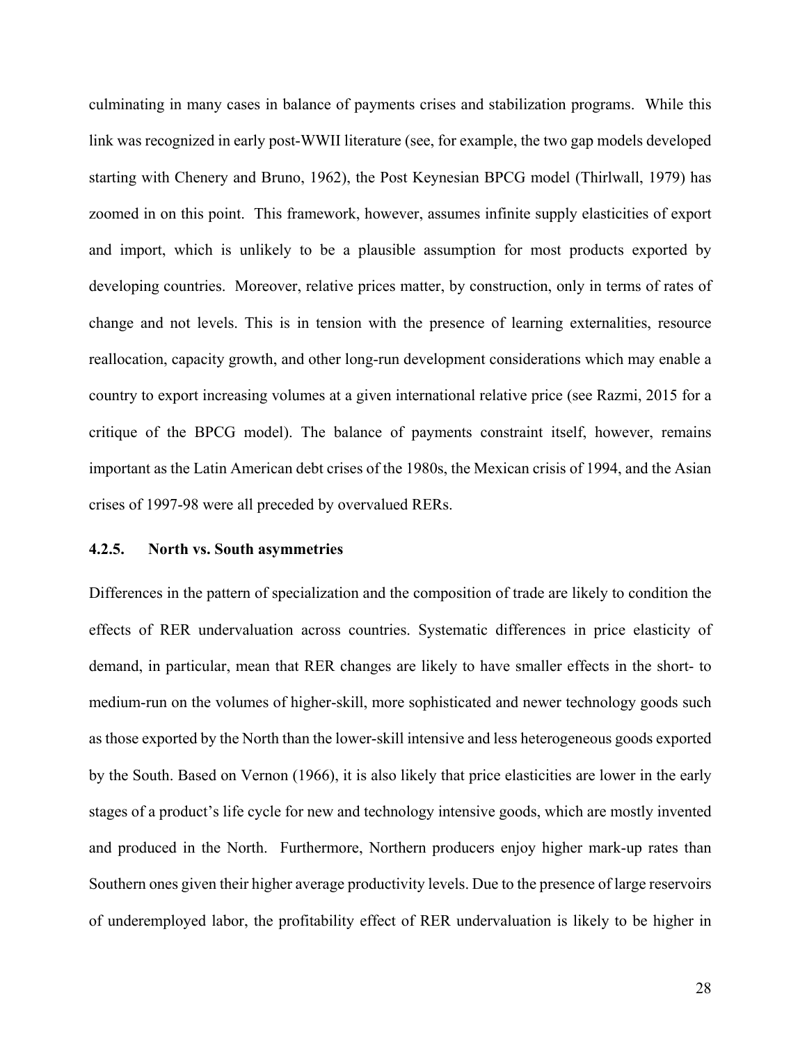culminating in many cases in balance of payments crises and stabilization programs. While this link was recognized in early post-WWII literature (see, for example, the two gap models developed starting with Chenery and Bruno, 1962), the Post Keynesian BPCG model (Thirlwall, 1979) has zoomed in on this point. This framework, however, assumes infinite supply elasticities of export and import, which is unlikely to be a plausible assumption for most products exported by developing countries. Moreover, relative prices matter, by construction, only in terms of rates of change and not levels. This is in tension with the presence of learning externalities, resource reallocation, capacity growth, and other long-run development considerations which may enable a country to export increasing volumes at a given international relative price (see Razmi, 2015 for a critique of the BPCG model). The balance of payments constraint itself, however, remains important as the Latin American debt crises of the 1980s, the Mexican crisis of 1994, and the Asian crises of 1997-98 were all preceded by overvalued RERs.

#### 4.2.5. North vs. South asymmetries

Differences in the pattern of specialization and the composition of trade are likely to condition the effects of RER undervaluation across countries. Systematic differences in price elasticity of demand, in particular, mean that RER changes are likely to have smaller effects in the short- to medium-run on the volumes of higher-skill, more sophisticated and newer technology goods such as those exported by the North than the lower-skill intensive and less heterogeneous goods exported by the South. Based on Vernon (1966), it is also likely that price elasticities are lower in the early stages of a product's life cycle for new and technology intensive goods, which are mostly invented and produced in the North. Furthermore, Northern producers enjoy higher mark-up rates than Southern ones given their higher average productivity levels. Due to the presence of large reservoirs of underemployed labor, the profitability effect of RER undervaluation is likely to be higher in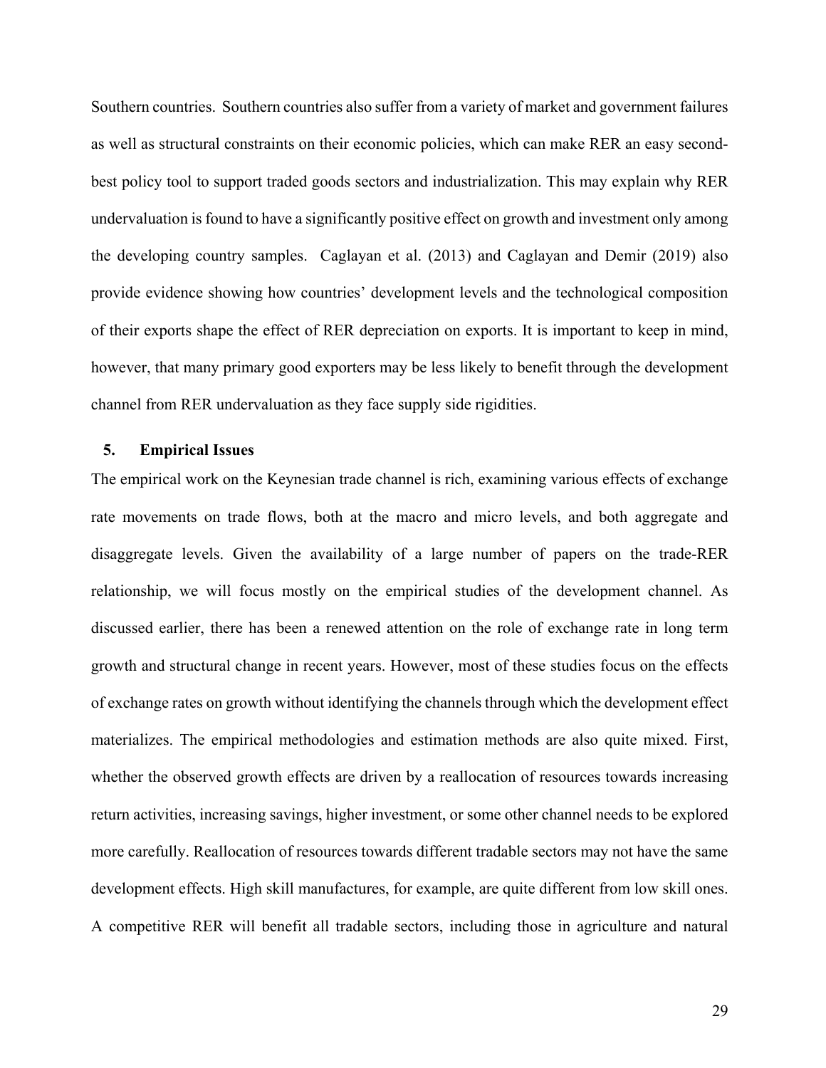Southern countries. Southern countries also suffer from a variety of market and government failures as well as structural constraints on their economic policies, which can make RER an easy second-best policy tool to support traded goods sectors and industrialization. This may explain why RER undervaluation is found to have a significantly positive effect on growth and investment only among the developing country samples. Caglayan et al. (2013) and Caglayan and Demir (2019) also provide evidence showing how countries' development levels and the technological composition of their exports shape the effect of RER depreciation on exports. It is important to keep in mind, however, that many primary good exporters may be less likely to benefit through the development channel from RER undervaluation as they face supply side rigidities.

## 5. Empirical Issues

The empirical work on the Keynesian trade channel is rich, examining various effects of exchange rate movements on trade flows, both at the macro and micro levels, and both aggregate and disaggregate levels. Given the availability of a large number of papers on the trade-RER relationship, we will focus mostly on the empirical studies of the development channel. As discussed earlier, there has been a renewed attention on the role of exchange rate in long term growth and structural change in recent years. However, most of these studies focus on the effects of exchange rates on growth without identifying the channels through which the development effect materializes. The empirical methodologies and estimation methods are also quite mixed. First, whether the observed growth effects are driven by a reallocation of resources towards increasing return activities, increasing savings, higher investment, or some other channel needs to be explored more carefully. Reallocation of resources towards different tradable sectors may not have the same development effects. High skill manufactures, for example, are quite different from low skill ones. A competitive RER will benefit all tradable sectors, including those in agriculture and natural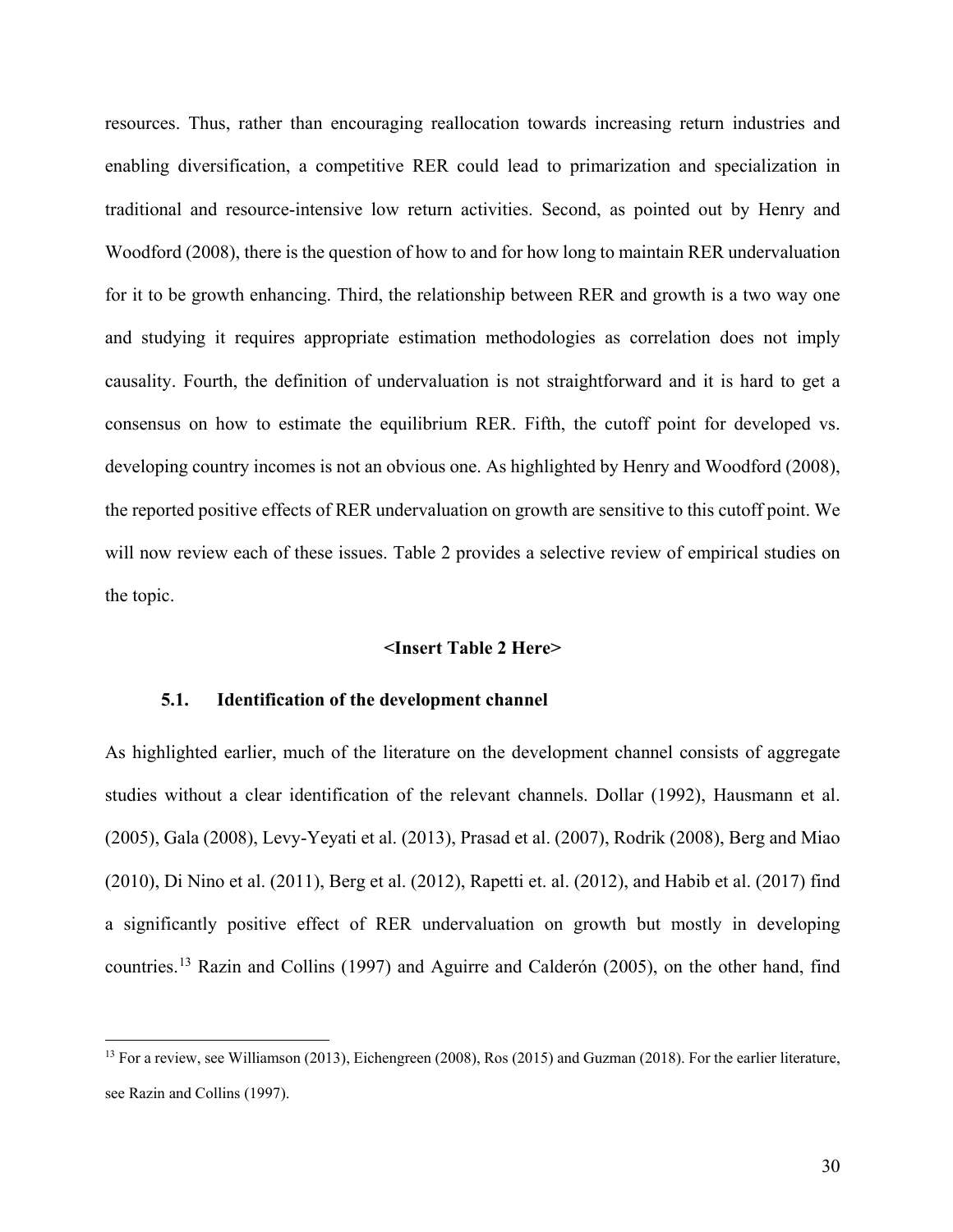resources. Thus, rather than encouraging reallocation towards increasing return industries and enabling diversification, a competitive RER could lead to primarization and specialization in traditional and resource-intensive low return activities. Second, as pointed out by Henry and Woodford (2008), there is the question of how to and for how long to maintain RER undervaluation for it to be growth enhancing. Third, the relationship between RER and growth is a two way one and studying it requires appropriate estimation methodologies as correlation does not imply causality. Fourth, the definition of undervaluation is not straightforward and it is hard to get a consensus on how to estimate the equilibrium RER. Fifth, the cutoff point for developed vs. developing country incomes is not an obvious one. As highlighted by Henry and Woodford (2008), the reported positive effects of RER undervaluation on growth are sensitive to this cutoff point. We will now review each of these issues. Table 2 provides a selective review of empirical studies on the topic.

**<Insert Table 2 Here>**

### 5.1. Identification of the development channel

As highlighted earlier, much of the literature on the development channel consists of aggregate studies without a clear identification of the relevant channels. Dollar (1992), Hausmann et al. (2005), Gala (2008), Levy-Yeyati et al. (2013), Prasad et al. (2007), Rodrik (2008), Berg and Miao (2010), Di Nino et al. (2011), Berg et al. (2012), Rapetti et. al. (2012), and Habib et al. (2017) find a significantly positive effect of RER undervaluation on growth but mostly in developing countries.[13] Razin and Collins (1997) and Aguirre and Calderón (2005), on the other hand, find

[13] For a review, see Williamson (2013), Eichengreen (2008), Ros (2015) and Guzman (2018). For the earlier literature, see Razin and Collins (1997).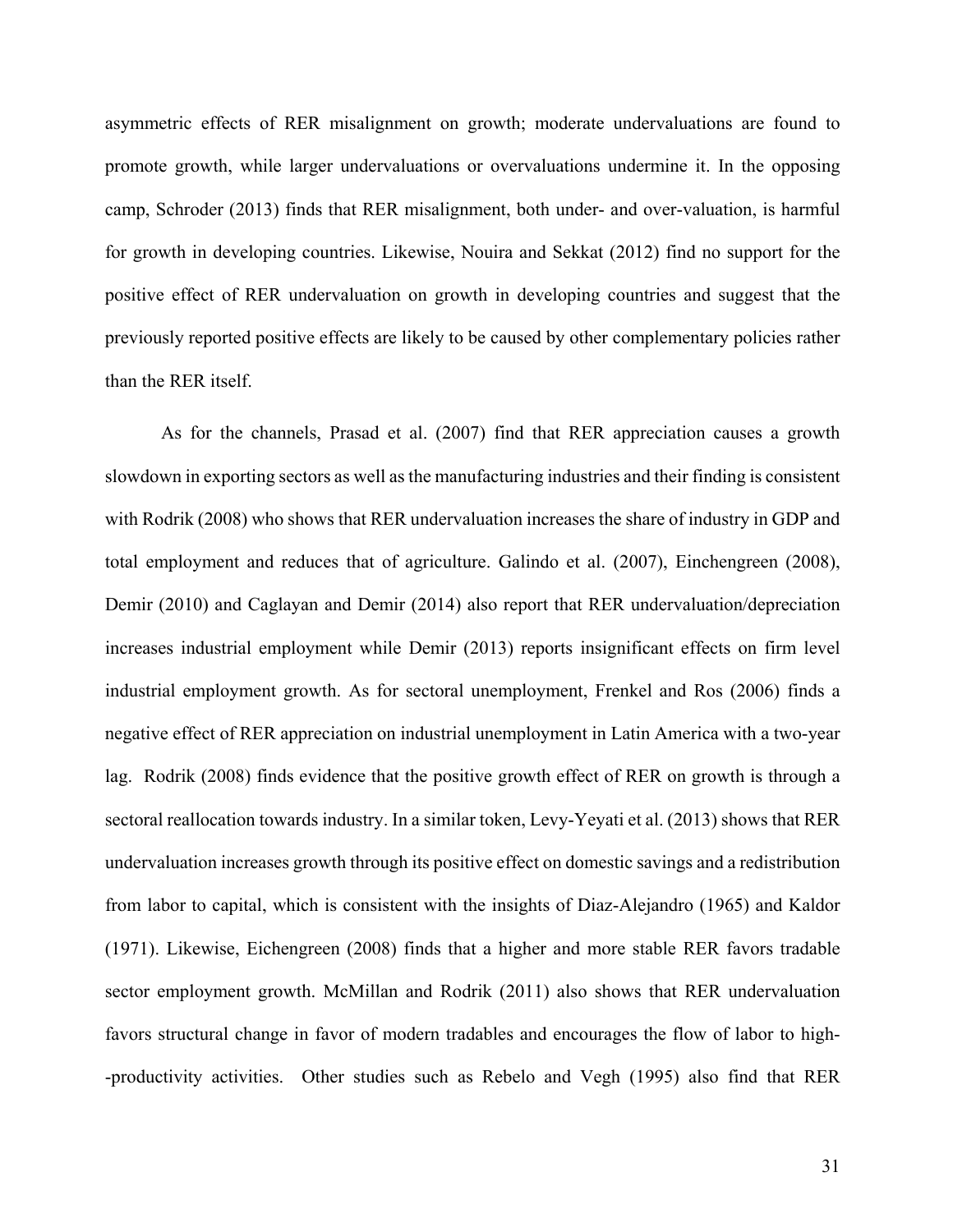asymmetric effects of RER misalignment on growth; moderate undervaluations are found to promote growth, while larger undervaluations or overvaluations undermine it. In the opposing camp, Schroder (2013) finds that RER misalignment, both under- and over-valuation, is harmful for growth in developing countries. Likewise, Nouira and Sekkat (2012) find no support for the positive effect of RER undervaluation on growth in developing countries and suggest that the previously reported positive effects are likely to be caused by other complementary policies rather than the RER itself.

As for the channels, Prasad et al. (2007) find that RER appreciation causes a growth slowdown in exporting sectors as well as the manufacturing industries and their finding is consistent with Rodrik (2008) who shows that RER undervaluation increases the share of industry in GDP and total employment and reduces that of agriculture. Galindo et al. (2007), Einchengreen (2008), Demir (2010) and Caglayan and Demir (2014) also report that RER undervaluation/depreciation increases industrial employment while Demir (2013) reports insignificant effects on firm level industrial employment growth. As for sectoral unemployment, Frenkel and Ros (2006) finds a negative effect of RER appreciation on industrial unemployment in Latin America with a two-year lag. Rodrik (2008) finds evidence that the positive growth effect of RER on growth is through a sectoral reallocation towards industry. In a similar token, Levy-Yeyati et al. (2013) shows that RER undervaluation increases growth through its positive effect on domestic savings and a redistribution from labor to capital, which is consistent with the insights of Diaz-Alejandro (1965) and Kaldor (1971). Likewise, Eichengreen (2008) finds that a higher and more stable RER favors tradable sector employment growth. McMillan and Rodrik (2011) also shows that RER undervaluation favors structural change in favor of modern tradables and encourages the flow of labor to high--productivity activities. Other studies such as Rebelo and Vegh (1995) also find that RER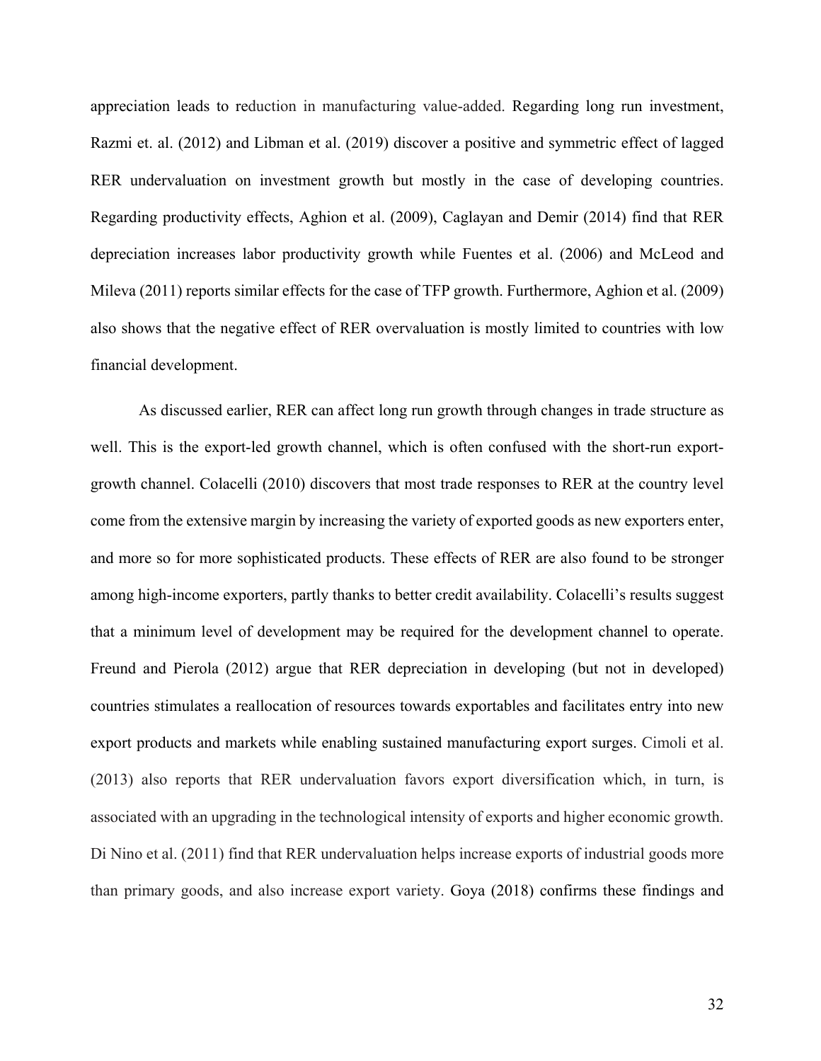appreciation leads to reduction in manufacturing value-added. Regarding long run investment, Razmi et. al. (2012) and Libman et al. (2019) discover a positive and symmetric effect of lagged RER undervaluation on investment growth but mostly in the case of developing countries. Regarding productivity effects, Aghion et al. (2009), Caglayan and Demir (2014) find that RER depreciation increases labor productivity growth while Fuentes et al. (2006) and McLeod and Mileva (2011) reports similar effects for the case of TFP growth. Furthermore, Aghion et al. (2009) also shows that the negative effect of RER overvaluation is mostly limited to countries with low financial development.

As discussed earlier, RER can affect long run growth through changes in trade structure as well. This is the export-led growth channel, which is often confused with the short-run export-growth channel. Colacelli (2010) discovers that most trade responses to RER at the country level come from the extensive margin by increasing the variety of exported goods as new exporters enter, and more so for more sophisticated products. These effects of RER are also found to be stronger among high-income exporters, partly thanks to better credit availability. Colacelli's results suggest that a minimum level of development may be required for the development channel to operate. Freund and Pierola (2012) argue that RER depreciation in developing (but not in developed) countries stimulates a reallocation of resources towards exportables and facilitates entry into new export products and markets while enabling sustained manufacturing export surges. Cimoli et al. (2013) also reports that RER undervaluation favors export diversification which, in turn, is associated with an upgrading in the technological intensity of exports and higher economic growth. Di Nino et al. (2011) find that RER undervaluation helps increase exports of industrial goods more than primary goods, and also increase export variety. Goya (2018) confirms these findings and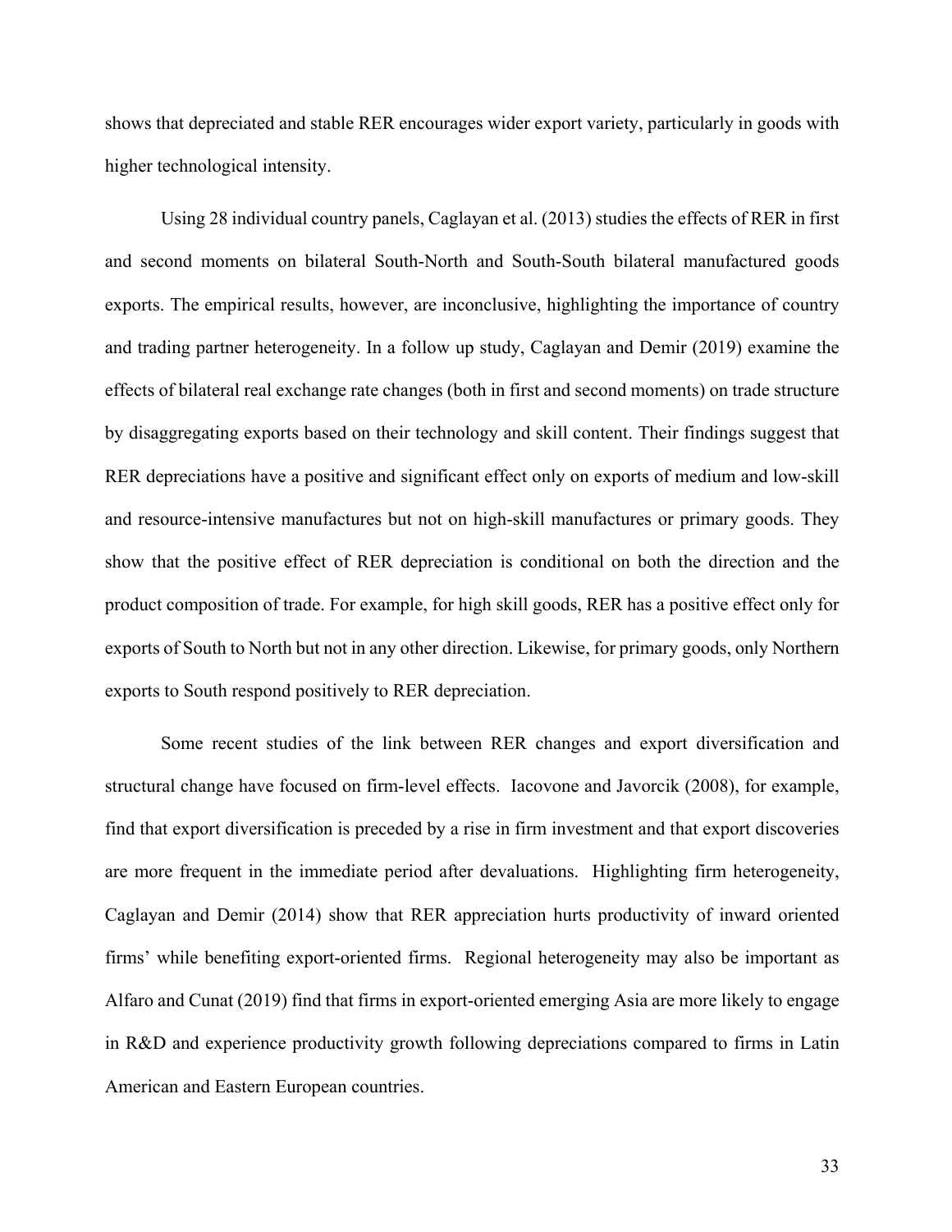shows that depreciated and stable RER encourages wider export variety, particularly in goods with higher technological intensity.

Using 28 individual country panels, Caglayan et al. (2013) studies the effects of RER in first and second moments on bilateral South-North and South-South bilateral manufactured goods exports. The empirical results, however, are inconclusive, highlighting the importance of country and trading partner heterogeneity. In a follow up study, Caglayan and Demir (2019) examine the effects of bilateral real exchange rate changes (both in first and second moments) on trade structure by disaggregating exports based on their technology and skill content. Their findings suggest that RER depreciations have a positive and significant effect only on exports of medium and low-skill and resource-intensive manufactures but not on high-skill manufactures or primary goods. They show that the positive effect of RER depreciation is conditional on both the direction and the product composition of trade. For example, for high skill goods, RER has a positive effect only for exports of South to North but not in any other direction. Likewise, for primary goods, only Northern exports to South respond positively to RER depreciation.

Some recent studies of the link between RER changes and export diversification and structural change have focused on firm-level effects. Iacovone and Javorcik (2008), for example, find that export diversification is preceded by a rise in firm investment and that export discoveries are more frequent in the immediate period after devaluations. Highlighting firm heterogeneity, Caglayan and Demir (2014) show that RER appreciation hurts productivity of inward oriented firms' while benefiting export-oriented firms. Regional heterogeneity may also be important as Alfaro and Cunat (2019) find that firms in export-oriented emerging Asia are more likely to engage in R&D and experience productivity growth following depreciations compared to firms in Latin American and Eastern European countries.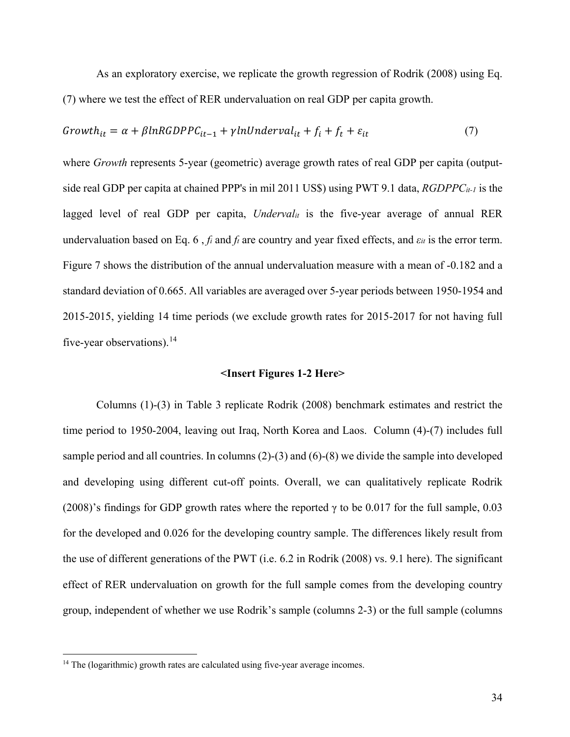As an exploratory exercise, we replicate the growth regression of Rodrik (2008) using Eq. (7) where we test the effect of RER undervaluation on real GDP per capita growth.

$$Growth_{it} = \alpha + \beta lnRGDPPC_{it-1} + \gamma lnUnderval_{it} + f_i + f_t + \varepsilon_{it} \tag{7}$$

where *Growth* represents 5-year (geometric) average growth rates of real GDP per capita (output-side real GDP per capita at chained PPP's in mil 2011 US$) using PWT 9.1 data, $RGDPPC_{it-1}$ is the lagged level of real GDP per capita, $Underval_{it}$ is the five-year average of annual RER undervaluation based on Eq. 6 , $f_i$ and $f_t$ are country and year fixed effects, and $\varepsilon_{it}$ is the error term. Figure 7 shows the distribution of the annual undervaluation measure with a mean of -0.182 and a standard deviation of 0.665. All variables are averaged over 5-year periods between 1950-1954 and 2015-2015, yielding 14 time periods (we exclude growth rates for 2015-2017 for not having full five-year observations).[14]

**<Insert Figures 1-2 Here>**

Columns (1)-(3) in Table 3 replicate Rodrik (2008) benchmark estimates and restrict the time period to 1950-2004, leaving out Iraq, North Korea and Laos. Column (4)-(7) includes full sample period and all countries. In columns (2)-(3) and (6)-(8) we divide the sample into developed and developing using different cut-off points. Overall, we can qualitatively replicate Rodrik (2008)'s findings for GDP growth rates where the reported γ to be 0.017 for the full sample, 0.03 for the developed and 0.026 for the developing country sample. The differences likely result from the use of different generations of the PWT (i.e. 6.2 in Rodrik (2008) vs. 9.1 here). The significant effect of RER undervaluation on growth for the full sample comes from the developing country group, independent of whether we use Rodrik's sample (columns 2-3) or the full sample (columns

[14] The (logarithmic) growth rates are calculated using five-year average incomes.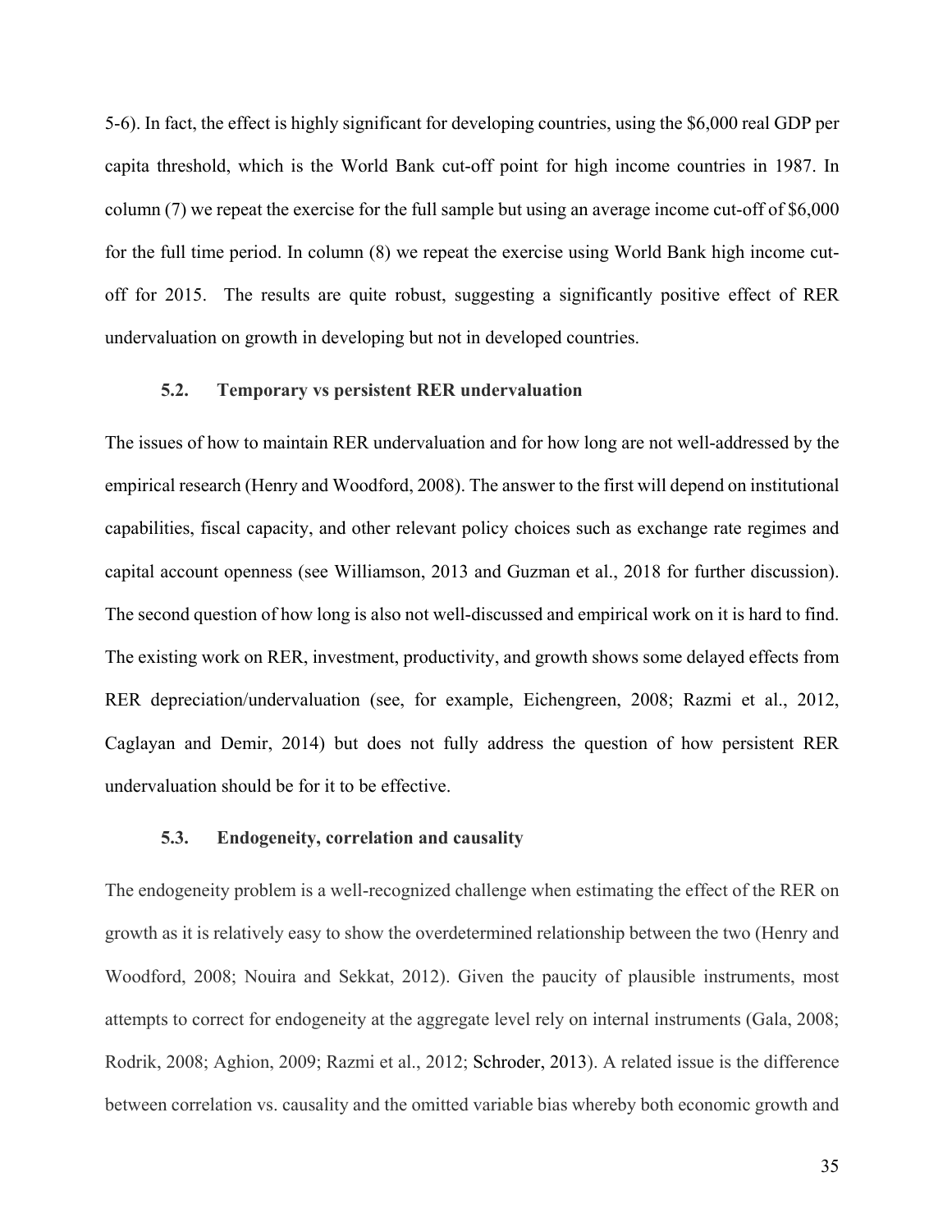5-6). In fact, the effect is highly significant for developing countries, using the $6,000 real GDP per capita threshold, which is the World Bank cut-off point for high income countries in 1987. In column (7) we repeat the exercise for the full sample but using an average income cut-off of $6,000 for the full time period. In column (8) we repeat the exercise using World Bank high income cut-off for 2015. The results are quite robust, suggesting a significantly positive effect of RER undervaluation on growth in developing but not in developed countries.

### 5.2. Temporary vs persistent RER undervaluation

The issues of how to maintain RER undervaluation and for how long are not well-addressed by the empirical research (Henry and Woodford, 2008). The answer to the first will depend on institutional capabilities, fiscal capacity, and other relevant policy choices such as exchange rate regimes and capital account openness (see Williamson, 2013 and Guzman et al., 2018 for further discussion). The second question of how long is also not well-discussed and empirical work on it is hard to find. The existing work on RER, investment, productivity, and growth shows some delayed effects from RER depreciation/undervaluation (see, for example, Eichengreen, 2008; Razmi et al., 2012, Caglayan and Demir, 2014) but does not fully address the question of how persistent RER undervaluation should be for it to be effective.

### 5.3. Endogeneity, correlation and causality

The endogeneity problem is a well-recognized challenge when estimating the effect of the RER on growth as it is relatively easy to show the overdetermined relationship between the two (Henry and Woodford, 2008; Nouira and Sekkat, 2012). Given the paucity of plausible instruments, most attempts to correct for endogeneity at the aggregate level rely on internal instruments (Gala, 2008; Rodrik, 2008; Aghion, 2009; Razmi et al., 2012; Schroder, 2013). A related issue is the difference between correlation vs. causality and the omitted variable bias whereby both economic growth and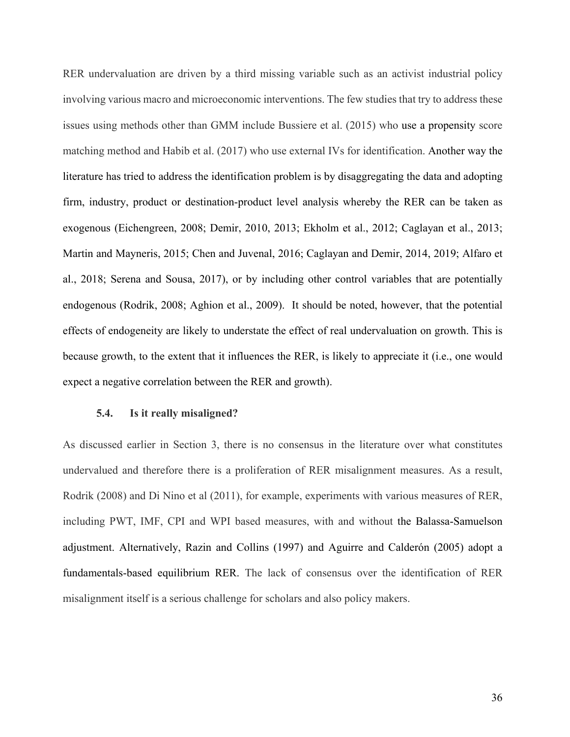RER undervaluation are driven by a third missing variable such as an activist industrial policy involving various macro and microeconomic interventions. The few studies that try to address these issues using methods other than GMM include Bussiere et al. (2015) who use a propensity score matching method and Habib et al. (2017) who use external IVs for identification. Another way the literature has tried to address the identification problem is by disaggregating the data and adopting firm, industry, product or destination-product level analysis whereby the RER can be taken as exogenous (Eichengreen, 2008; Demir, 2010, 2013; Ekholm et al., 2012; Caglayan et al., 2013; Martin and Mayneris, 2015; Chen and Juvenal, 2016; Caglayan and Demir, 2014, 2019; Alfaro et al., 2018; Serena and Sousa, 2017), or by including other control variables that are potentially endogenous (Rodrik, 2008; Aghion et al., 2009). It should be noted, however, that the potential effects of endogeneity are likely to understate the effect of real undervaluation on growth. This is because growth, to the extent that it influences the RER, is likely to appreciate it (i.e., one would expect a negative correlation between the RER and growth).

### 5.4. Is it really misaligned?

As discussed earlier in Section 3, there is no consensus in the literature over what constitutes undervalued and therefore there is a proliferation of RER misalignment measures. As a result, Rodrik (2008) and Di Nino et al (2011), for example, experiments with various measures of RER, including PWT, IMF, CPI and WPI based measures, with and without the Balassa-Samuelson adjustment. Alternatively, Razin and Collins (1997) and Aguirre and Calderón (2005) adopt a fundamentals-based equilibrium RER. The lack of consensus over the identification of RER misalignment itself is a serious challenge for scholars and also policy makers.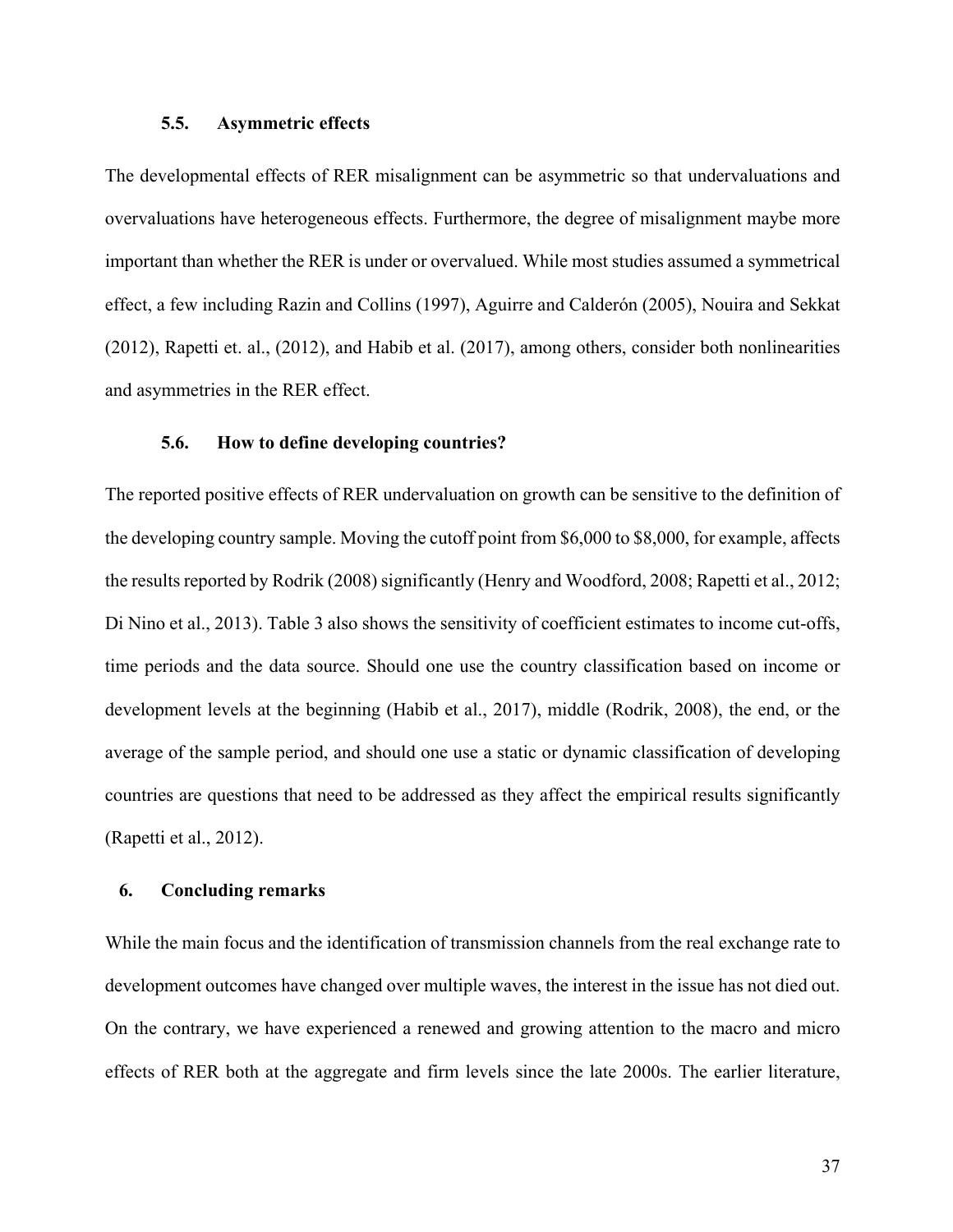### 5.5. Asymmetric effects

The developmental effects of RER misalignment can be asymmetric so that undervaluations and overvaluations have heterogeneous effects. Furthermore, the degree of misalignment maybe more important than whether the RER is under or overvalued. While most studies assumed a symmetrical effect, a few including Razin and Collins (1997), Aguirre and Calderón (2005), Nouira and Sekkat (2012), Rapetti et. al., (2012), and Habib et al. (2017), among others, consider both nonlinearities and asymmetries in the RER effect.

### 5.6. How to define developing countries?

The reported positive effects of RER undervaluation on growth can be sensitive to the definition of the developing country sample. Moving the cutoff point from $6,000 to $8,000, for example, affects the results reported by Rodrik (2008) significantly (Henry and Woodford, 2008; Rapetti et al., 2012; Di Nino et al., 2013). Table 3 also shows the sensitivity of coefficient estimates to income cut-offs, time periods and the data source. Should one use the country classification based on income or development levels at the beginning (Habib et al., 2017), middle (Rodrik, 2008), the end, or the average of the sample period, and should one use a static or dynamic classification of developing countries are questions that need to be addressed as they affect the empirical results significantly (Rapetti et al., 2012).

## 6. Concluding remarks

While the main focus and the identification of transmission channels from the real exchange rate to development outcomes have changed over multiple waves, the interest in the issue has not died out. On the contrary, we have experienced a renewed and growing attention to the macro and micro effects of RER both at the aggregate and firm levels since the late 2000s. The earlier literature,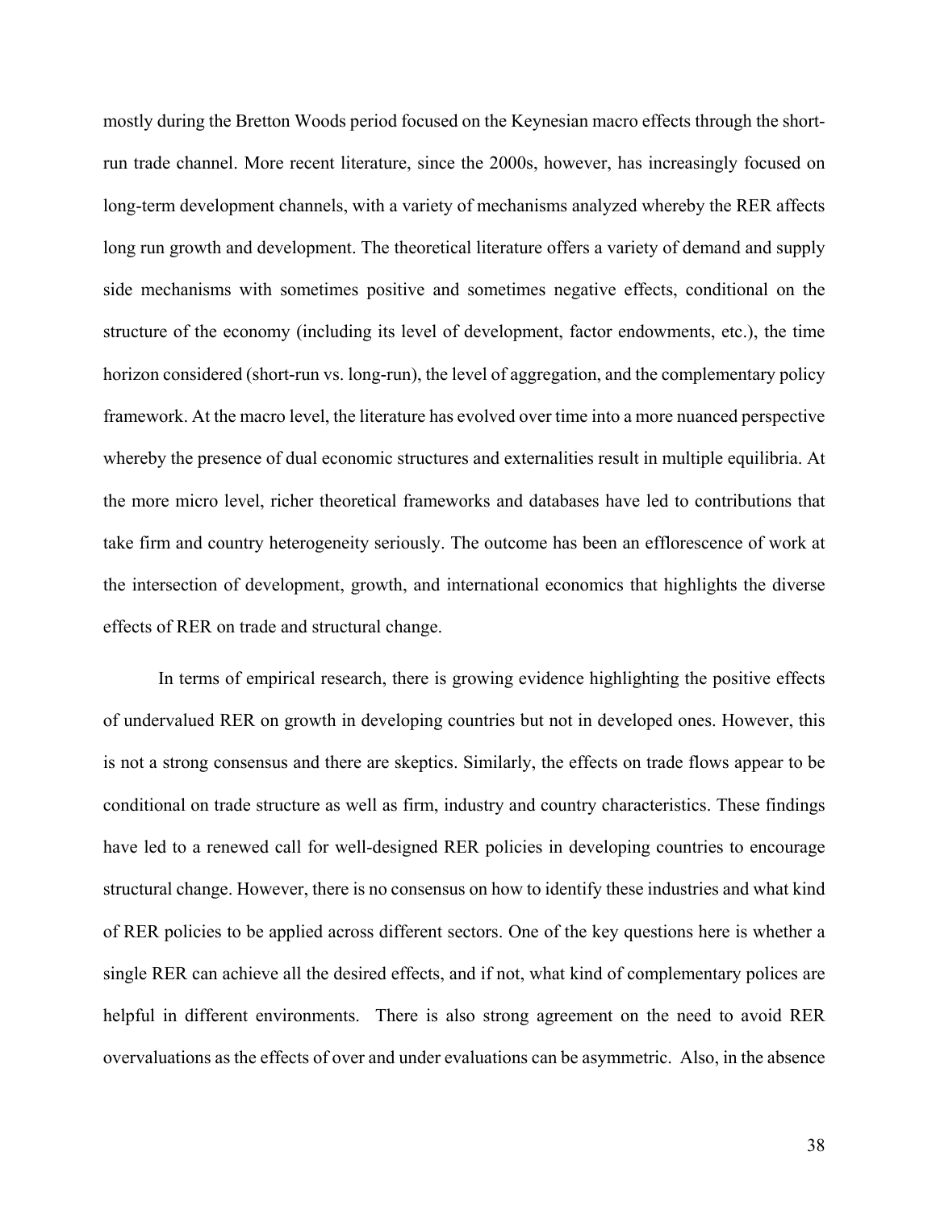mostly during the Bretton Woods period focused on the Keynesian macro effects through the short-run trade channel. More recent literature, since the 2000s, however, has increasingly focused on long-term development channels, with a variety of mechanisms analyzed whereby the RER affects long run growth and development. The theoretical literature offers a variety of demand and supply side mechanisms with sometimes positive and sometimes negative effects, conditional on the structure of the economy (including its level of development, factor endowments, etc.), the time horizon considered (short-run vs. long-run), the level of aggregation, and the complementary policy framework. At the macro level, the literature has evolved over time into a more nuanced perspective whereby the presence of dual economic structures and externalities result in multiple equilibria. At the more micro level, richer theoretical frameworks and databases have led to contributions that take firm and country heterogeneity seriously. The outcome has been an efflorescence of work at the intersection of development, growth, and international economics that highlights the diverse effects of RER on trade and structural change.

In terms of empirical research, there is growing evidence highlighting the positive effects of undervalued RER on growth in developing countries but not in developed ones. However, this is not a strong consensus and there are skeptics. Similarly, the effects on trade flows appear to be conditional on trade structure as well as firm, industry and country characteristics. These findings have led to a renewed call for well-designed RER policies in developing countries to encourage structural change. However, there is no consensus on how to identify these industries and what kind of RER policies to be applied across different sectors. One of the key questions here is whether a single RER can achieve all the desired effects, and if not, what kind of complementary polices are helpful in different environments. There is also strong agreement on the need to avoid RER overvaluations as the effects of over and under evaluations can be asymmetric. Also, in the absence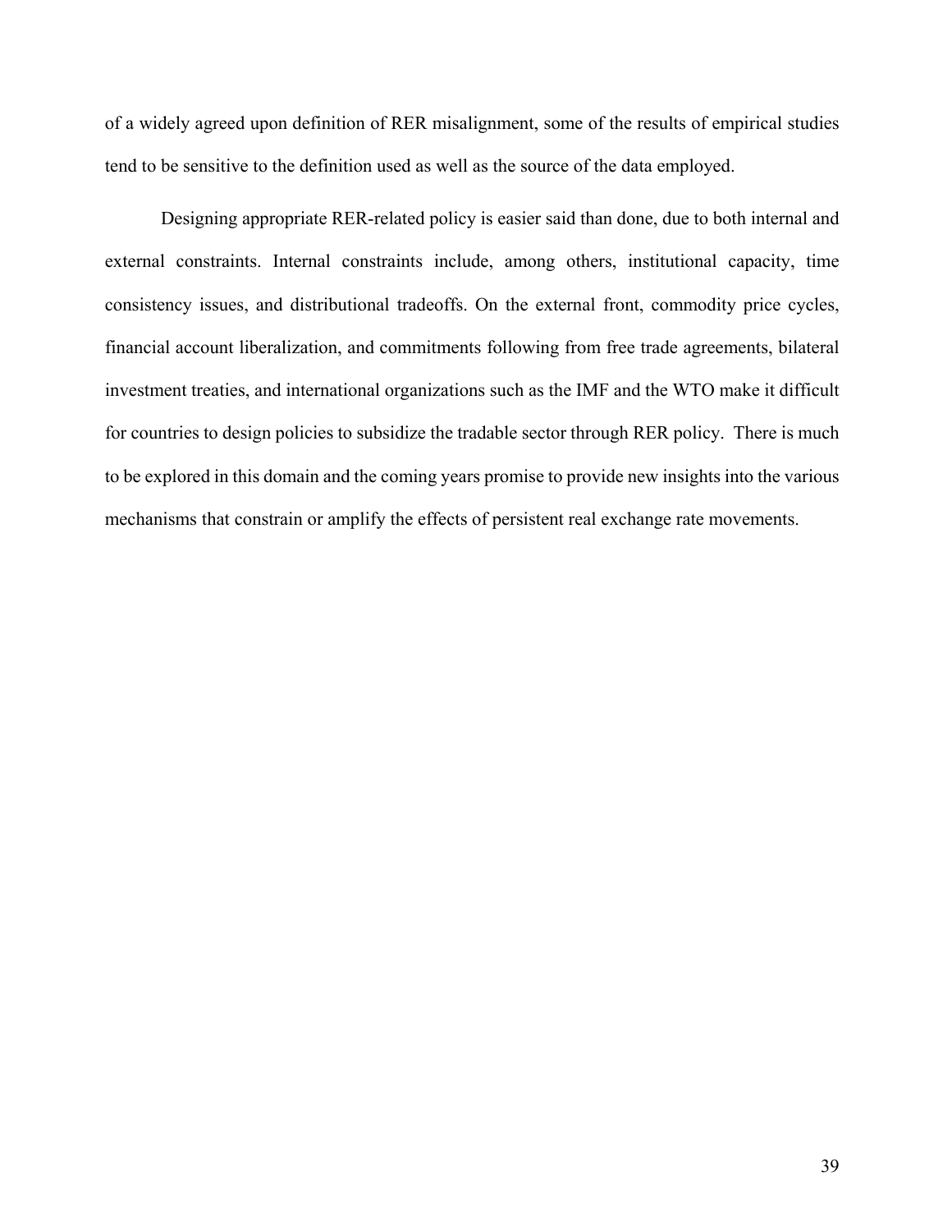of a widely agreed upon definition of RER misalignment, some of the results of empirical studies tend to be sensitive to the definition used as well as the source of the data employed.

Designing appropriate RER-related policy is easier said than done, due to both internal and external constraints. Internal constraints include, among others, institutional capacity, time consistency issues, and distributional tradeoffs. On the external front, commodity price cycles, financial account liberalization, and commitments following from free trade agreements, bilateral investment treaties, and international organizations such as the IMF and the WTO make it difficult for countries to design policies to subsidize the tradable sector through RER policy. There is much to be explored in this domain and the coming years promise to provide new insights into the various mechanisms that constrain or amplify the effects of persistent real exchange rate movements.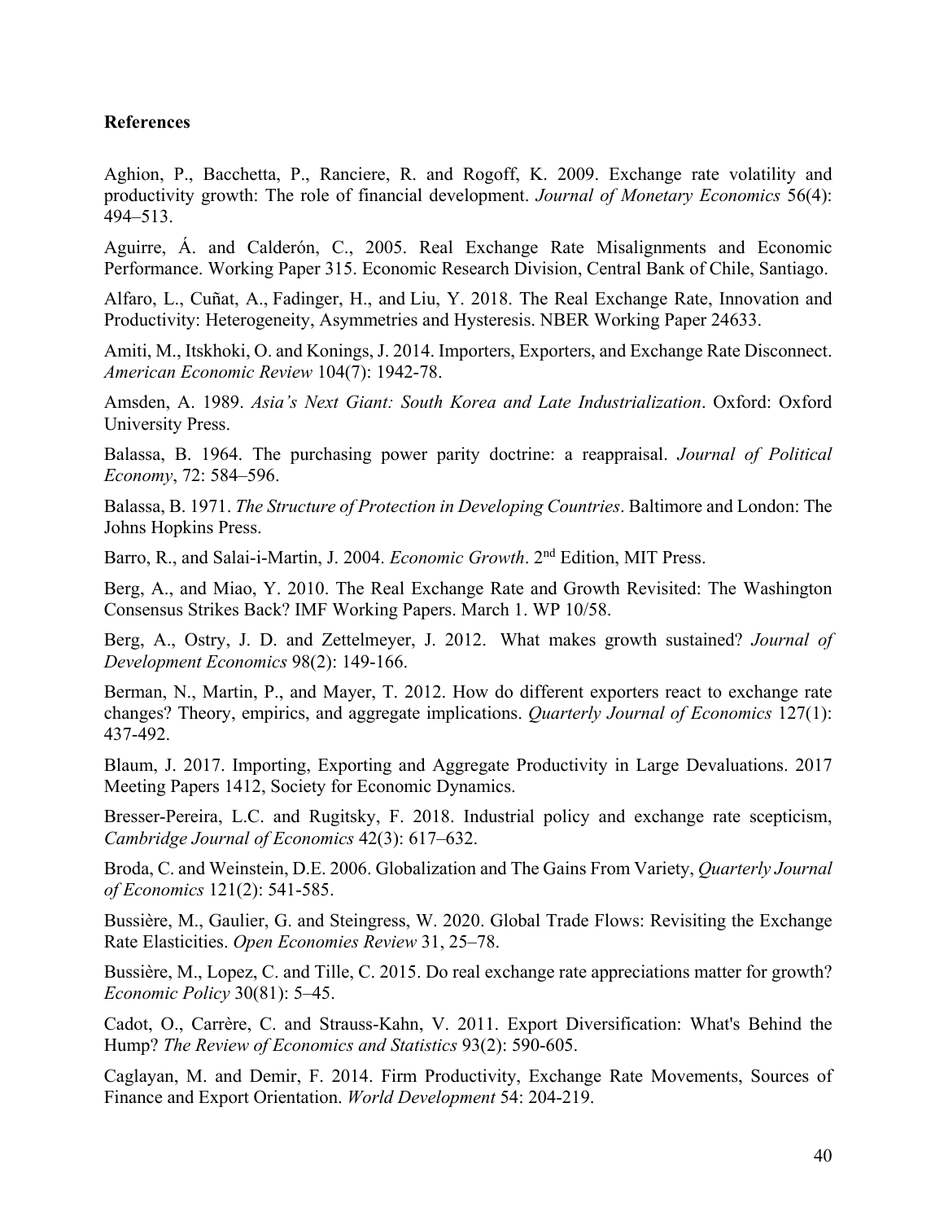## References

Aghion, P., Bacchetta, P., Ranciere, R. and Rogoff, K. 2009. Exchange rate volatility and productivity growth: The role of financial development. *Journal of Monetary Economics* 56(4): 494–513.

Aguirre, Á. and Calderón, C., 2005. Real Exchange Rate Misalignments and Economic Performance. Working Paper 315. Economic Research Division, Central Bank of Chile, Santiago.

Alfaro, L., Cuñat, A., Fadinger, H., and Liu, Y. 2018. The Real Exchange Rate, Innovation and Productivity: Heterogeneity, Asymmetries and Hysteresis. NBER Working Paper 24633.

Amiti, M., Itskhoki, O. and Konings, J. 2014. Importers, Exporters, and Exchange Rate Disconnect. *American Economic Review* 104(7): 1942-78.

Amsden, A. 1989. *Asia's Next Giant: South Korea and Late Industrialization*. Oxford: Oxford University Press.

Balassa, B. 1964. The purchasing power parity doctrine: a reappraisal. *Journal of Political Economy*, 72: 584–596.

Balassa, B. 1971. *The Structure of Protection in Developing Countries*. Baltimore and London: The Johns Hopkins Press.

Barro, R., and Salai-i-Martin, J. 2004. *Economic Growth*. 2nd Edition, MIT Press.

Berg, A., and Miao, Y. 2010. The Real Exchange Rate and Growth Revisited: The Washington Consensus Strikes Back? IMF Working Papers. March 1. WP 10/58.

Berg, A., Ostry, J. D. and Zettelmeyer, J. 2012. What makes growth sustained? *Journal of Development Economics* 98(2): 149-166.

Berman, N., Martin, P., and Mayer, T. 2012. How do different exporters react to exchange rate changes? Theory, empirics, and aggregate implications. *Quarterly Journal of Economics* 127(1): 437-492.

Blaum, J. 2017. Importing, Exporting and Aggregate Productivity in Large Devaluations. 2017 Meeting Papers 1412, Society for Economic Dynamics.

Bresser-Pereira, L.C. and Rugitsky, F. 2018. Industrial policy and exchange rate scepticism, *Cambridge Journal of Economics* 42(3): 617–632.

Broda, C. and Weinstein, D.E. 2006. Globalization and The Gains From Variety, *Quarterly Journal of Economics* 121(2): 541-585.

Bussière, M., Gaulier, G. and Steingress, W. 2020. Global Trade Flows: Revisiting the Exchange Rate Elasticities. *Open Economies Review* 31, 25–78.

Bussière, M., Lopez, C. and Tille, C. 2015. Do real exchange rate appreciations matter for growth? *Economic Policy* 30(81): 5–45.

Cadot, O., Carrère, C. and Strauss-Kahn, V. 2011. Export Diversification: What's Behind the Hump? *The Review of Economics and Statistics* 93(2): 590-605.

Caglayan, M. and Demir, F. 2014. Firm Productivity, Exchange Rate Movements, Sources of Finance and Export Orientation. *World Development* 54: 204-219.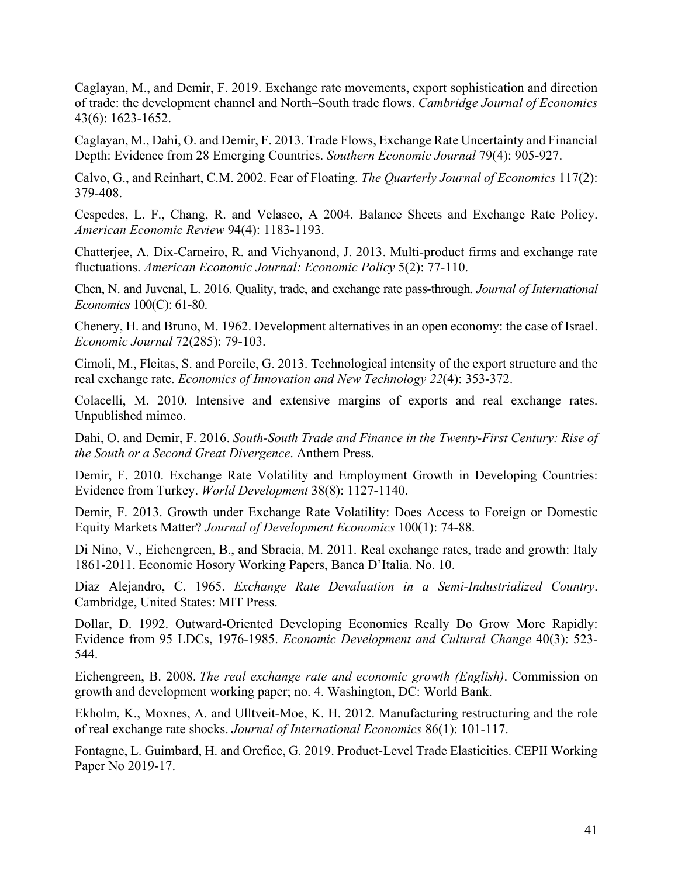Caglayan, M., and Demir, F. 2019. Exchange rate movements, export sophistication and direction of trade: the development channel and North–South trade flows. *Cambridge Journal of Economics* 43(6): 1623-1652.

Caglayan, M., Dahi, O. and Demir, F. 2013. Trade Flows, Exchange Rate Uncertainty and Financial Depth: Evidence from 28 Emerging Countries. *Southern Economic Journal* 79(4): 905-927.

Calvo, G., and Reinhart, C.M. 2002. Fear of Floating. *The Quarterly Journal of Economics* 117(2): 379-408.

Cespedes, L. F., Chang, R. and Velasco, A 2004. Balance Sheets and Exchange Rate Policy. *American Economic Review* 94(4): 1183-1193.

Chatterjee, A. Dix-Carneiro, R. and Vichyanond, J. 2013. Multi-product firms and exchange rate fluctuations. *American Economic Journal: Economic Policy* 5(2): 77-110.

Chen, N. and Juvenal, L. 2016. Quality, trade, and exchange rate pass-through. *Journal of International Economics* 100(C): 61-80.

Chenery, H. and Bruno, M. 1962. Development alternatives in an open economy: the case of Israel. *Economic Journal* 72(285): 79-103.

Cimoli, M., Fleitas, S. and Porcile, G. 2013. Technological intensity of the export structure and the real exchange rate. *Economics of Innovation and New Technology 22*(4): 353-372.

Colacelli, M. 2010. Intensive and extensive margins of exports and real exchange rates. Unpublished mimeo.

Dahi, O. and Demir, F. 2016. *South-South Trade and Finance in the Twenty-First Century: Rise of the South or a Second Great Divergence*. Anthem Press.

Demir, F. 2010. Exchange Rate Volatility and Employment Growth in Developing Countries: Evidence from Turkey. *World Development* 38(8): 1127-1140.

Demir, F. 2013. Growth under Exchange Rate Volatility: Does Access to Foreign or Domestic Equity Markets Matter? *Journal of Development Economics* 100(1): 74-88.

Di Nino, V., Eichengreen, B., and Sbracia, M. 2011. Real exchange rates, trade and growth: Italy 1861-2011. Economic Hosory Working Papers, Banca D'Italia. No. 10.

Diaz Alejandro, C. 1965. *Exchange Rate Devaluation in a Semi-Industrialized Country*. Cambridge, United States: MIT Press.

Dollar, D. 1992. Outward-Oriented Developing Economies Really Do Grow More Rapidly: Evidence from 95 LDCs, 1976-1985. *Economic Development and Cultural Change* 40(3): 523-544.

Eichengreen, B. 2008. *The real exchange rate and economic growth (English)*. Commission on growth and development working paper; no. 4. Washington, DC: World Bank.

Ekholm, K., Moxnes, A. and Ulltveit-Moe, K. H. 2012. Manufacturing restructuring and the role of real exchange rate shocks. *Journal of International Economics* 86(1): 101-117.

Fontagne, L. Guimbard, H. and Orefice, G. 2019. Product-Level Trade Elasticities. CEPII Working Paper No 2019-17.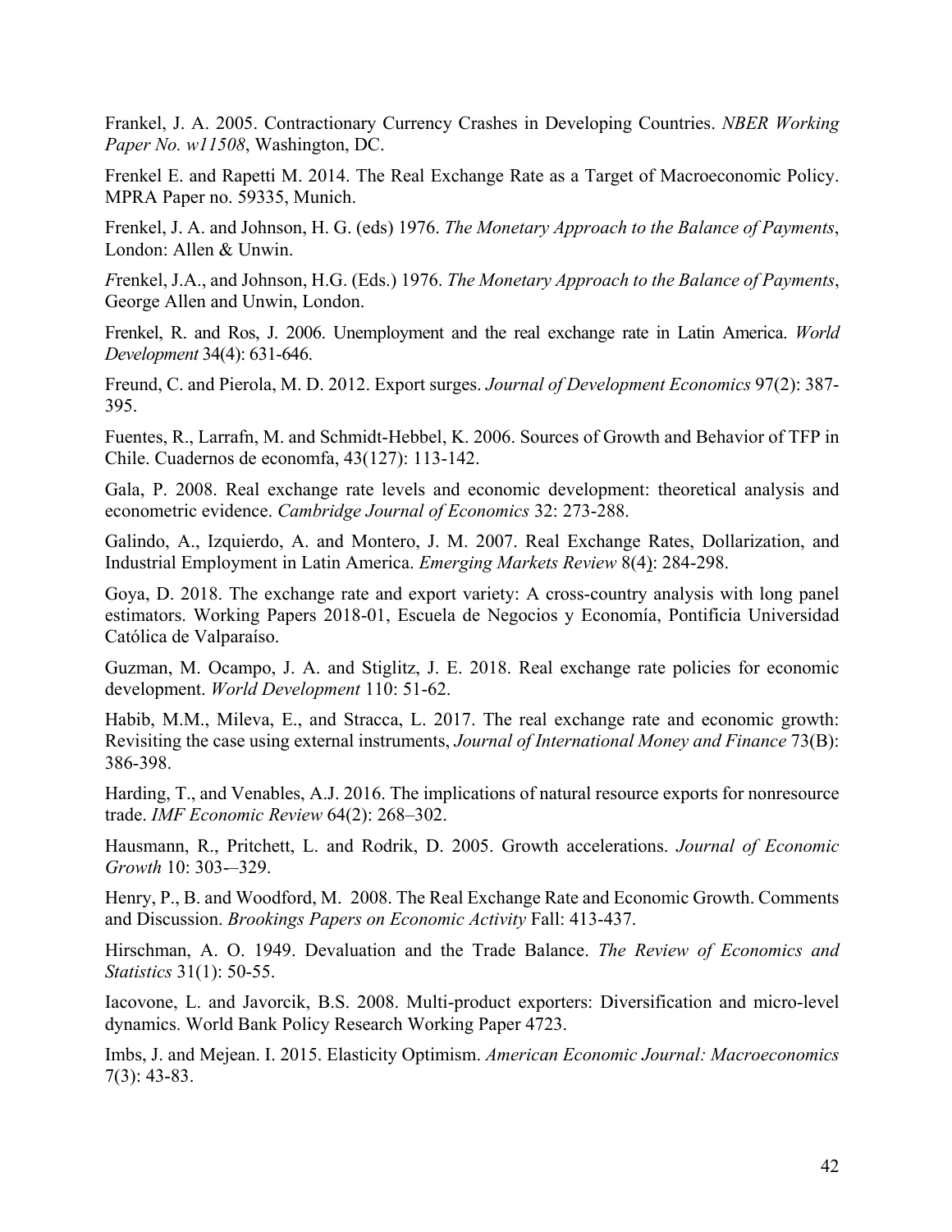Frankel, J. A. 2005. Contractionary Currency Crashes in Developing Countries. *NBER Working Paper No. w11508*, Washington, DC.

Frenkel E. and Rapetti M. 2014. The Real Exchange Rate as a Target of Macroeconomic Policy. MPRA Paper no. 59335, Munich.

Frenkel, J. A. and Johnson, H. G. (eds) 1976. *The Monetary Approach to the Balance of Payments*, London: Allen & Unwin.

*F*renkel, J.A., and Johnson, H.G. (Eds.) 1976. *The Monetary Approach to the Balance of Payments*, George Allen and Unwin, London.

Frenkel, R. and Ros, J. 2006. Unemployment and the real exchange rate in Latin America. *World Development* 34(4): 631-646.

Freund, C. and Pierola, M. D. 2012. Export surges. *Journal of Development Economics* 97(2): 387-395.

Fuentes, R., Larrafn, M. and Schmidt-Hebbel, K. 2006. Sources of Growth and Behavior of TFP in Chile. Cuadernos de economfa, 43(127): 113-142.

Gala, P. 2008. Real exchange rate levels and economic development: theoretical analysis and econometric evidence. *Cambridge Journal of Economics* 32: 273-288.

Galindo, A., Izquierdo, A. and Montero, J. M. 2007. Real Exchange Rates, Dollarization, and Industrial Employment in Latin America. *Emerging Markets Review* 8(4): 284-298.

Goya, D. 2018. The exchange rate and export variety: A cross-country analysis with long panel estimators. Working Papers 2018-01, Escuela de Negocios y Economía, Pontificia Universidad Católica de Valparaíso.

Guzman, M. Ocampo, J. A. and Stiglitz, J. E. 2018. Real exchange rate policies for economic development. *World Development* 110: 51-62.

Habib, M.M., Mileva, E., and Stracca, L. 2017. The real exchange rate and economic growth: Revisiting the case using external instruments, *Journal of International Money and Finance* 73(B): 386-398.

Harding, T., and Venables, A.J. 2016. The implications of natural resource exports for nonresource trade. *IMF Economic Review* 64(2): 268–302.

Hausmann, R., Pritchett, L. and Rodrik, D. 2005. Growth accelerations. *Journal of Economic Growth* 10: 303-–329.

Henry, P., B. and Woodford, M. 2008. The Real Exchange Rate and Economic Growth. Comments and Discussion. *Brookings Papers on Economic Activity* Fall: 413-437.

Hirschman, A. O. 1949. Devaluation and the Trade Balance. *The Review of Economics and Statistics* 31(1): 50-55.

Iacovone, L. and Javorcik, B.S. 2008. Multi-product exporters: Diversification and micro-level dynamics. World Bank Policy Research Working Paper 4723.

Imbs, J. and Mejean. I. 2015. Elasticity Optimism. *American Economic Journal: Macroeconomics* 7(3): 43-83.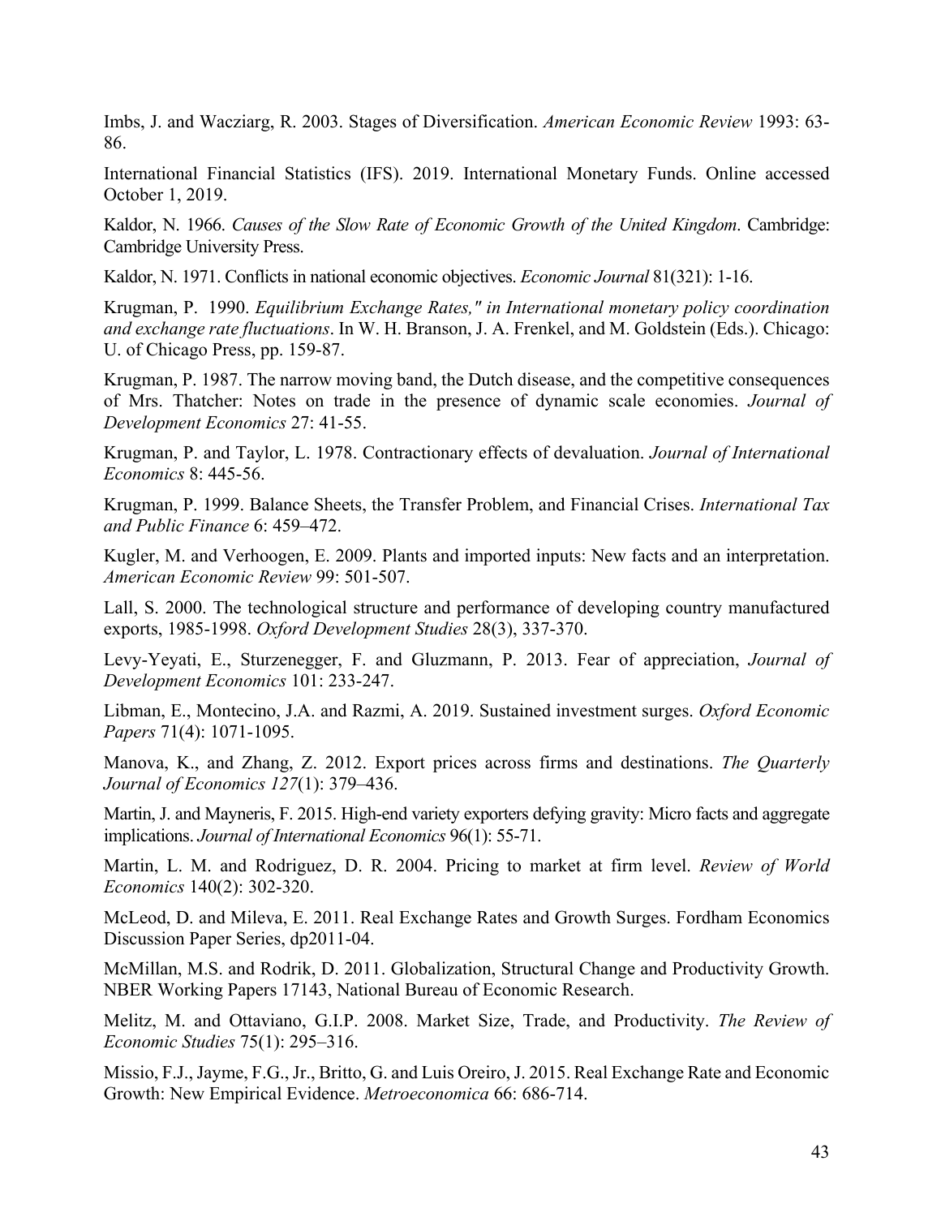Imbs, J. and Wacziarg, R. 2003. Stages of Diversification. *American Economic Review* 1993: 63-86.

International Financial Statistics (IFS). 2019. International Monetary Funds. Online accessed October 1, 2019.

Kaldor, N. 1966. *Causes of the Slow Rate of Economic Growth of the United Kingdom*. Cambridge: Cambridge University Press.

Kaldor, N. 1971. Conflicts in national economic objectives. *Economic Journal* 81(321): 1-16.

Krugman, P. 1990. *Equilibrium Exchange Rates," in International monetary policy coordination and exchange rate fluctuations*. In W. H. Branson, J. A. Frenkel, and M. Goldstein (Eds.). Chicago: U. of Chicago Press, pp. 159-87.

Krugman, P. 1987. The narrow moving band, the Dutch disease, and the competitive consequences of Mrs. Thatcher: Notes on trade in the presence of dynamic scale economies. *Journal of Development Economics* 27: 41-55.

Krugman, P. and Taylor, L. 1978. Contractionary effects of devaluation. *Journal of International Economics* 8: 445-56.

Krugman, P. 1999. Balance Sheets, the Transfer Problem, and Financial Crises. *International Tax and Public Finance* 6: 459–472.

Kugler, M. and Verhoogen, E. 2009. Plants and imported inputs: New facts and an interpretation. *American Economic Review* 99: 501-507.

Lall, S. 2000. The technological structure and performance of developing country manufactured exports, 1985-1998. *Oxford Development Studies* 28(3), 337-370.

Levy-Yeyati, E., Sturzenegger, F. and Gluzmann, P. 2013. Fear of appreciation, *Journal of Development Economics* 101: 233-247.

Libman, E., Montecino, J.A. and Razmi, A. 2019. Sustained investment surges. *Oxford Economic Papers* 71(4): 1071-1095.

Manova, K., and Zhang, Z. 2012. Export prices across firms and destinations. *The Quarterly Journal of Economics 127*(1): 379–436.

Martin, J. and Mayneris, F. 2015. High-end variety exporters defying gravity: Micro facts and aggregate implications. *Journal of International Economics* 96(1): 55-71.

Martin, L. M. and Rodriguez, D. R. 2004. Pricing to market at firm level. *Review of World Economics* 140(2): 302-320.

McLeod, D. and Mileva, E. 2011. Real Exchange Rates and Growth Surges. Fordham Economics Discussion Paper Series, dp2011-04.

McMillan, M.S. and Rodrik, D. 2011. Globalization, Structural Change and Productivity Growth. NBER Working Papers 17143, National Bureau of Economic Research.

Melitz, M. and Ottaviano, G.I.P. 2008. Market Size, Trade, and Productivity. *The Review of Economic Studies* 75(1): 295–316.

Missio, F.J., Jayme, F.G., Jr., Britto, G. and Luis Oreiro, J. 2015. Real Exchange Rate and Economic Growth: New Empirical Evidence. *Metroeconomica* 66: 686-714.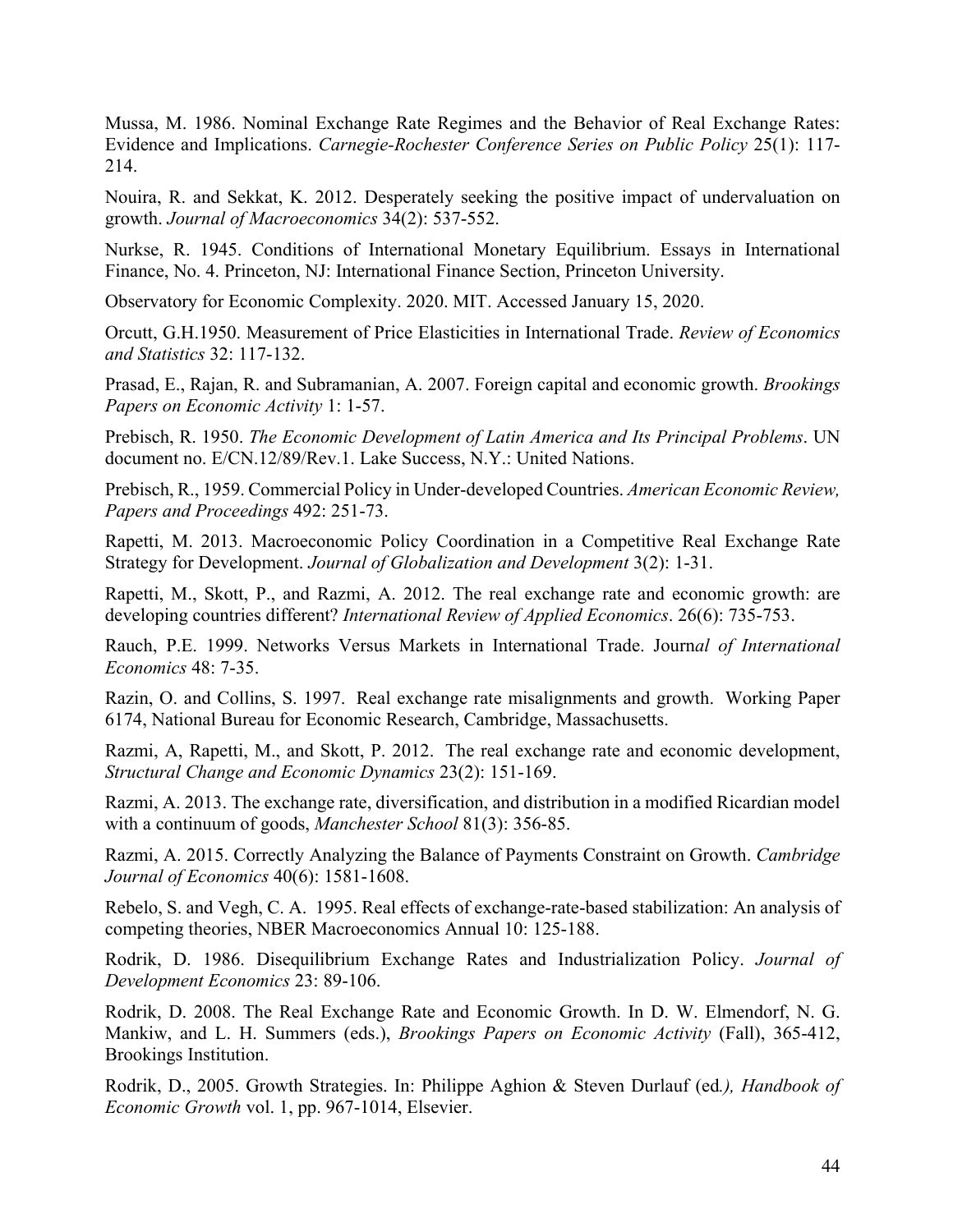Mussa, M. 1986. Nominal Exchange Rate Regimes and the Behavior of Real Exchange Rates: Evidence and Implications. *Carnegie-Rochester Conference Series on Public Policy* 25(1): 117-214.

Nouira, R. and Sekkat, K. 2012. Desperately seeking the positive impact of undervaluation on growth. *Journal of Macroeconomics* 34(2): 537-552.

Nurkse, R. 1945. Conditions of International Monetary Equilibrium. Essays in International Finance, No. 4. Princeton, NJ: International Finance Section, Princeton University.

Observatory for Economic Complexity. 2020. MIT. Accessed January 15, 2020.

Orcutt, G.H.1950. Measurement of Price Elasticities in International Trade. *Review of Economics and Statistics* 32: 117-132.

Prasad, E., Rajan, R. and Subramanian, A. 2007. Foreign capital and economic growth. *Brookings Papers on Economic Activity* 1: 1-57.

Prebisch, R. 1950. *The Economic Development of Latin America and Its Principal Problems*. UN document no. E/CN.12/89/Rev.1. Lake Success, N.Y.: United Nations.

Prebisch, R., 1959. Commercial Policy in Under-developed Countries. *American Economic Review, Papers and Proceedings* 492: 251-73.

Rapetti, M. 2013. Macroeconomic Policy Coordination in a Competitive Real Exchange Rate Strategy for Development. *Journal of Globalization and Development* 3(2): 1-31.

Rapetti, M., Skott, P., and Razmi, A. 2012. The real exchange rate and economic growth: are developing countries different? *International Review of Applied Economics*. 26(6): 735-753.

Rauch, P.E. 1999. Networks Versus Markets in International Trade. *Journal of International Economics* 48: 7-35.

Razin, O. and Collins, S. 1997. Real exchange rate misalignments and growth. Working Paper 6174, National Bureau for Economic Research, Cambridge, Massachusetts.

Razmi, A, Rapetti, M., and Skott, P. 2012. The real exchange rate and economic development, *Structural Change and Economic Dynamics* 23(2): 151-169.

Razmi, A. 2013. The exchange rate, diversification, and distribution in a modified Ricardian model with a continuum of goods, *Manchester School* 81(3): 356-85.

Razmi, A. 2015. Correctly Analyzing the Balance of Payments Constraint on Growth. *Cambridge Journal of Economics* 40(6): 1581-1608.

Rebelo, S. and Vegh, C. A. 1995. Real effects of exchange-rate-based stabilization: An analysis of competing theories, NBER Macroeconomics Annual 10: 125-188.

Rodrik, D. 1986. Disequilibrium Exchange Rates and Industrialization Policy. *Journal of Development Economics* 23: 89-106.

Rodrik, D. 2008. The Real Exchange Rate and Economic Growth. In D. W. Elmendorf, N. G. Mankiw, and L. H. Summers (eds.), *Brookings Papers on Economic Activity* (Fall), 365-412, Brookings Institution.

Rodrik, D., 2005. Growth Strategies. In: Philippe Aghion & Steven Durlauf (ed*.), Handbook of Economic Growth* vol. 1, pp. 967-1014, Elsevier.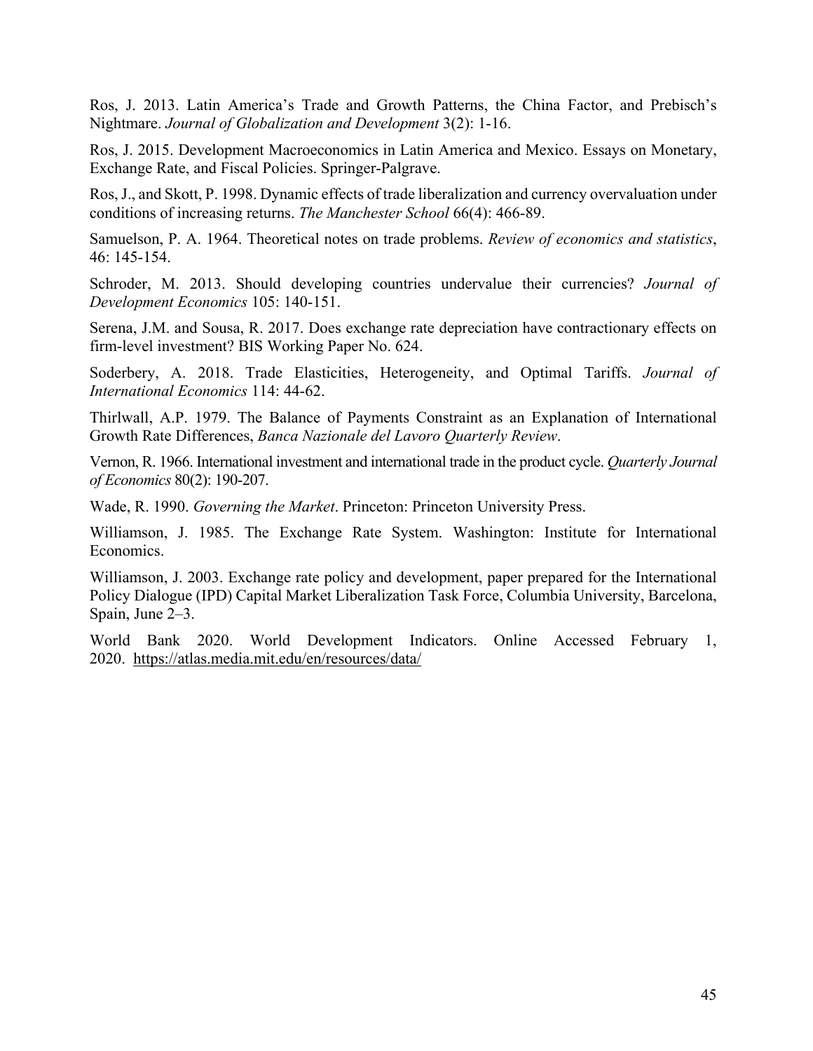Ros, J. 2013. Latin America's Trade and Growth Patterns, the China Factor, and Prebisch's Nightmare. *Journal of Globalization and Development* 3(2): 1-16.

Ros, J. 2015. Development Macroeconomics in Latin America and Mexico. Essays on Monetary, Exchange Rate, and Fiscal Policies. Springer-Palgrave.

Ros, J., and Skott, P. 1998. Dynamic effects of trade liberalization and currency overvaluation under conditions of increasing returns. *The Manchester School* 66(4): 466-89.

Samuelson, P. A. 1964. Theoretical notes on trade problems. *Review of economics and statistics*, 46: 145-154.

Schroder, M. 2013. Should developing countries undervalue their currencies? *Journal of Development Economics* 105: 140-151.

Serena, J.M. and Sousa, R. 2017. Does exchange rate depreciation have contractionary effects on firm-level investment? BIS Working Paper No. 624.

Soderbery, A. 2018. Trade Elasticities, Heterogeneity, and Optimal Tariffs. *Journal of International Economics* 114: 44-62.

Thirlwall, A.P. 1979. The Balance of Payments Constraint as an Explanation of International Growth Rate Differences, *Banca Nazionale del Lavoro Quarterly Review*.

Vernon, R. 1966. International investment and international trade in the product cycle. *Quarterly Journal of Economics* 80(2): 190-207.

Wade, R. 1990. *Governing the Market*. Princeton: Princeton University Press.

Williamson, J. 1985. The Exchange Rate System. Washington: Institute for International Economics.

Williamson, J. 2003. Exchange rate policy and development, paper prepared for the International Policy Dialogue (IPD) Capital Market Liberalization Task Force, Columbia University, Barcelona, Spain, June 2–3.

World Bank 2020. World Development Indicators. Online Accessed February 1, 2020. https://atlas.media.mit.edu/en/resources/data/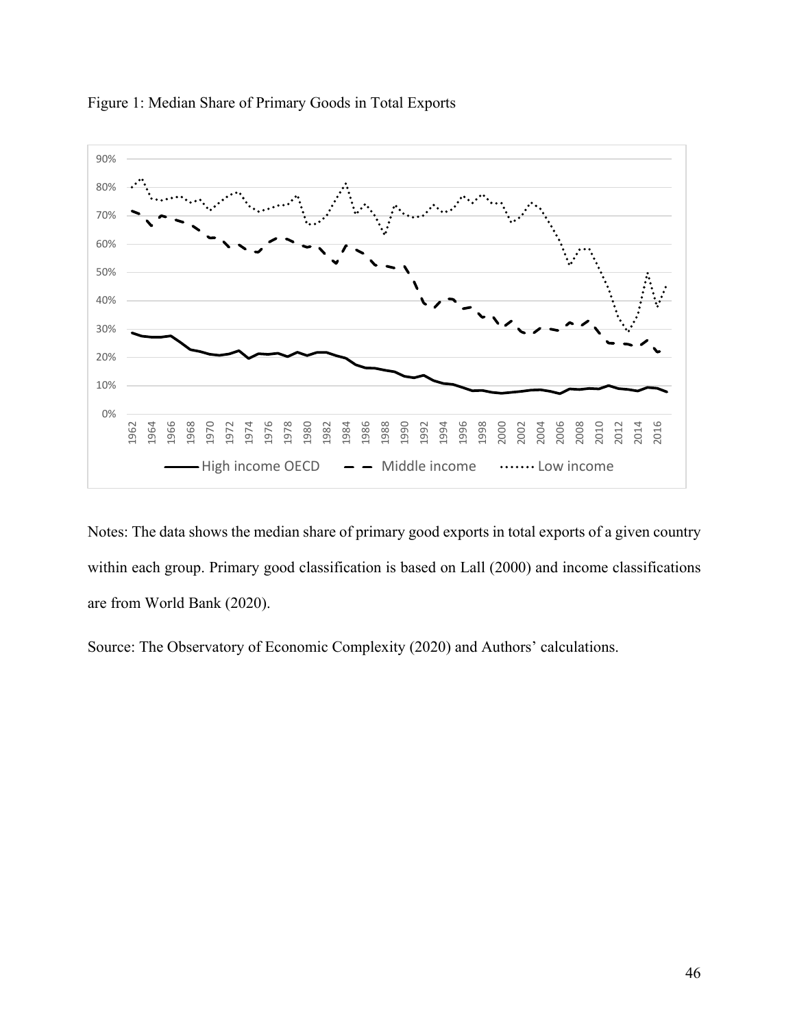Figure 1: Median Share of Primary Goods in Total Exports

Notes: The data shows the median share of primary good exports in total exports of a given country within each group. Primary good classification is based on Lall (2000) and income classifications are from World Bank (2020).

Source: The Observatory of Economic Complexity (2020) and Authors' calculations.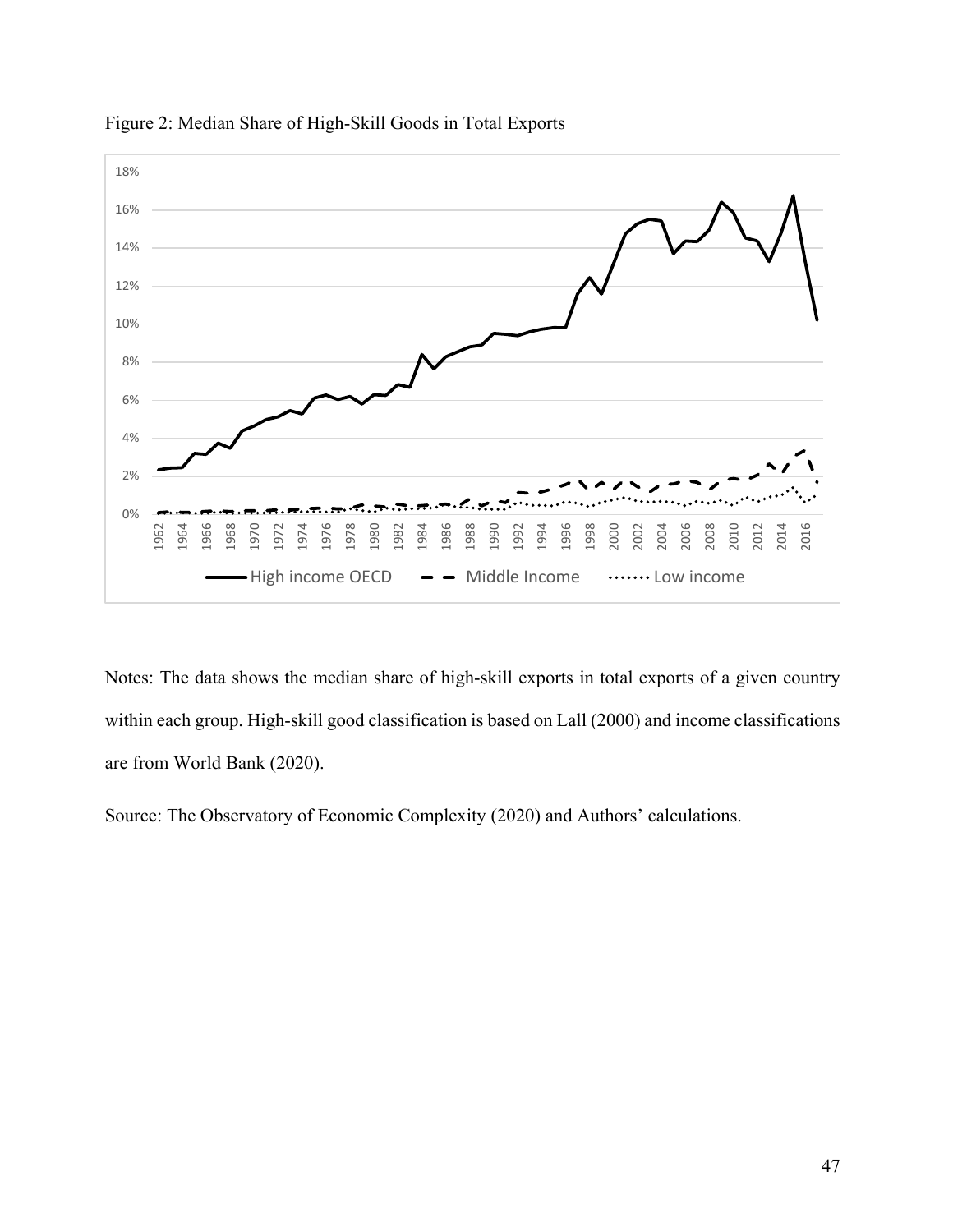Figure 2: Median Share of High-Skill Goods in Total Exports

Notes: The data shows the median share of high-skill exports in total exports of a given country within each group. High-skill good classification is based on Lall (2000) and income classifications are from World Bank (2020).

Source: The Observatory of Economic Complexity (2020) and Authors' calculations.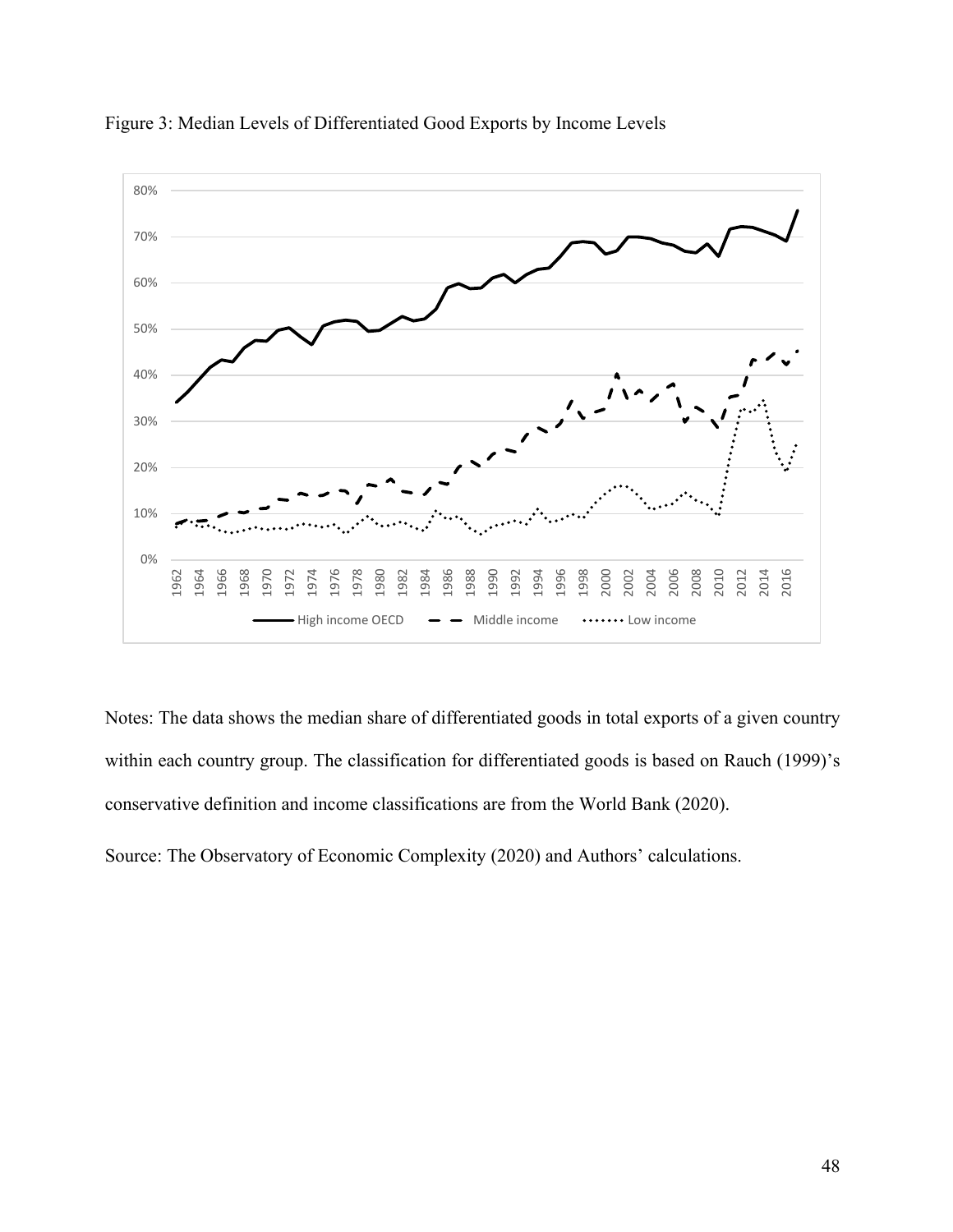Figure 3: Median Levels of Differentiated Good Exports by Income Levels

Notes: The data shows the median share of differentiated goods in total exports of a given country within each country group. The classification for differentiated goods is based on Rauch (1999)'s conservative definition and income classifications are from the World Bank (2020).

Source: The Observatory of Economic Complexity (2020) and Authors' calculations.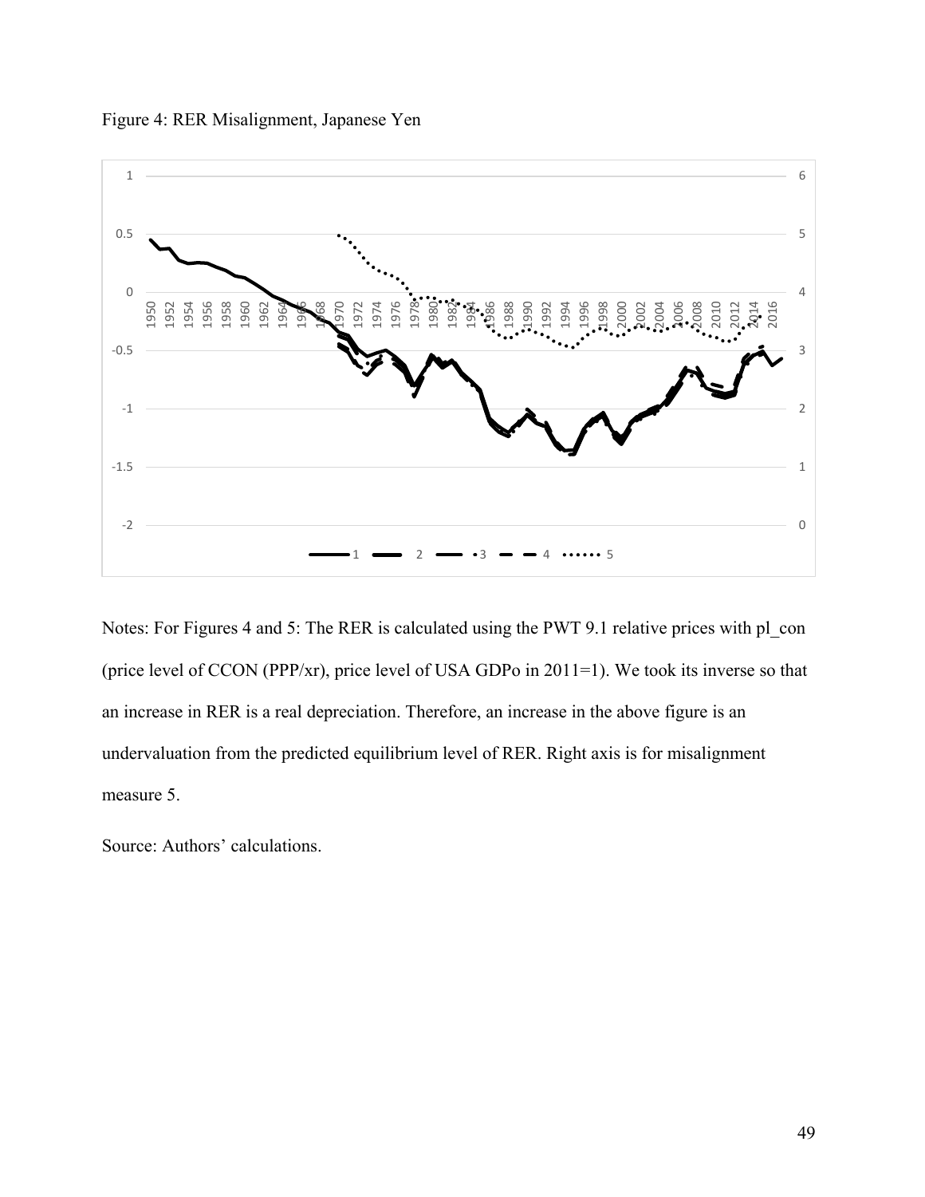Figure 4: RER Misalignment, Japanese Yen

Notes: For Figures 4 and 5: The RER is calculated using the PWT 9.1 relative prices with pl_con (price level of CCON (PPP/xr), price level of USA GDPo in 2011=1). We took its inverse so that an increase in RER is a real depreciation. Therefore, an increase in the above figure is an undervaluation from the predicted equilibrium level of RER. Right axis is for misalignment measure 5.

Source: Authors' calculations.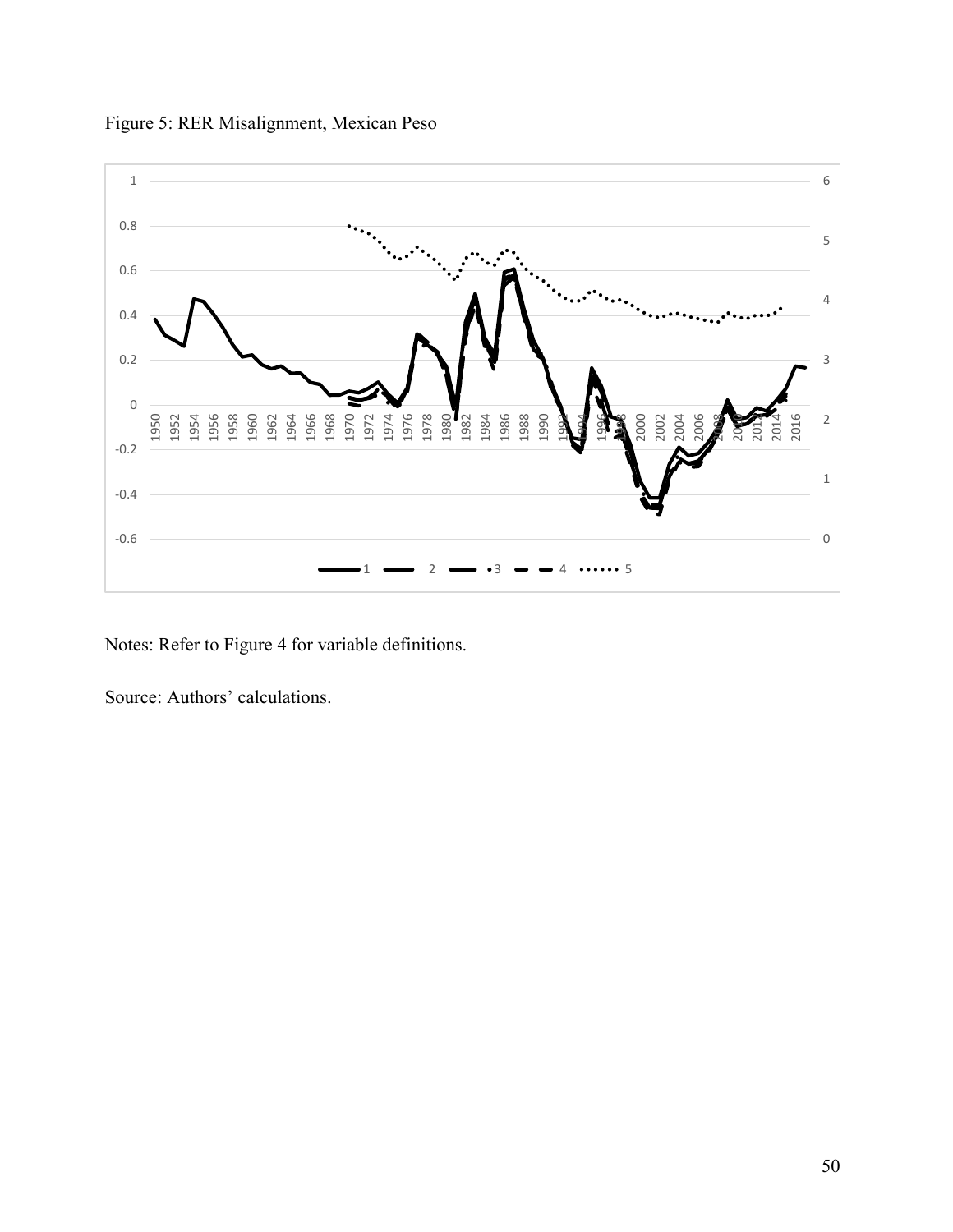Figure 5: RER Misalignment, Mexican Peso

Notes: Refer to Figure 4 for variable definitions.

Source: Authors' calculations.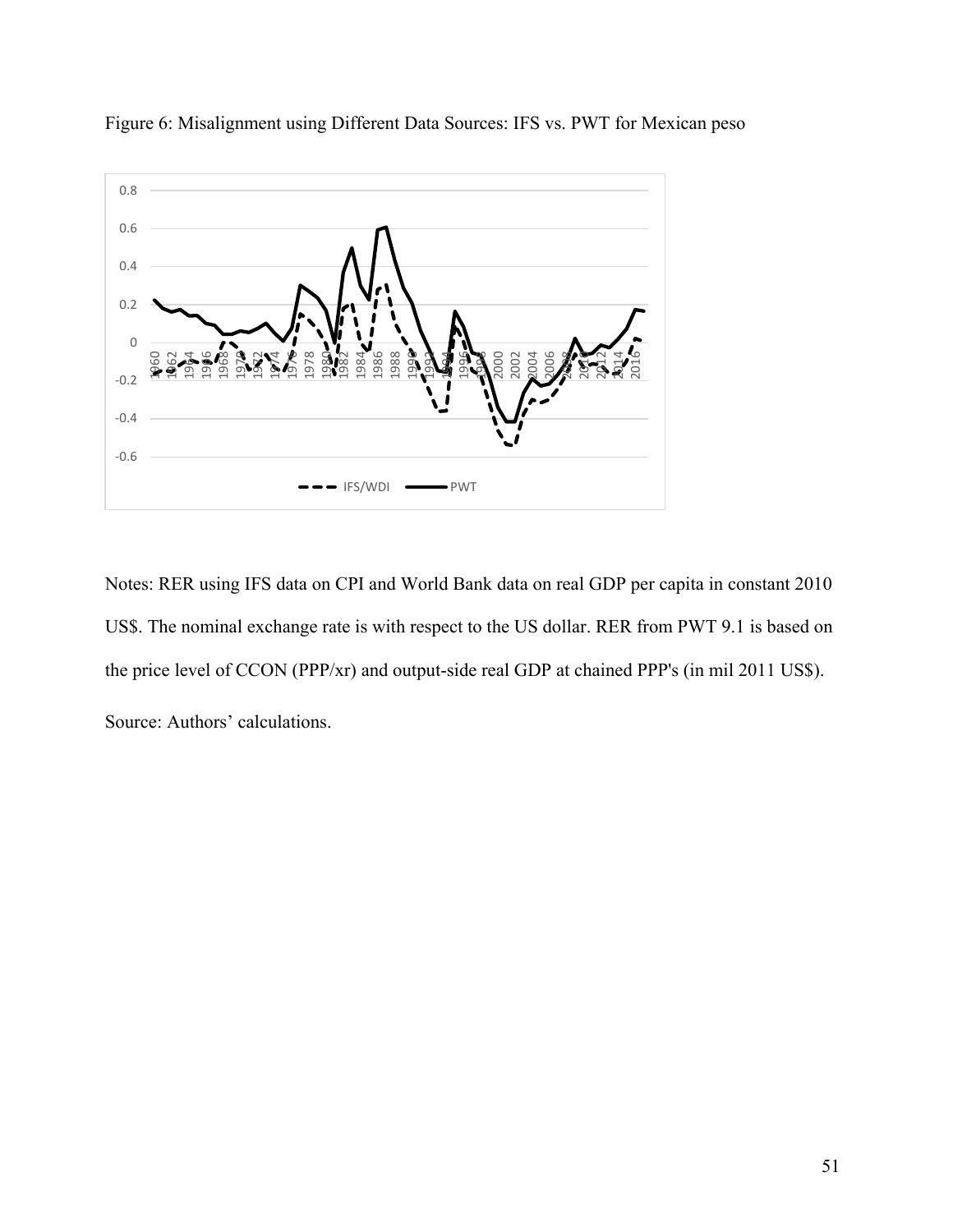Figure 6: Misalignment using Different Data Sources: IFS vs. PWT for Mexican peso

Notes: RER using IFS data on CPI and World Bank data on real GDP per capita in constant 2010 US$. The nominal exchange rate is with respect to the US dollar. RER from PWT 9.1 is based on the price level of CCON (PPP/xr) and output-side real GDP at chained PPP's (in mil 2011 US$).

Source: Authors' calculations.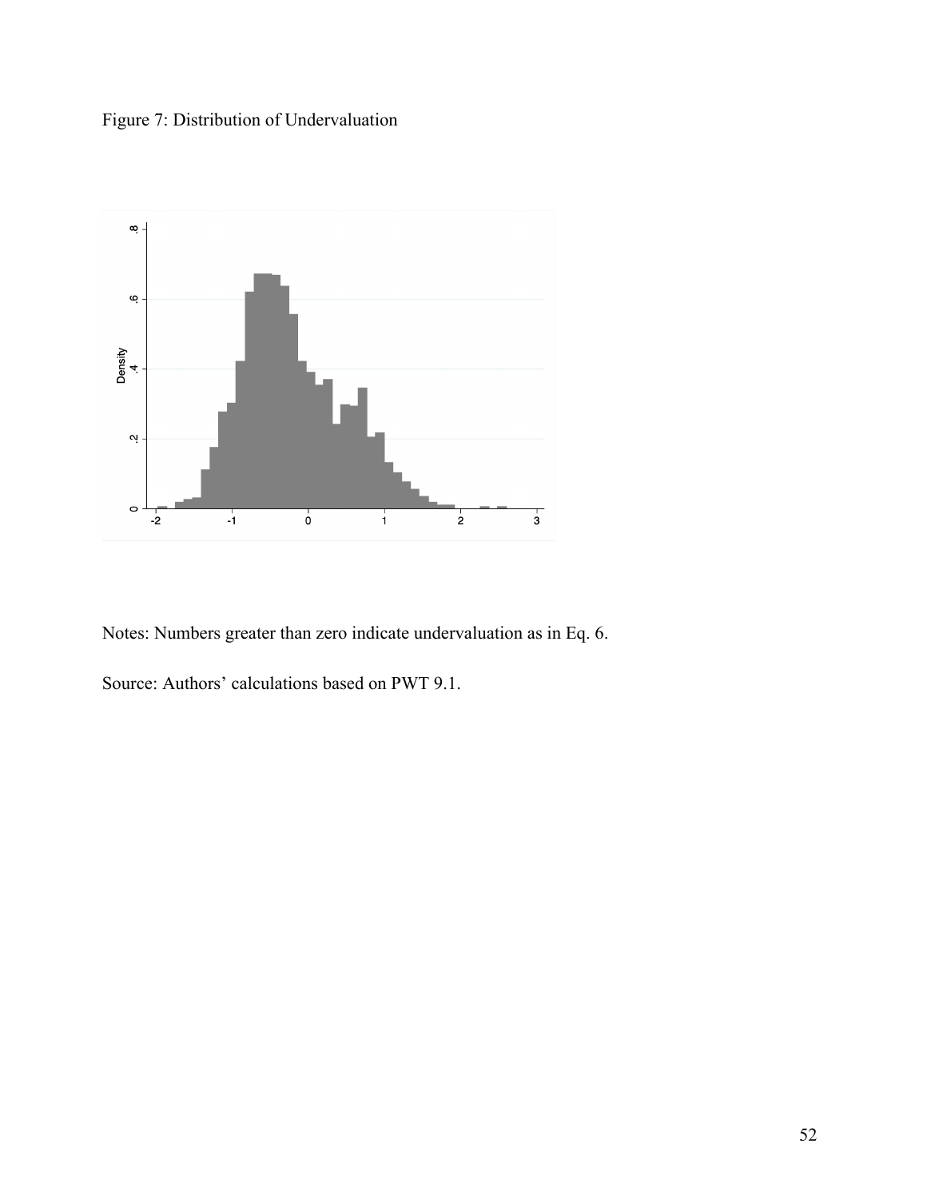Figure 7: Distribution of Undervaluation

Notes: Numbers greater than zero indicate undervaluation as in Eq. 6.

Source: Authors' calculations based on PWT 9.1.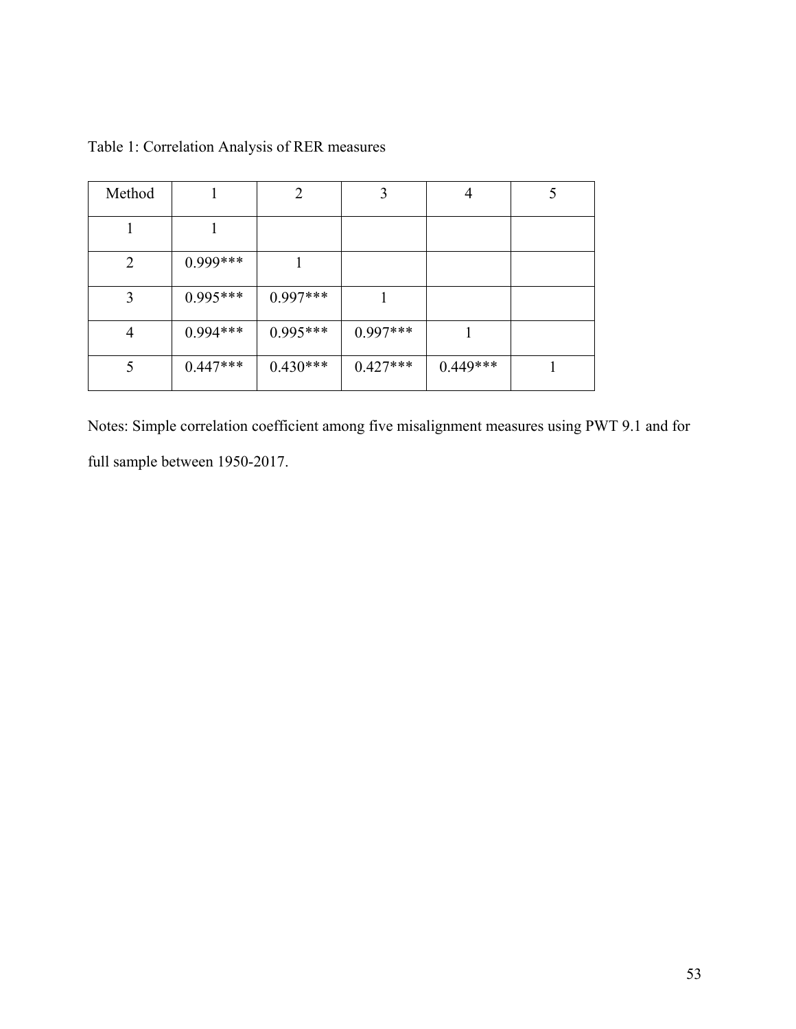Table 1: Correlation Analysis of RER measures

| Method | 1 | 2 | 3 | 4 | 5 |
| --- | --- | --- | --- | --- | --- |
| 1 | 1 | | | | |
| 2 | 0.999*** | 1 | | | |
| 3 | 0.995*** | 0.997*** | 1 | | |
| 4 | 0.994*** | 0.995*** | 0.997*** | 1 | |
| 5 | 0.447*** | 0.430*** | 0.427*** | 0.449*** | 1 |

Notes: Simple correlation coefficient among five misalignment measures using PWT 9.1 and for full sample between 1950-2017.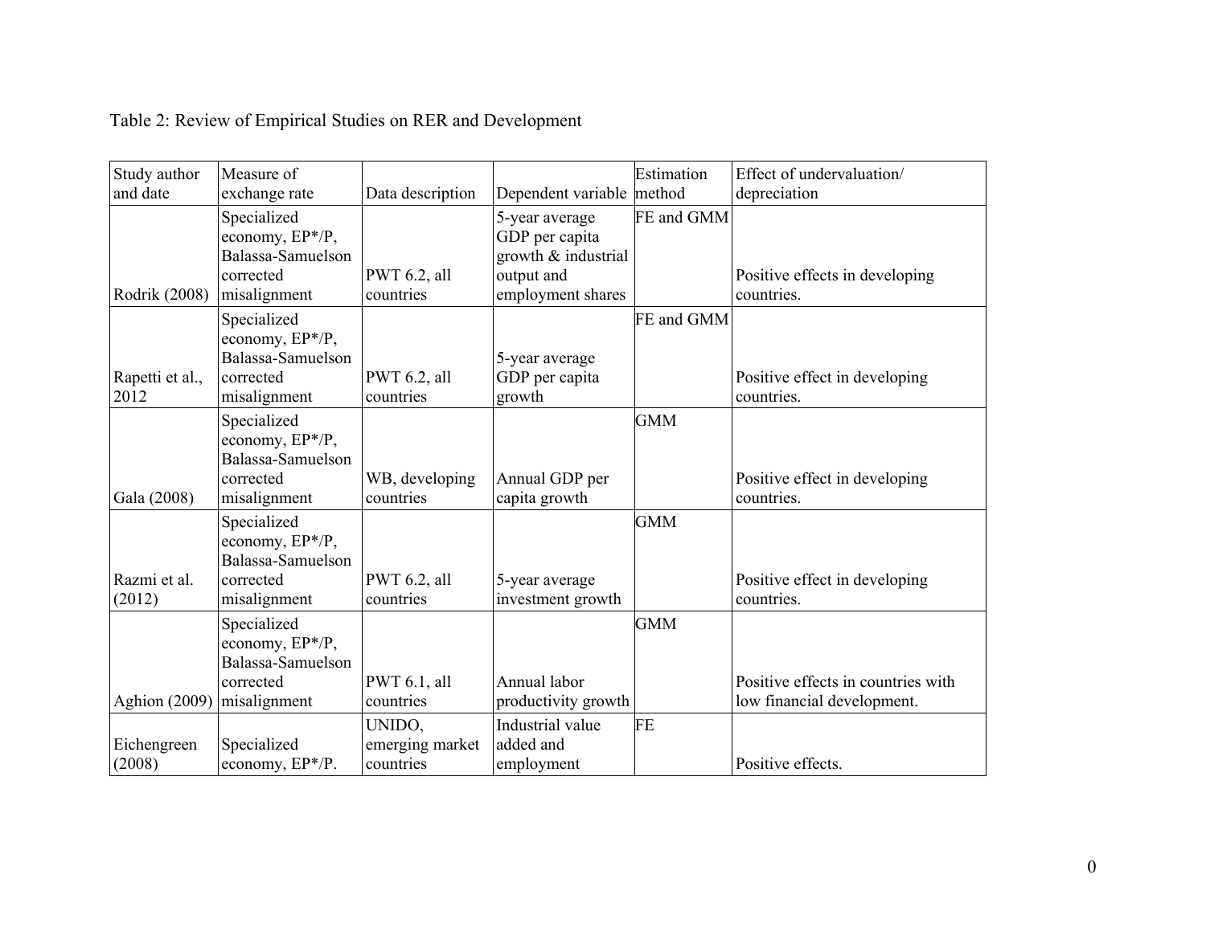Table 2: Review of Empirical Studies on RER and Development

| Study author and date | Measure of exchange rate | Data description | Dependent variable | Estimation method | Effect of undervaluation/ depreciation |
|---|---|---|---|---|---|
| Rodrik (2008) | Specialized economy, EP*/P, Balassa-Samuelson corrected misalignment | PWT 6.2, all countries | 5-year average GDP per capita growth & industrial output and employment shares | FE and GMM | Positive effects in developing countries. |
| Rapetti et al., 2012 | Specialized economy, EP*/P, Balassa-Samuelson corrected misalignment | PWT 6.2, all countries | 5-year average GDP per capita growth | FE and GMM | Positive effect in developing countries. |
| Gala (2008) | Specialized economy, EP*/P, Balassa-Samuelson corrected misalignment | WB, developing countries | Annual GDP per capita growth | GMM | Positive effect in developing countries. |
| Razmi et al. (2012) | Specialized economy, EP*/P, Balassa-Samuelson corrected misalignment | PWT 6.2, all countries | 5-year average investment growth | GMM | Positive effect in developing countries. |
| Aghion (2009) | Specialized economy, EP*/P, Balassa-Samuelson corrected misalignment | PWT 6.1, all countries | Annual labor productivity growth | GMM | Positive effects in countries with low financial development. |
| Eichengreen (2008) | Specialized economy, EP*/P. | UNIDO, emerging market countries | Industrial value added and employment | FE | Positive effects. |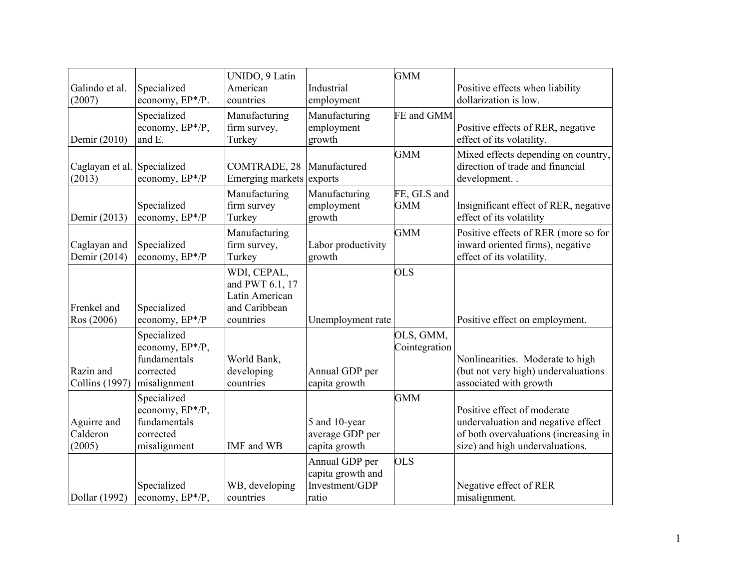| Galindo et al. (2007) | Specialized economy, EP*/P. | UNIDO, 9 Latin American countries | Industrial employment | GMM | Positive effects when liability dollarization is low. |
|---|---|---|---|---|---|
| Demir (2010) | Specialized economy, EP*/P, and E. | Manufacturing firm survey, Turkey | Manufacturing employment growth | FE and GMM | Positive effects of RER, negative effect of its volatility. |
| Caglayan et al. (2013) | Specialized economy, EP*/P | COMTRADE, 28 Emerging markets | Manufactured exports | GMM | Mixed effects depending on country, direction of trade and financial development. . |
| Demir (2013) | Specialized economy, EP*/P | Manufacturing firm survey Turkey | Manufacturing employment growth | FE, GLS and GMM | Insignificant effect of RER, negative effect of its volatility |
| Caglayan and Demir (2014) | Specialized economy, EP*/P | Manufacturing firm survey, Turkey | Labor productivity growth | GMM | Positive effects of RER (more so for inward oriented firms), negative effect of its volatility. |
| Frenkel and Ros (2006) | Specialized economy, EP*/P | WDI, CEPAL, and PWT 6.1, 17 Latin American and Caribbean countries | Unemployment rate | OLS | Positive effect on employment. |
| Razin and Collins (1997) | Specialized economy, EP*/P, fundamentals corrected misalignment | World Bank, developing countries | Annual GDP per capita growth | OLS, GMM, Cointegration | Nonlinearities. Moderate to high (but not very high) undervaluations associated with growth |
| Aguirre and Calderon (2005) | Specialized economy, EP*/P, fundamentals corrected misalignment | IMF and WB | 5 and 10-year average GDP per capita growth | GMM | Positive effect of moderate undervaluation and negative effect of both overvaluations (increasing in size) and high undervaluations. |
| Dollar (1992) | Specialized economy, EP*/P, | WB, developing countries | Annual GDP per capita growth and Investment/GDP ratio | OLS | Negative effect of RER misalignment. |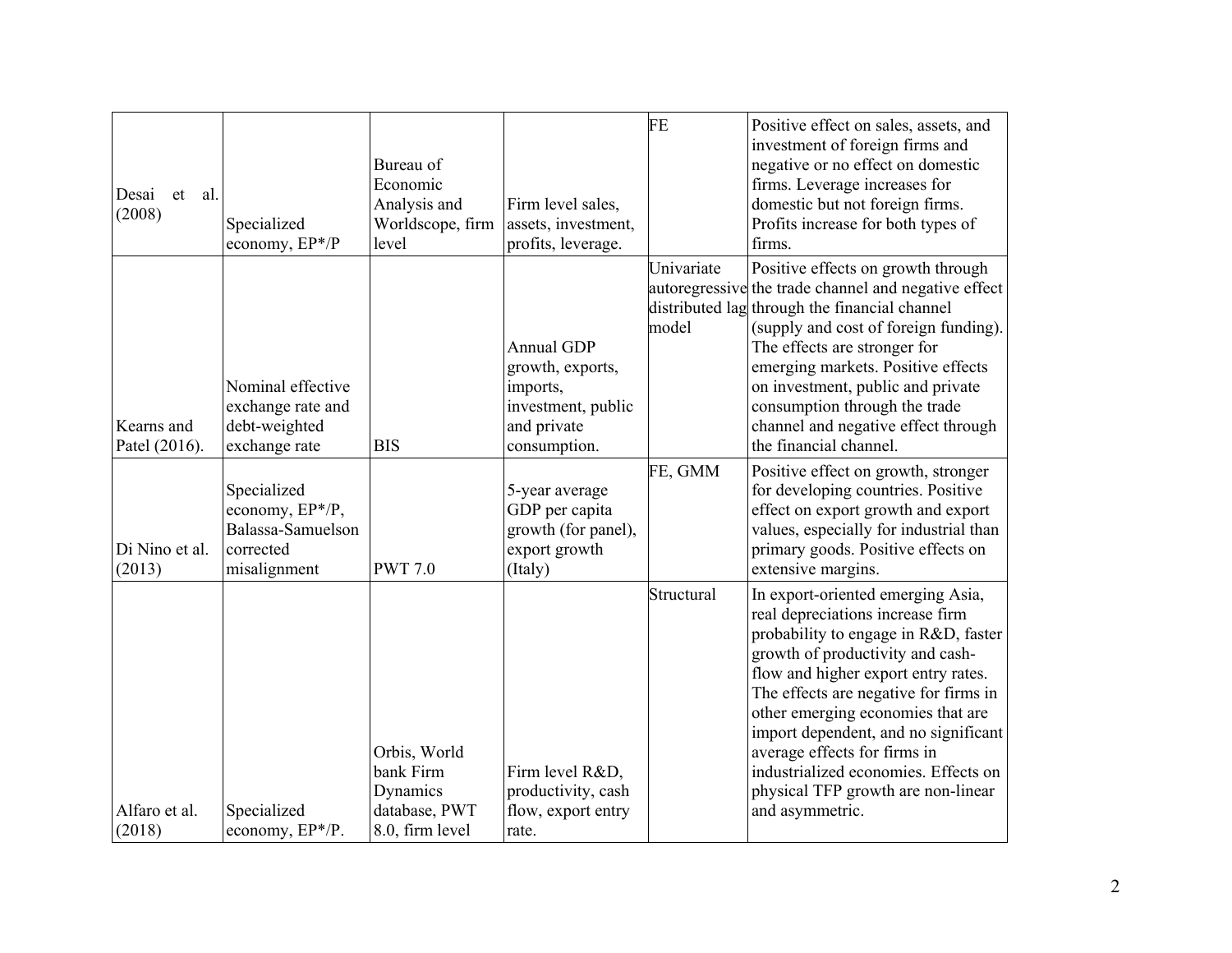| | | | | | |
|---|---|---|---|---|---|
| Desai et al. (2008) | Specialized economy, EP*/P | Bureau of Economic Analysis and Worldscope, firm level | Firm level sales, assets, investment, profits, leverage. | FE | Positive effect on sales, assets, and investment of foreign firms and negative or no effect on domestic firms. Leverage increases for domestic but not foreign firms. Profits increase for both types of firms. |
| Kearns and Patel (2016). | Nominal effective exchange rate and debt-weighted exchange rate | BIS | Annual GDP growth, exports, imports, investment, public and private consumption. | Univariate autoregressive distributed lag model | Positive effects on growth through the trade channel and negative effect through the financial channel (supply and cost of foreign funding). The effects are stronger for emerging markets. Positive effects on investment, public and private consumption through the trade channel and negative effect through the financial channel. |
| Di Nino et al. (2013) | Specialized economy, EP*/P, Balassa-Samuelson corrected misalignment | PWT 7.0 | 5-year average GDP per capita growth (for panel), export growth (Italy) | FE, GMM | Positive effect on growth, stronger for developing countries. Positive effect on export growth and export values, especially for industrial than primary goods. Positive effects on extensive margins. |
| Alfaro et al. (2018) | Specialized economy, EP*/P. | Orbis, World bank Firm Dynamics database, PWT 8.0, firm level | Firm level R&D, productivity, cash flow, export entry rate. | Structural | In export-oriented emerging Asia, real depreciations increase firm probability to engage in R&D, faster growth of productivity and cash-flow and higher export entry rates. The effects are negative for firms in other emerging economies that are import dependent, and no significant average effects for firms in industrialized economies. Effects on physical TFP growth are non-linear and asymmetric. |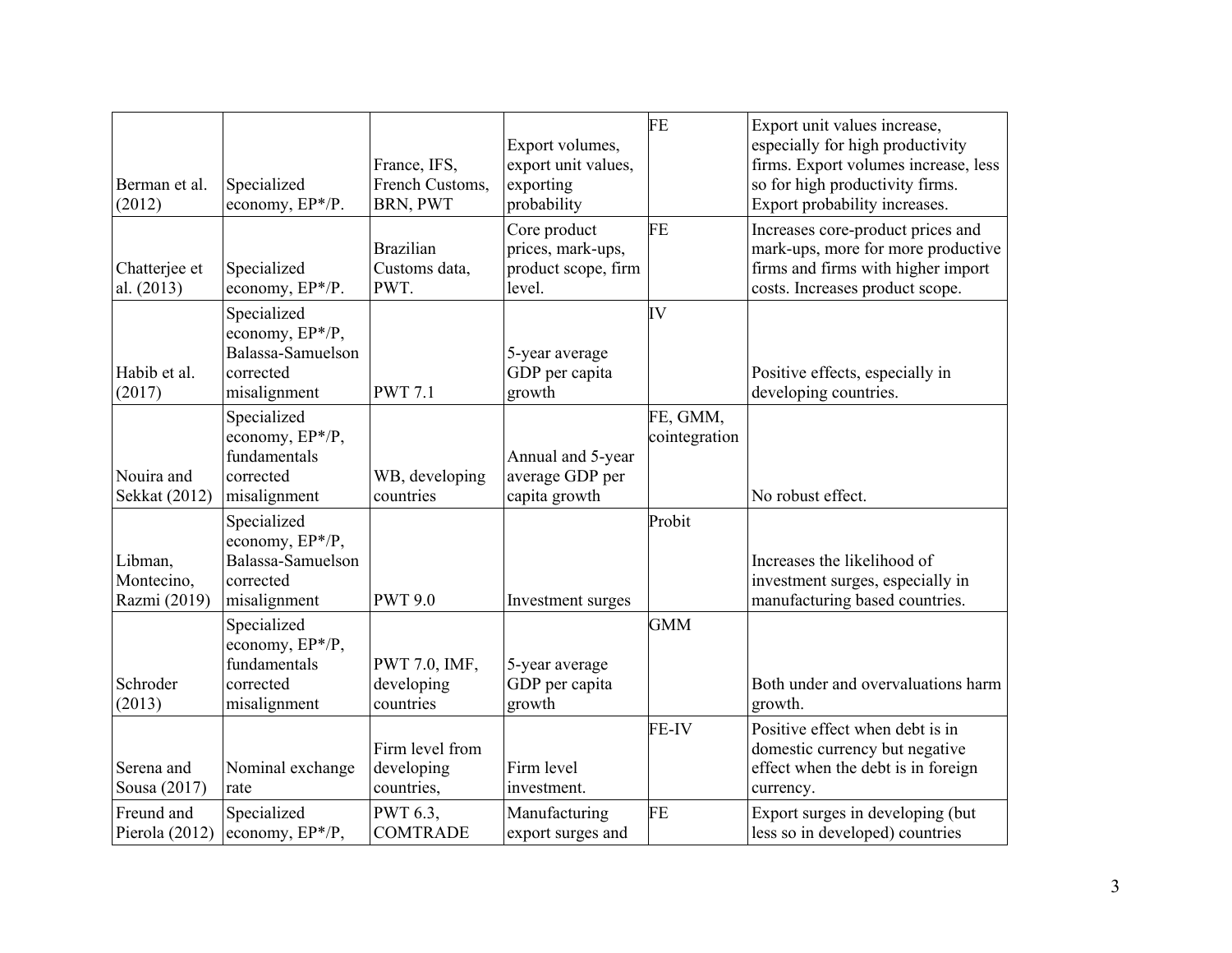| | | | | | |
|---|---|---|---|---|---|
| Berman et al. (2012) | Specialized economy, EP*/P. | France, IFS, French Customs, BRN, PWT | Export volumes, export unit values, exporting probability | FE | Export unit values increase, especially for high productivity firms. Export volumes increase, less so for high productivity firms. Export probability increases. |
| Chatterjee et al. (2013) | Specialized economy, EP*/P. | Brazilian Customs data, PWT. | Core product prices, mark-ups, product scope, firm level. | FE | Increases core-product prices and mark-ups, more for more productive firms and firms with higher import costs. Increases product scope. |
| Habib et al. (2017) | Specialized economy, EP*/P, Balassa-Samuelson corrected misalignment | PWT 7.1 | 5-year average GDP per capita growth | IV | Positive effects, especially in developing countries. |
| Nouira and Sekkat (2012) | Specialized economy, EP*/P, fundamentals corrected misalignment | WB, developing countries | Annual and 5-year average GDP per capita growth | FE, GMM, cointegration | No robust effect. |
| Libman, Montecino, Razmi (2019) | Specialized economy, EP*/P, Balassa-Samuelson corrected misalignment | PWT 9.0 | Investment surges | Probit | Increases the likelihood of investment surges, especially in manufacturing based countries. |
| Schroder (2013) | Specialized economy, EP*/P, fundamentals corrected misalignment | PWT 7.0, IMF, developing countries | 5-year average GDP per capita growth | GMM | Both under and overvaluations harm growth. |
| Serena and Sousa (2017) | Nominal exchange rate | Firm level from developing countries, | Firm level investment. | FE-IV | Positive effect when debt is in domestic currency but negative effect when the debt is in foreign currency. |
| Freund and Pierola (2012) | Specialized economy, EP*/P, | PWT 6.3, COMTRADE | Manufacturing export surges and | FE | Export surges in developing (but less so in developed) countries |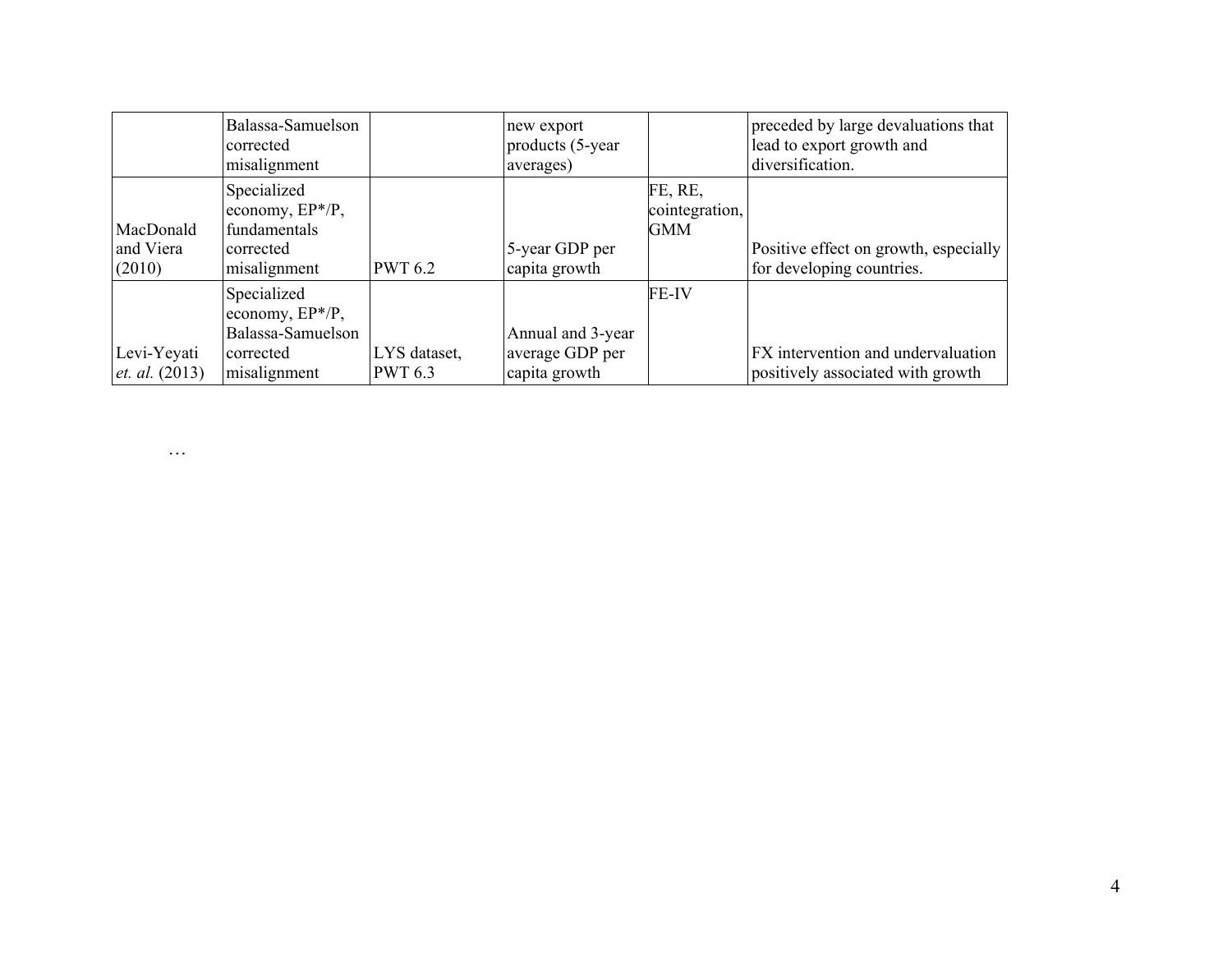| | | | | | |
|---|---|---|---|---|---|
| | Balassa-Samuelson corrected misalignment | | new export products (5-year averages) | | preceded by large devaluations that lead to export growth and diversification. |
| MacDonald and Viera (2010) | Specialized economy, EP*/P, fundamentals corrected misalignment | PWT 6.2 | 5-year GDP per capita growth | FE, RE, cointegration, GMM | Positive effect on growth, especially for developing countries. |
| Levi-Yeyati *et. al.* (2013) | Specialized economy, EP*/P, Balassa-Samuelson corrected misalignment | LYS dataset, PWT 6.3 | Annual and 3-year average GDP per capita growth | FE-IV | FX intervention and undervaluation positively associated with growth |

…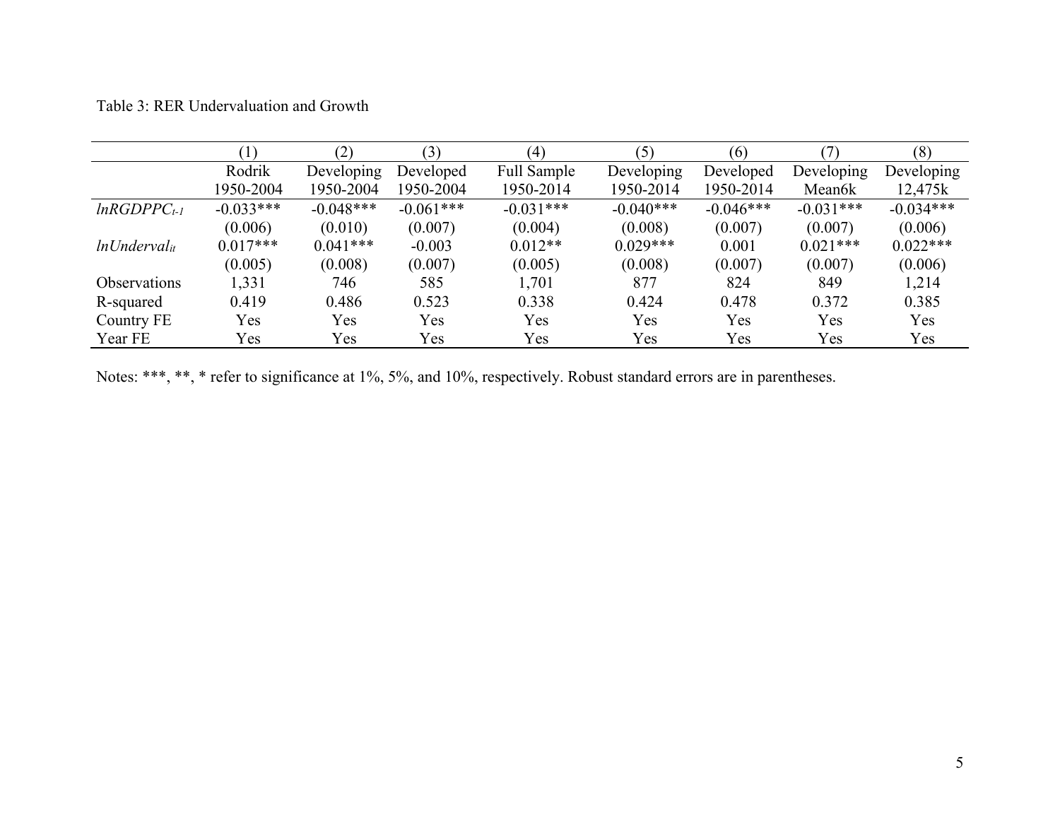Table 3: RER Undervaluation and Growth

| | (1) | (2) | (3) | (4) | (5) | (6) | (7) | (8) |
|---|---|---|---|---|---|---|---|---|
| | Rodrik 1950-2004 | Developing 1950-2004 | Developed 1950-2004 | Full Sample 1950-2014 | Developing 1950-2014 | Developed 1950-2014 | Developing Mean6k | Developing 12,475k |
| $lnRGDPPC_{t-1}$ | -0.033*** | -0.048*** | -0.061*** | -0.031*** | -0.040*** | -0.046*** | -0.031*** | -0.034*** |
| | (0.006) | (0.010) | (0.007) | (0.004) | (0.008) | (0.007) | (0.007) | (0.006) |
| $lnUnderval_{it}$ | 0.017*** | 0.041*** | -0.003 | 0.012** | 0.029*** | 0.001 | 0.021*** | 0.022*** |
| | (0.005) | (0.008) | (0.007) | (0.005) | (0.008) | (0.007) | (0.007) | (0.006) |
| Observations | 1,331 | 746 | 585 | 1,701 | 877 | 824 | 849 | 1,214 |
| R-squared | 0.419 | 0.486 | 0.523 | 0.338 | 0.424 | 0.478 | 0.372 | 0.385 |
| Country FE | Yes | Yes | Yes | Yes | Yes | Yes | Yes | Yes |
| Year FE | Yes | Yes | Yes | Yes | Yes | Yes | Yes | Yes |

Notes: ***, **, * refer to significance at 1%, 5%, and 10%, respectively. Robust standard errors are in parentheses.